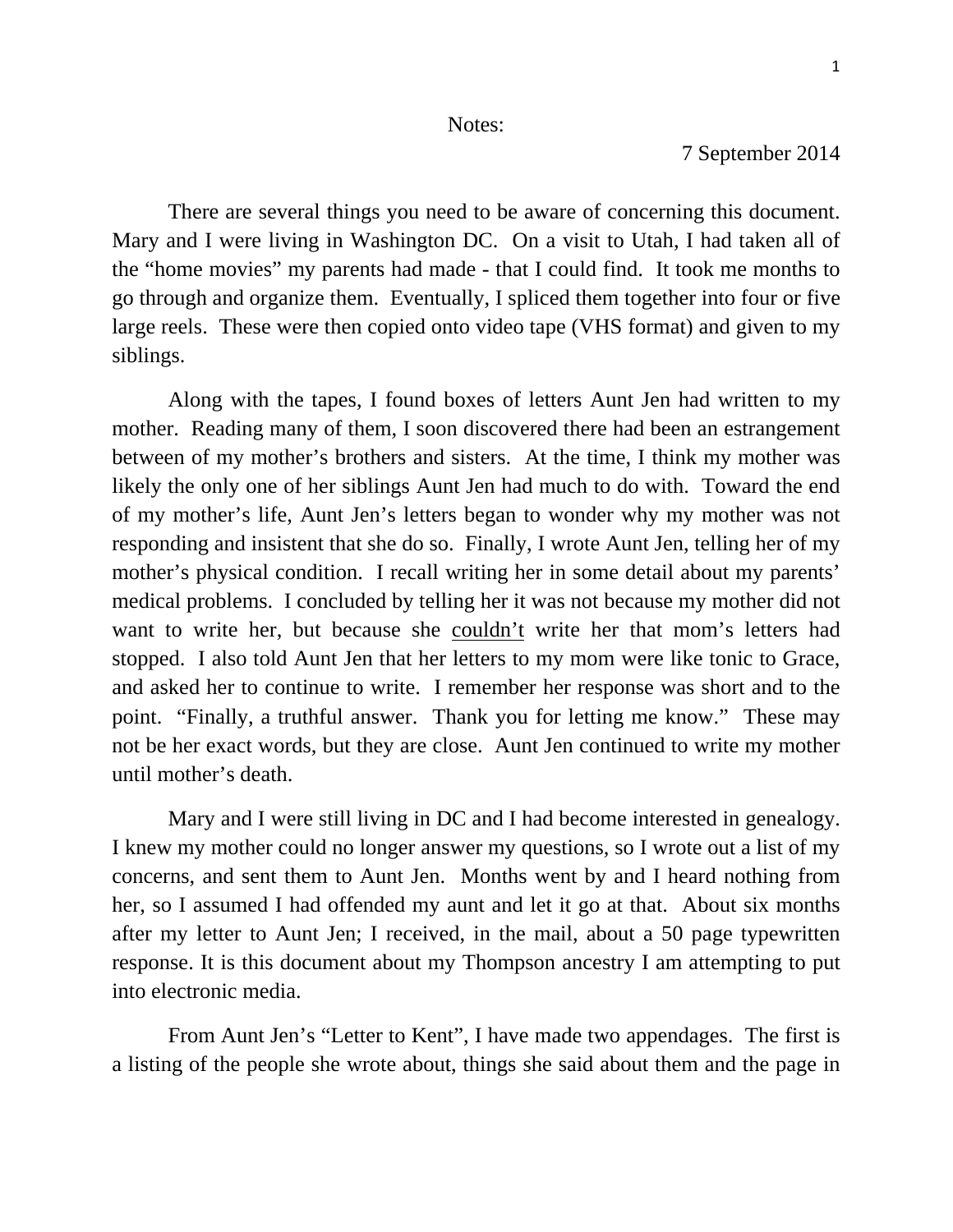Notes:

7 September 2014

There are several things you need to be aware of concerning this document. Mary and I were living in Washington DC. On a visit to Utah, I had taken all of the "home movies" my parents had made - that I could find. It took me months to go through and organize them. Eventually, I spliced them together into four or five large reels. These were then copied onto video tape (VHS format) and given to my siblings.

Along with the tapes, I found boxes of letters Aunt Jen had written to my mother. Reading many of them, I soon discovered there had been an estrangement between of my mother's brothers and sisters. At the time, I think my mother was likely the only one of her siblings Aunt Jen had much to do with. Toward the end of my mother's life, Aunt Jen's letters began to wonder why my mother was not responding and insistent that she do so. Finally, I wrote Aunt Jen, telling her of my mother's physical condition. I recall writing her in some detail about my parents' medical problems. I concluded by telling her it was not because my mother did not want to write her, but because she <u>couldn't</u> write her that mom's letters had stopped. I also told Aunt Jen that her letters to my mom were like tonic to Grace, and asked her to continue to write. I remember her response was short and to the point. "Finally, a truthful answer. Thank you for letting me know." These may not be her exact words, but they are close. Aunt Jen continued to write my mother until mother's death.

Mary and I were still living in DC and I had become interested in genealogy. I knew my mother could no longer answer my questions, so I wrote out a list of my concerns, and sent them to Aunt Jen. Months went by and I heard nothing from her, so I assumed I had offended my aunt and let it go at that. About six months after my letter to Aunt Jen; I received, in the mail, about a 50 page typewritten response. It is this document about my Thompson ancestry I am attempting to put into electronic media.

From Aunt Jen's "Letter to Kent", I have made two appendages. The first is a listing of the people she wrote about, things she said about them and the page in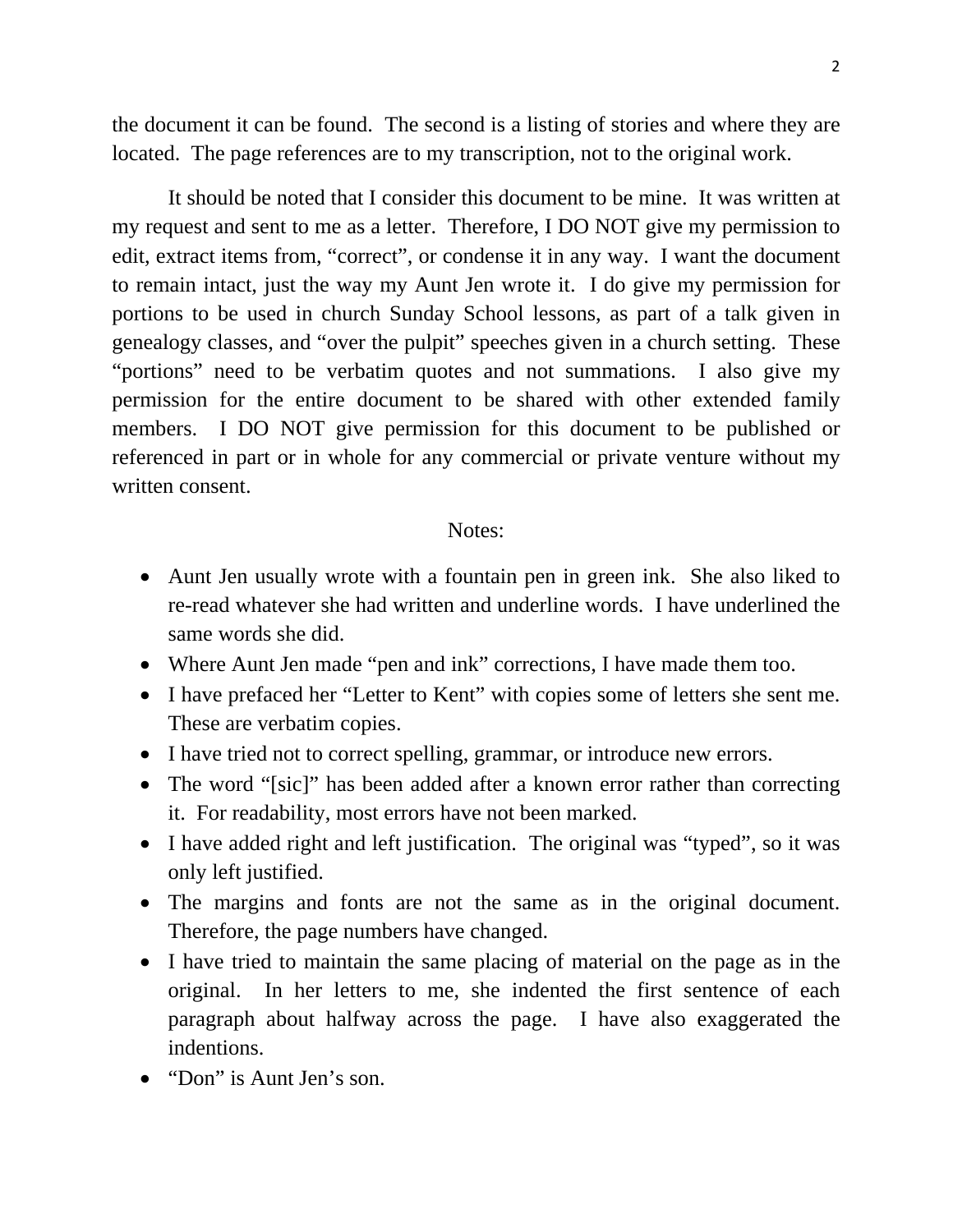the document it can be found. The second is a listing of stories and where they are located. The page references are to my transcription, not to the original work.

It should be noted that I consider this document to be mine. It was written at my request and sent to me as a letter. Therefore, I DO NOT give my permission to edit, extract items from, "correct", or condense it in any way. I want the document to remain intact, just the way my Aunt Jen wrote it. I do give my permission for portions to be used in church Sunday School lessons, as part of a talk given in genealogy classes, and "over the pulpit" speeches given in a church setting. These "portions" need to be verbatim quotes and not summations. I also give my permission for the entire document to be shared with other extended family members. I DO NOT give permission for this document to be published or referenced in part or in whole for any commercial or private venture without my written consent.

Notes:

- Aunt Jen usually wrote with a fountain pen in green ink. She also liked to re-read whatever she had written and underline words. I have underlined the same words she did.
- Where Aunt Jen made "pen and ink" corrections, I have made them too.
- I have prefaced her "Letter to Kent" with copies some of letters she sent me. These are verbatim copies.
- I have tried not to correct spelling, grammar, or introduce new errors.
- The word "[sic]" has been added after a known error rather than correcting it. For readability, most errors have not been marked.
- I have added right and left justification. The original was "typed", so it was only left justified.
- The margins and fonts are not the same as in the original document. Therefore, the page numbers have changed.
- I have tried to maintain the same placing of material on the page as in the original. In her letters to me, she indented the first sentence of each paragraph about halfway across the page. I have also exaggerated the indentions.
- "Don" is Aunt Jen's son.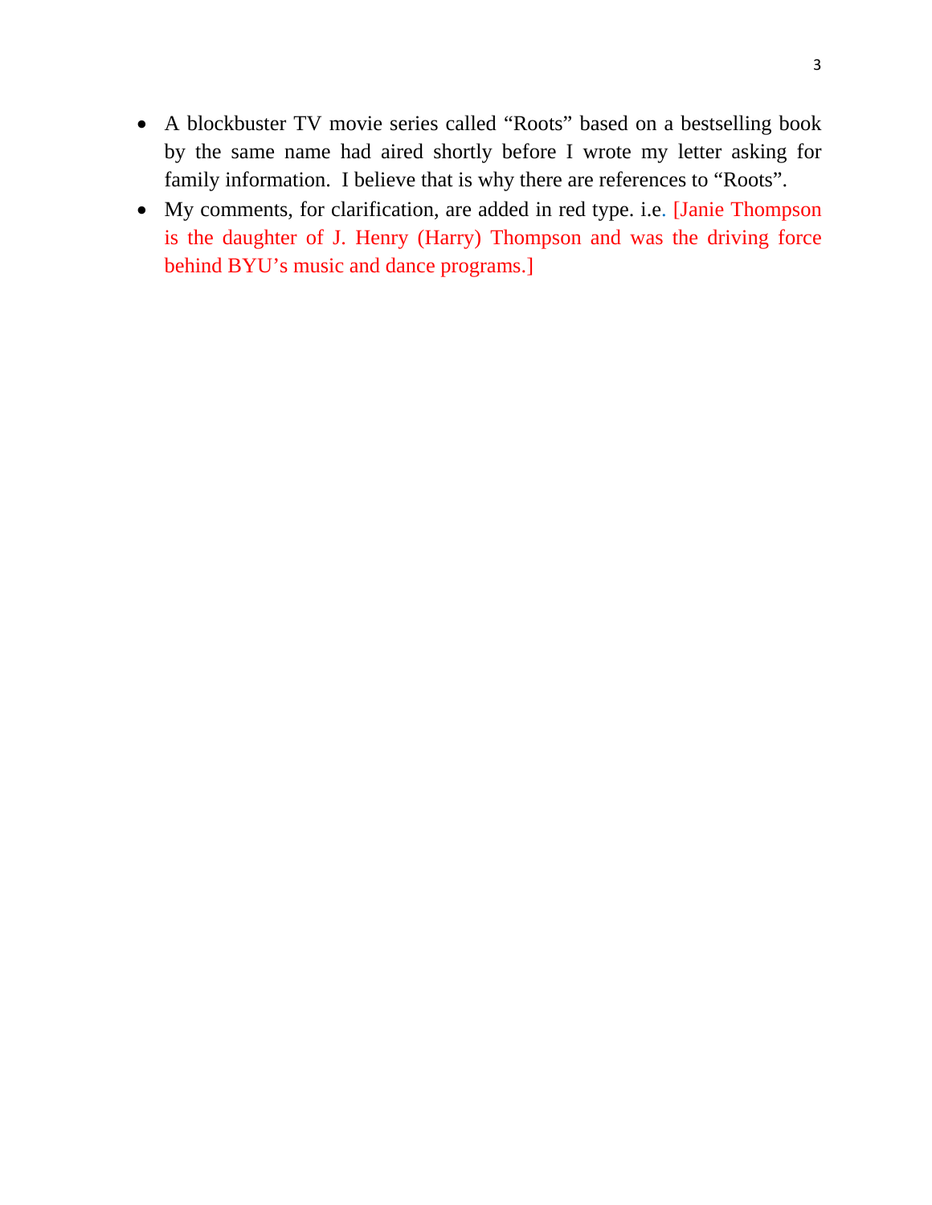- A blockbuster TV movie series called "Roots" based on a bestselling book by the same name had aired shortly before I wrote my letter asking for family information. I believe that is why there are references to "Roots".
- My comments, for clarification, are added in red type. i.e. [Janie Thompson is the daughter of J. Henry (Harry) Thompson and was the driving force behind BYU's music and dance programs.]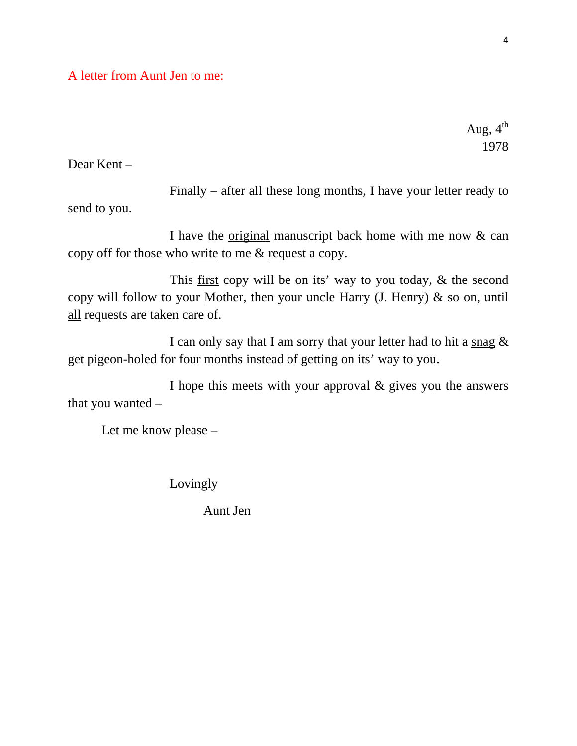A letter from Aunt Jen to me:

Aug, 4th
1978

Dear Kent –

Finally – after all these long months, I have your letter ready to send to you.

I have the original manuscript back home with me now & can copy off for those who write to me & request a copy.

This first copy will be on its' way to you today, & the second copy will follow to your Mother, then your uncle Harry (J. Henry) & so on, until all requests are taken care of.

I can only say that I am sorry that your letter had to hit a snag & get pigeon-holed for four months instead of getting on its' way to you.

I hope this meets with your approval & gives you the answers that you wanted –

Let me know please –

Lovingly

Aunt Jen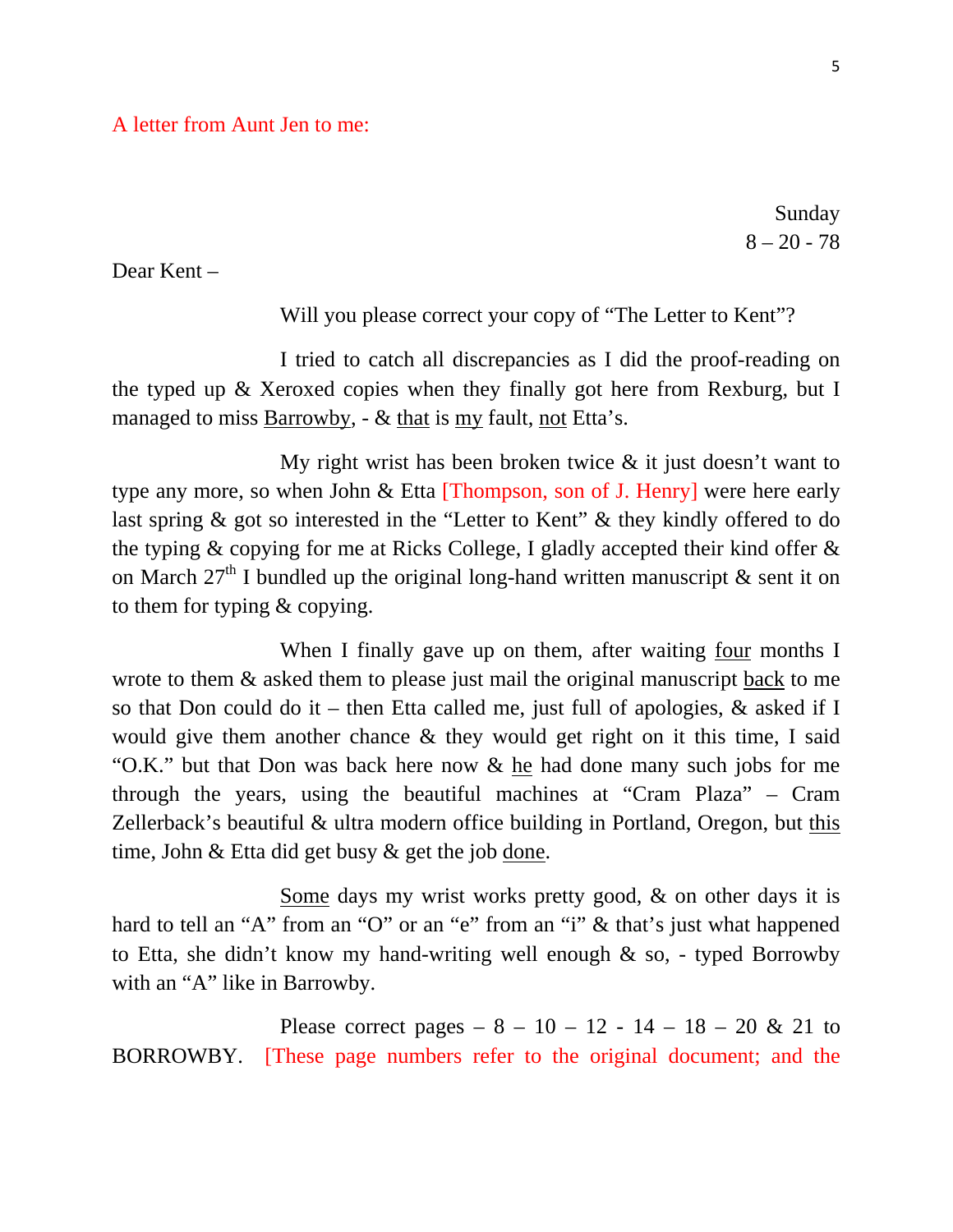A letter from Aunt Jen to me:

Sunday
8 – 20 - 78

Dear Kent –

Will you please correct your copy of "The Letter to Kent"?

I tried to catch all discrepancies as I did the proof-reading on the typed up & Xeroxed copies when they finally got here from Rexburg, but I managed to miss Barrowby, - & that is my fault, not Etta's.

My right wrist has been broken twice & it just doesn't want to type any more, so when John & Etta [Thompson, son of J. Henry] were here early last spring & got so interested in the "Letter to Kent" & they kindly offered to do the typing & copying for me at Ricks College, I gladly accepted their kind offer & on March 27th I bundled up the original long-hand written manuscript & sent it on to them for typing & copying.

When I finally gave up on them, after waiting four months I wrote to them & asked them to please just mail the original manuscript back to me so that Don could do it – then Etta called me, just full of apologies, & asked if I would give them another chance & they would get right on it this time, I said "O.K." but that Don was back here now & he had done many such jobs for me through the years, using the beautiful machines at "Cram Plaza" – Cram Zellerback's beautiful & ultra modern office building in Portland, Oregon, but this time, John & Etta did get busy & get the job done.

Some days my wrist works pretty good, & on other days it is hard to tell an "A" from an "O" or an "e" from an "i" & that's just what happened to Etta, she didn't know my hand-writing well enough & so, - typed Borrowby with an "A" like in Barrowby.

Please correct pages – 8 – 10 – 12 - 14 – 18 – 20 & 21 to BORROWBY. [These page numbers refer to the original document; and the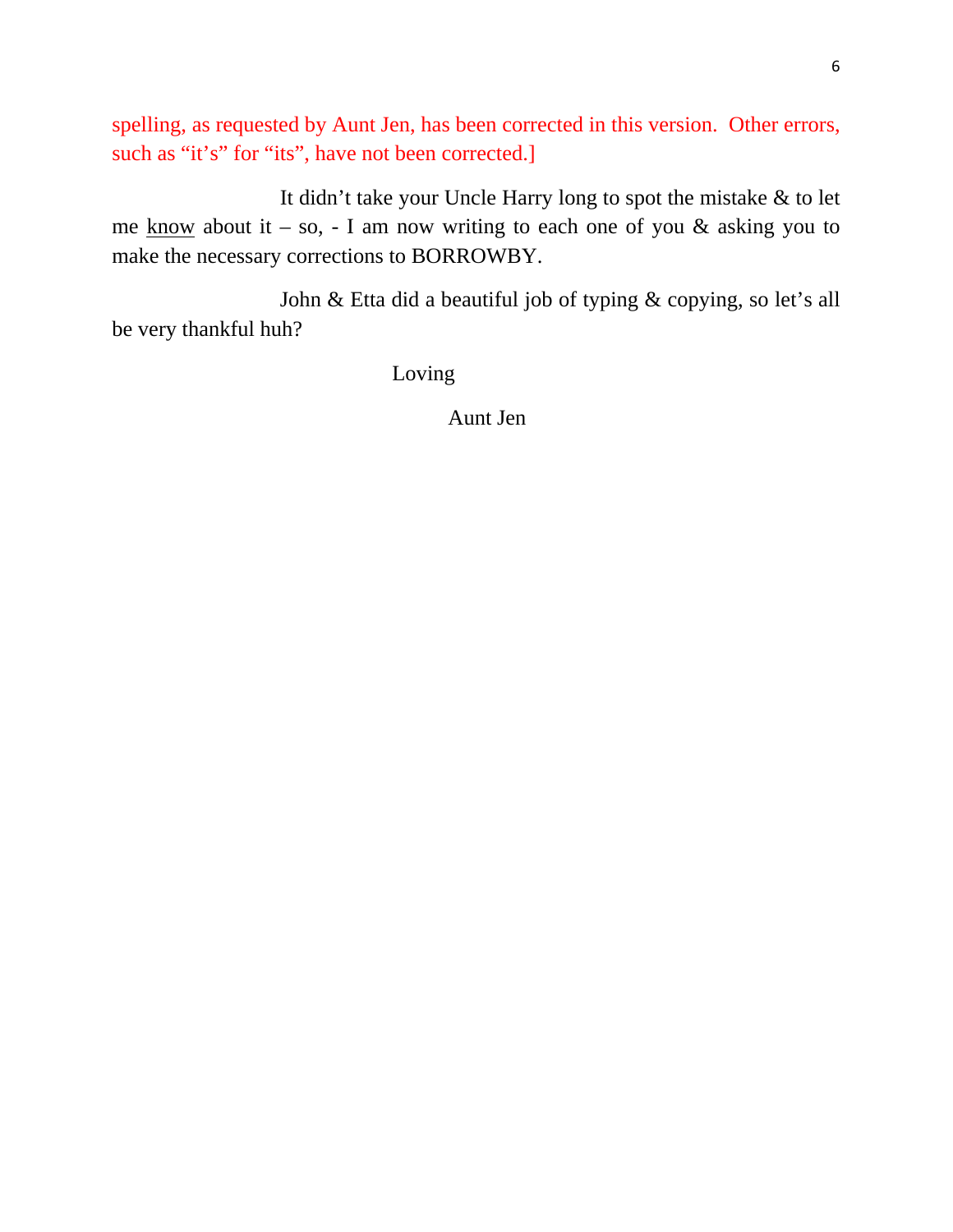spelling, as requested by Aunt Jen, has been corrected in this version.  Other errors, such as "it's" for "its", have not been corrected.]

It didn't take your Uncle Harry long to spot the mistake & to let me <u>know</u> about it – so, - I am now writing to each one of you & asking you to make the necessary corrections to BORROWBY.

John & Etta did a beautiful job of typing & copying, so let's all be very thankful huh?

Loving

Aunt Jen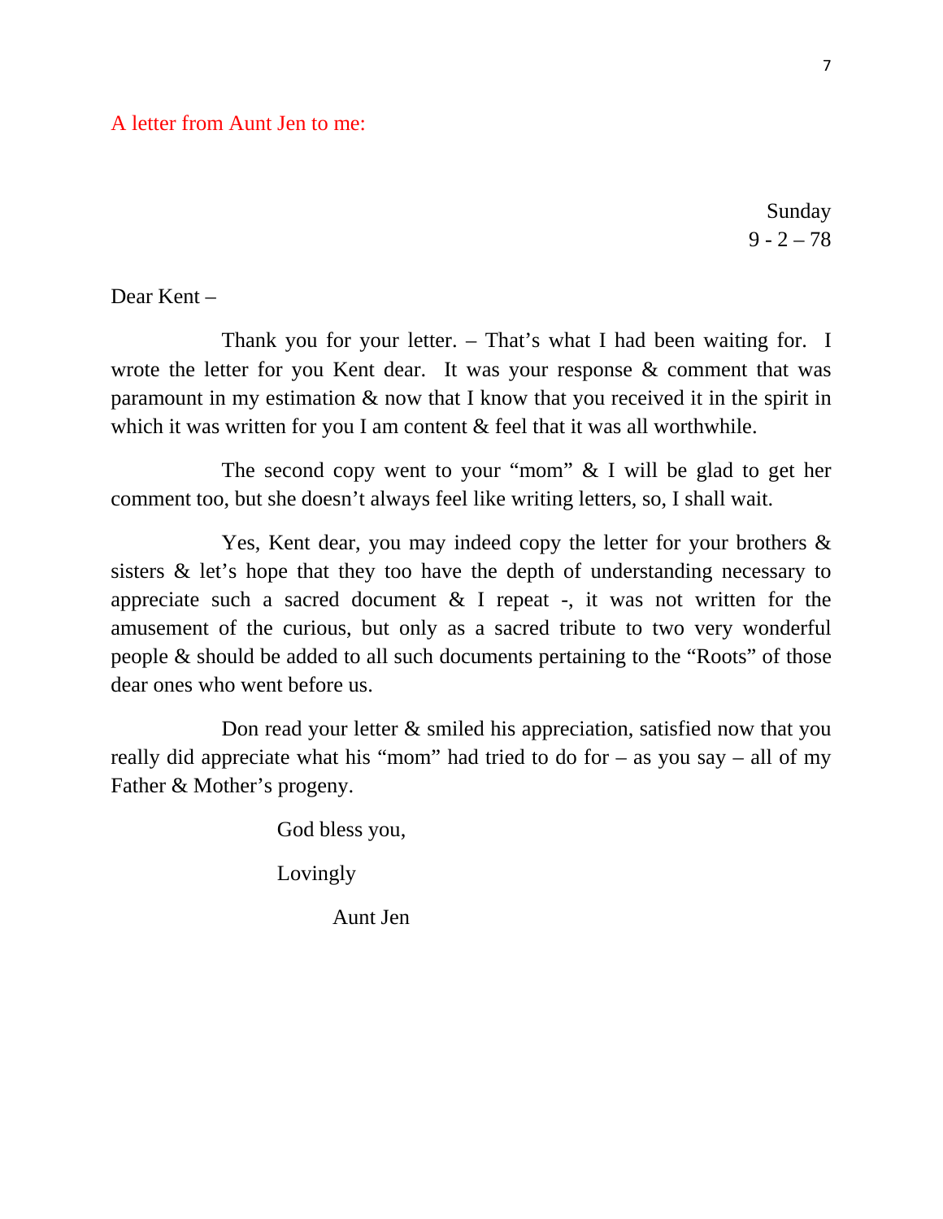A letter from Aunt Jen to me:

Sunday
9 - 2 – 78

Dear Kent –

Thank you for your letter. – That's what I had been waiting for. I wrote the letter for you Kent dear. It was your response & comment that was paramount in my estimation & now that I know that you received it in the spirit in which it was written for you I am content & feel that it was all worthwhile.

The second copy went to your "mom" & I will be glad to get her comment too, but she doesn't always feel like writing letters, so, I shall wait.

Yes, Kent dear, you may indeed copy the letter for your brothers & sisters & let's hope that they too have the depth of understanding necessary to appreciate such a sacred document & I repeat -, it was not written for the amusement of the curious, but only as a sacred tribute to two very wonderful people & should be added to all such documents pertaining to the "Roots" of those dear ones who went before us.

Don read your letter & smiled his appreciation, satisfied now that you really did appreciate what his "mom" had tried to do for – as you say – all of my Father & Mother's progeny.

God bless you,

Lovingly

Aunt Jen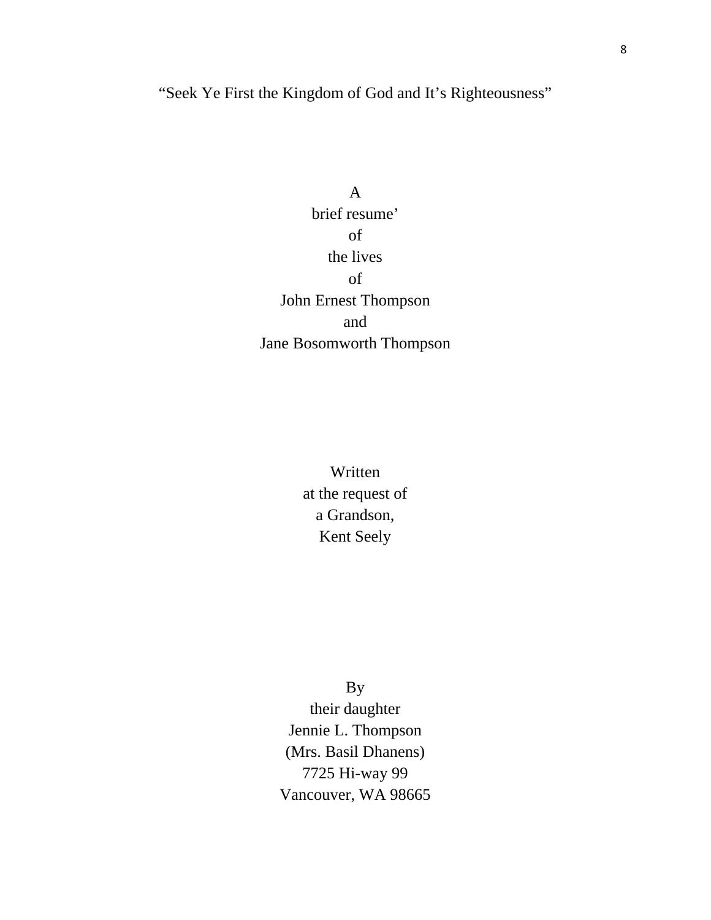“Seek Ye First the Kingdom of God and It’s Righteousness”

A
brief resume’
of
the lives
of
John Ernest Thompson
and
Jane Bosomworth Thompson

Written
at the request of
a Grandson,
Kent Seely

By
their daughter
Jennie L. Thompson
(Mrs. Basil Dhanens)
7725 Hi-way 99
Vancouver, WA 98665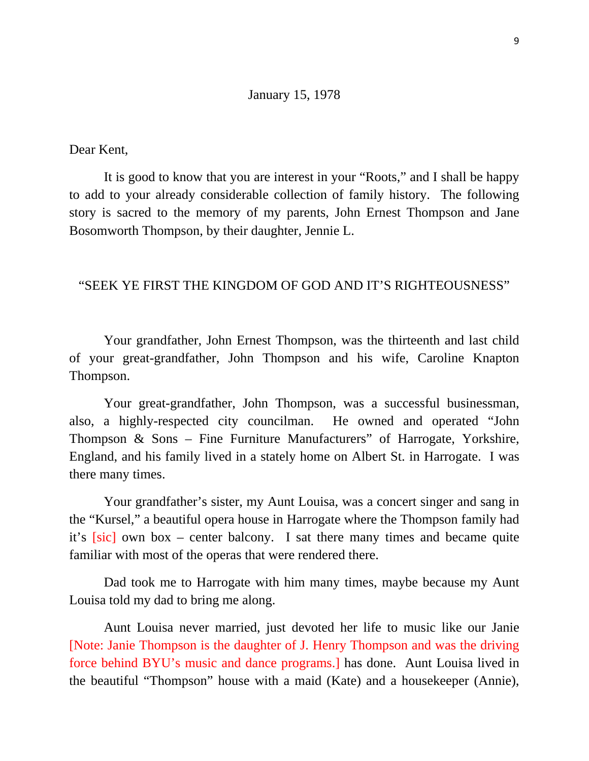January 15, 1978

Dear Kent,

It is good to know that you are interest in your "Roots," and I shall be happy to add to your already considerable collection of family history. The following story is sacred to the memory of my parents, John Ernest Thompson and Jane Bosomworth Thompson, by their daughter, Jennie L.

"SEEK YE FIRST THE KINGDOM OF GOD AND IT'S RIGHTEOUSNESS"

Your grandfather, John Ernest Thompson, was the thirteenth and last child of your great-grandfather, John Thompson and his wife, Caroline Knapton Thompson.

Your great-grandfather, John Thompson, was a successful businessman, also, a highly-respected city councilman. He owned and operated "John Thompson & Sons – Fine Furniture Manufacturers" of Harrogate, Yorkshire, England, and his family lived in a stately home on Albert St. in Harrogate. I was there many times.

Your grandfather's sister, my Aunt Louisa, was a concert singer and sang in the "Kursel," a beautiful opera house in Harrogate where the Thompson family had it's [sic] own box – center balcony. I sat there many times and became quite familiar with most of the operas that were rendered there.

Dad took me to Harrogate with him many times, maybe because my Aunt Louisa told my dad to bring me along.

Aunt Louisa never married, just devoted her life to music like our Janie [Note: Janie Thompson is the daughter of J. Henry Thompson and was the driving force behind BYU's music and dance programs.] has done. Aunt Louisa lived in the beautiful "Thompson" house with a maid (Kate) and a housekeeper (Annie),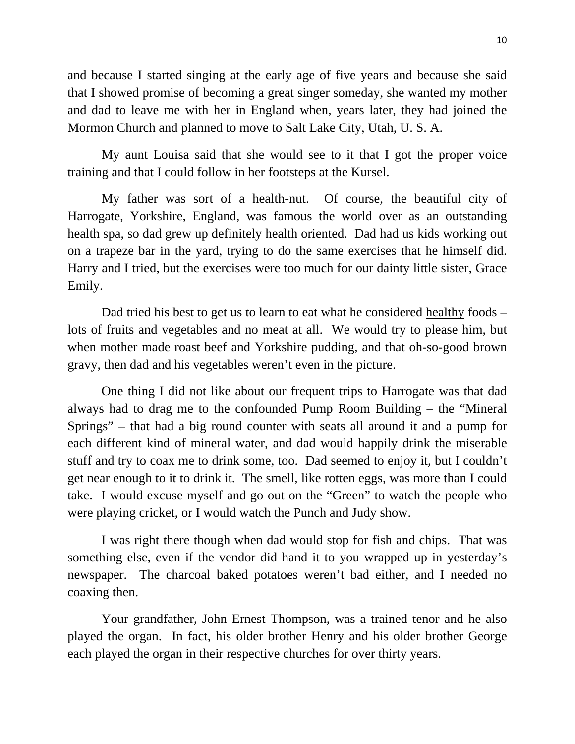and because I started singing at the early age of five years and because she said that I showed promise of becoming a great singer someday, she wanted my mother and dad to leave me with her in England when, years later, they had joined the Mormon Church and planned to move to Salt Lake City, Utah, U. S. A.

My aunt Louisa said that she would see to it that I got the proper voice training and that I could follow in her footsteps at the Kursel.

My father was sort of a health-nut. Of course, the beautiful city of Harrogate, Yorkshire, England, was famous the world over as an outstanding health spa, so dad grew up definitely health oriented. Dad had us kids working out on a trapeze bar in the yard, trying to do the same exercises that he himself did. Harry and I tried, but the exercises were too much for our dainty little sister, Grace Emily.

Dad tried his best to get us to learn to eat what he considered <u>healthy</u> foods – lots of fruits and vegetables and no meat at all. We would try to please him, but when mother made roast beef and Yorkshire pudding, and that oh-so-good brown gravy, then dad and his vegetables weren't even in the picture.

One thing I did not like about our frequent trips to Harrogate was that dad always had to drag me to the confounded Pump Room Building – the "Mineral Springs" – that had a big round counter with seats all around it and a pump for each different kind of mineral water, and dad would happily drink the miserable stuff and try to coax me to drink some, too. Dad seemed to enjoy it, but I couldn't get near enough to it to drink it. The smell, like rotten eggs, was more than I could take. I would excuse myself and go out on the "Green" to watch the people who were playing cricket, or I would watch the Punch and Judy show.

I was right there though when dad would stop for fish and chips. That was something <u>else</u>, even if the vendor <u>did</u> hand it to you wrapped up in yesterday's newspaper. The charcoal baked potatoes weren't bad either, and I needed no coaxing <u>then</u>.

Your grandfather, John Ernest Thompson, was a trained tenor and he also played the organ. In fact, his older brother Henry and his older brother George each played the organ in their respective churches for over thirty years.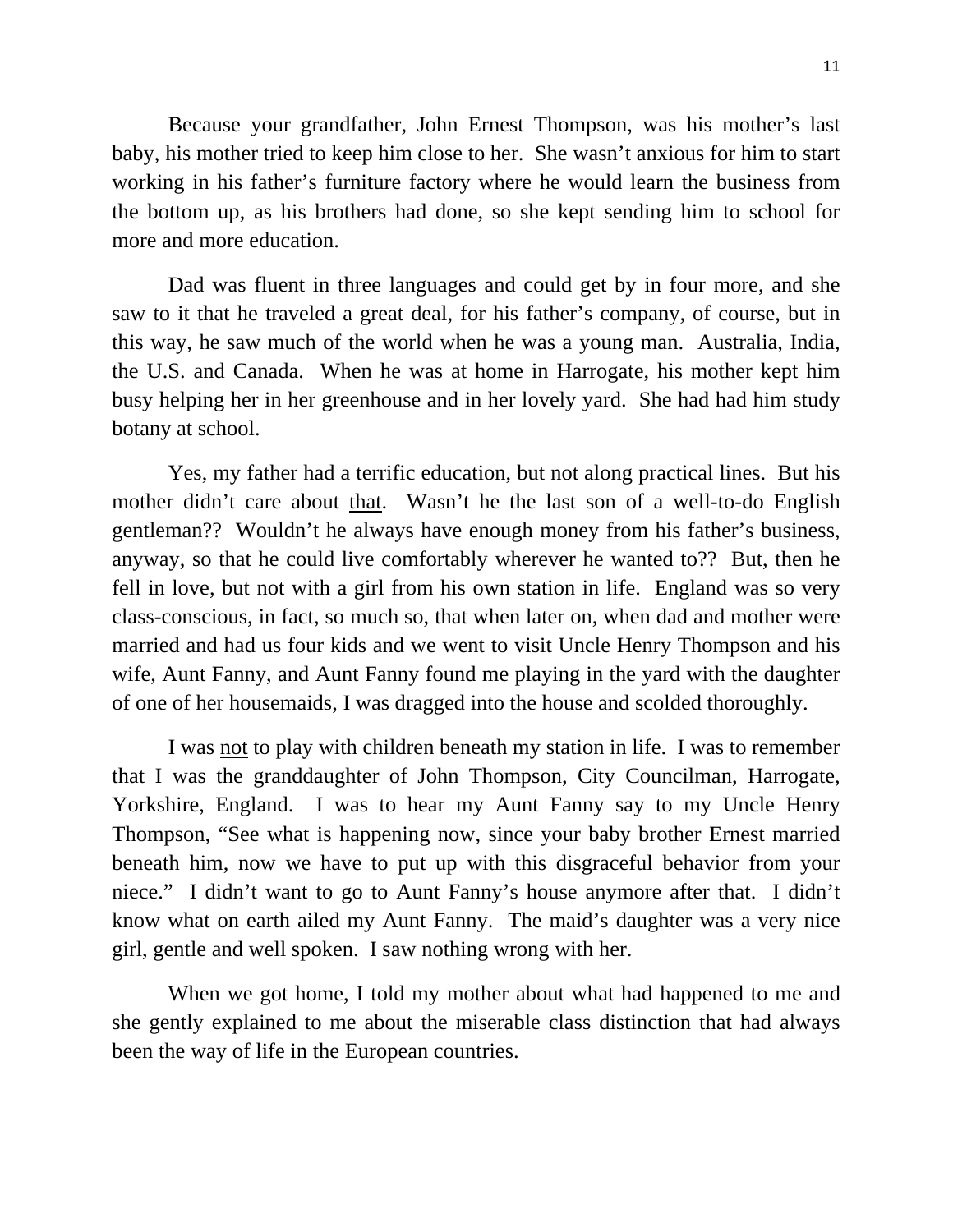Because your grandfather, John Ernest Thompson, was his mother's last baby, his mother tried to keep him close to her. She wasn't anxious for him to start working in his father's furniture factory where he would learn the business from the bottom up, as his brothers had done, so she kept sending him to school for more and more education.

Dad was fluent in three languages and could get by in four more, and she saw to it that he traveled a great deal, for his father's company, of course, but in this way, he saw much of the world when he was a young man. Australia, India, the U.S. and Canada. When he was at home in Harrogate, his mother kept him busy helping her in her greenhouse and in her lovely yard. She had had him study botany at school.

Yes, my father had a terrific education, but not along practical lines. But his mother didn't care about <u>that</u>. Wasn't he the last son of a well-to-do English gentleman?? Wouldn't he always have enough money from his father's business, anyway, so that he could live comfortably wherever he wanted to?? But, then he fell in love, but not with a girl from his own station in life. England was so very class-conscious, in fact, so much so, that when later on, when dad and mother were married and had us four kids and we went to visit Uncle Henry Thompson and his wife, Aunt Fanny, and Aunt Fanny found me playing in the yard with the daughter of one of her housemaids, I was dragged into the house and scolded thoroughly.

I was <u>not</u> to play with children beneath my station in life. I was to remember that I was the granddaughter of John Thompson, City Councilman, Harrogate, Yorkshire, England. I was to hear my Aunt Fanny say to my Uncle Henry Thompson, "See what is happening now, since your baby brother Ernest married beneath him, now we have to put up with this disgraceful behavior from your niece." I didn't want to go to Aunt Fanny's house anymore after that. I didn't know what on earth ailed my Aunt Fanny. The maid's daughter was a very nice girl, gentle and well spoken. I saw nothing wrong with her.

When we got home, I told my mother about what had happened to me and she gently explained to me about the miserable class distinction that had always been the way of life in the European countries.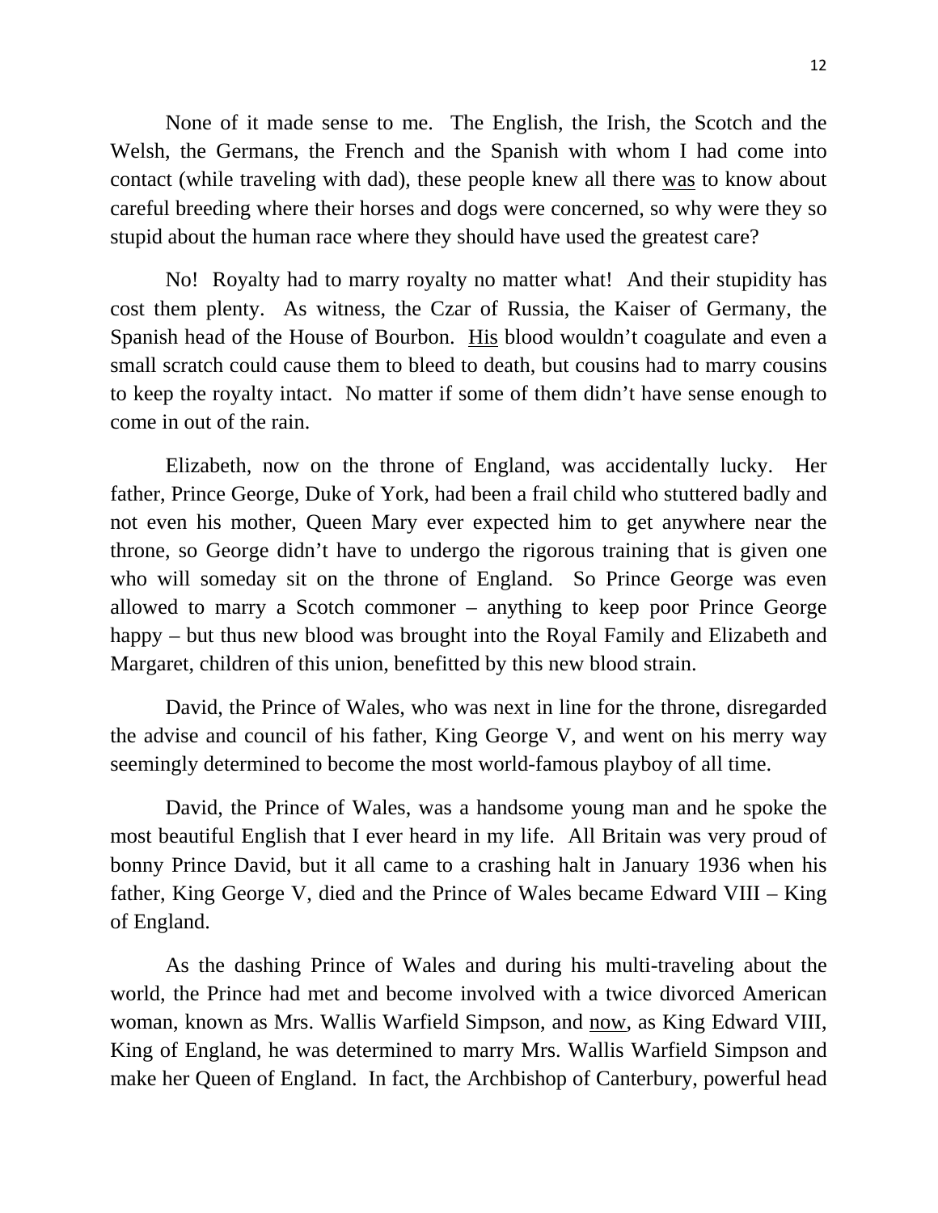None of it made sense to me. The English, the Irish, the Scotch and the Welsh, the Germans, the French and the Spanish with whom I had come into contact (while traveling with dad), these people knew all there <u>was</u> to know about careful breeding where their horses and dogs were concerned, so why were they so stupid about the human race where they should have used the greatest care?

No! Royalty had to marry royalty no matter what! And their stupidity has cost them plenty. As witness, the Czar of Russia, the Kaiser of Germany, the Spanish head of the House of Bourbon. <u>His</u> blood wouldn't coagulate and even a small scratch could cause them to bleed to death, but cousins had to marry cousins to keep the royalty intact. No matter if some of them didn't have sense enough to come in out of the rain.

Elizabeth, now on the throne of England, was accidentally lucky. Her father, Prince George, Duke of York, had been a frail child who stuttered badly and not even his mother, Queen Mary ever expected him to get anywhere near the throne, so George didn't have to undergo the rigorous training that is given one who will someday sit on the throne of England. So Prince George was even allowed to marry a Scotch commoner – anything to keep poor Prince George happy – but thus new blood was brought into the Royal Family and Elizabeth and Margaret, children of this union, benefitted by this new blood strain.

David, the Prince of Wales, who was next in line for the throne, disregarded the advise and council of his father, King George V, and went on his merry way seemingly determined to become the most world-famous playboy of all time.

David, the Prince of Wales, was a handsome young man and he spoke the most beautiful English that I ever heard in my life. All Britain was very proud of bonny Prince David, but it all came to a crashing halt in January 1936 when his father, King George V, died and the Prince of Wales became Edward VIII – King of England.

As the dashing Prince of Wales and during his multi-traveling about the world, the Prince had met and become involved with a twice divorced American woman, known as Mrs. Wallis Warfield Simpson, and <u>now</u>, as King Edward VIII, King of England, he was determined to marry Mrs. Wallis Warfield Simpson and make her Queen of England. In fact, the Archbishop of Canterbury, powerful head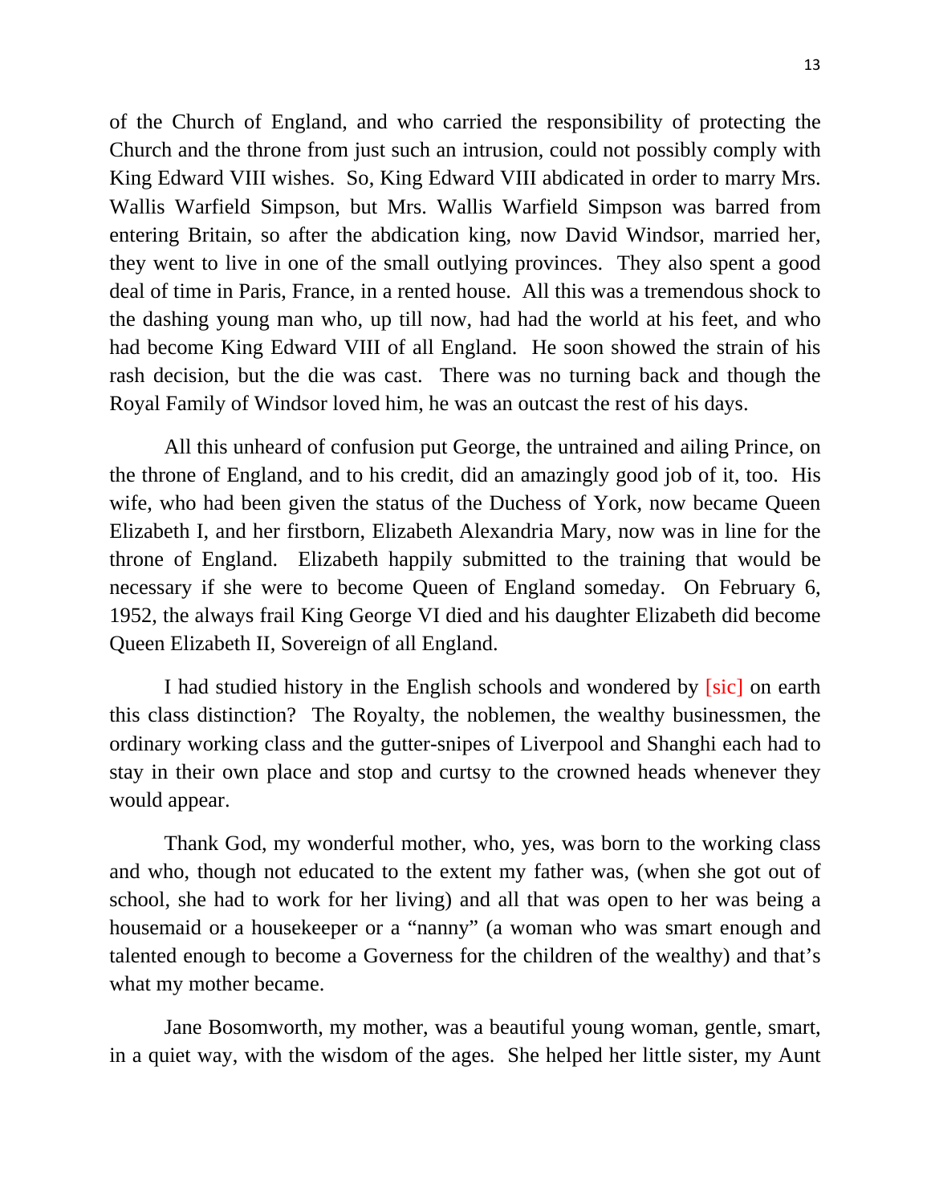of the Church of England, and who carried the responsibility of protecting the Church and the throne from just such an intrusion, could not possibly comply with King Edward VIII wishes. So, King Edward VIII abdicated in order to marry Mrs. Wallis Warfield Simpson, but Mrs. Wallis Warfield Simpson was barred from entering Britain, so after the abdication king, now David Windsor, married her, they went to live in one of the small outlying provinces. They also spent a good deal of time in Paris, France, in a rented house. All this was a tremendous shock to the dashing young man who, up till now, had had the world at his feet, and who had become King Edward VIII of all England. He soon showed the strain of his rash decision, but the die was cast. There was no turning back and though the Royal Family of Windsor loved him, he was an outcast the rest of his days.

All this unheard of confusion put George, the untrained and ailing Prince, on the throne of England, and to his credit, did an amazingly good job of it, too. His wife, who had been given the status of the Duchess of York, now became Queen Elizabeth I, and her firstborn, Elizabeth Alexandria Mary, now was in line for the throne of England. Elizabeth happily submitted to the training that would be necessary if she were to become Queen of England someday. On February 6, 1952, the always frail King George VI died and his daughter Elizabeth did become Queen Elizabeth II, Sovereign of all England.

I had studied history in the English schools and wondered by [sic] on earth this class distinction? The Royalty, the noblemen, the wealthy businessmen, the ordinary working class and the gutter-snipes of Liverpool and Shanghi each had to stay in their own place and stop and curtsy to the crowned heads whenever they would appear.

Thank God, my wonderful mother, who, yes, was born to the working class and who, though not educated to the extent my father was, (when she got out of school, she had to work for her living) and all that was open to her was being a housemaid or a housekeeper or a "nanny" (a woman who was smart enough and talented enough to become a Governess for the children of the wealthy) and that's what my mother became.

Jane Bosomworth, my mother, was a beautiful young woman, gentle, smart, in a quiet way, with the wisdom of the ages. She helped her little sister, my Aunt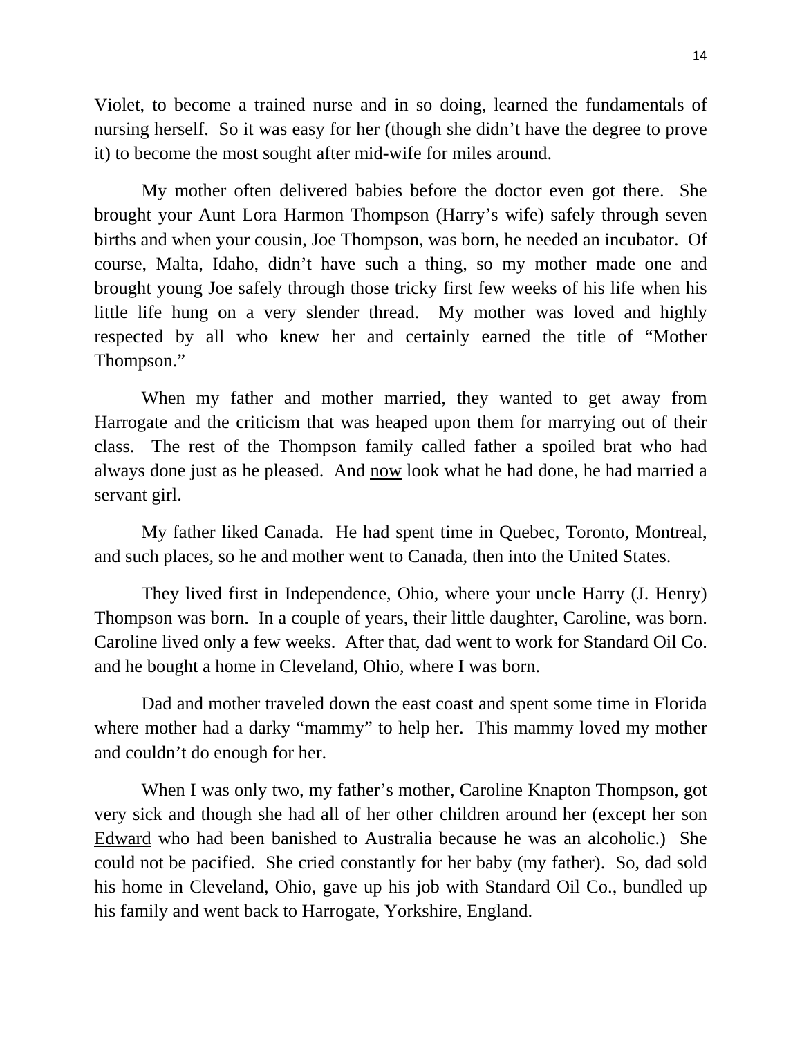Violet, to become a trained nurse and in so doing, learned the fundamentals of nursing herself. So it was easy for her (though she didn't have the degree to <u>prove</u> it) to become the most sought after mid-wife for miles around.

My mother often delivered babies before the doctor even got there. She brought your Aunt Lora Harmon Thompson (Harry's wife) safely through seven births and when your cousin, Joe Thompson, was born, he needed an incubator. Of course, Malta, Idaho, didn't <u>have</u> such a thing, so my mother <u>made</u> one and brought young Joe safely through those tricky first few weeks of his life when his little life hung on a very slender thread. My mother was loved and highly respected by all who knew her and certainly earned the title of "Mother Thompson."

When my father and mother married, they wanted to get away from Harrogate and the criticism that was heaped upon them for marrying out of their class. The rest of the Thompson family called father a spoiled brat who had always done just as he pleased. And <u>now</u> look what he had done, he had married a servant girl.

My father liked Canada. He had spent time in Quebec, Toronto, Montreal, and such places, so he and mother went to Canada, then into the United States.

They lived first in Independence, Ohio, where your uncle Harry (J. Henry) Thompson was born. In a couple of years, their little daughter, Caroline, was born. Caroline lived only a few weeks. After that, dad went to work for Standard Oil Co. and he bought a home in Cleveland, Ohio, where I was born.

Dad and mother traveled down the east coast and spent some time in Florida where mother had a darky "mammy" to help her. This mammy loved my mother and couldn't do enough for her.

When I was only two, my father's mother, Caroline Knapton Thompson, got very sick and though she had all of her other children around her (except her son <u>Edward</u> who had been banished to Australia because he was an alcoholic.) She could not be pacified. She cried constantly for her baby (my father). So, dad sold his home in Cleveland, Ohio, gave up his job with Standard Oil Co., bundled up his family and went back to Harrogate, Yorkshire, England.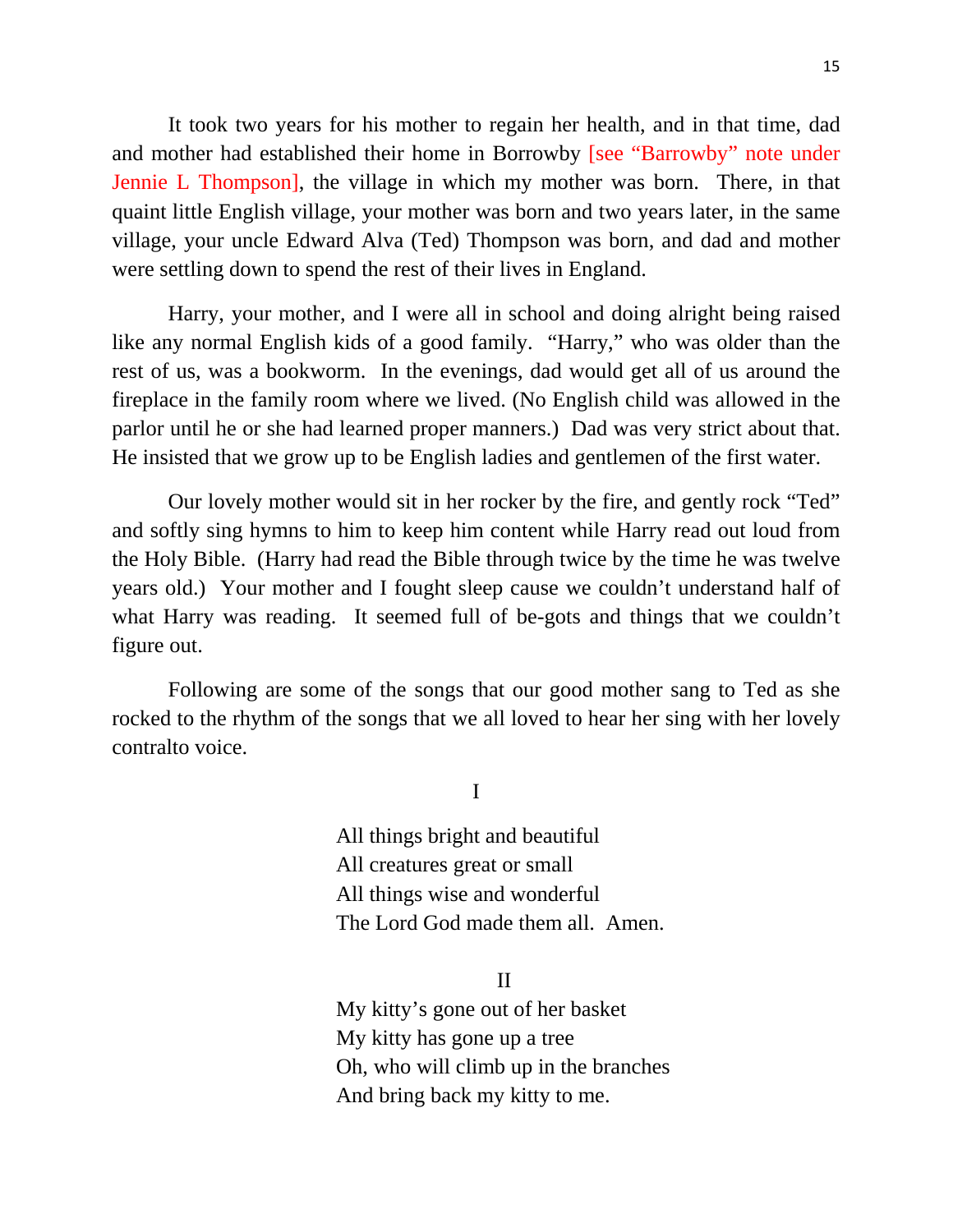It took two years for his mother to regain her health, and in that time, dad and mother had established their home in Borrowby [see "Barrowby" note under Jennie L Thompson], the village in which my mother was born. There, in that quaint little English village, your mother was born and two years later, in the same village, your uncle Edward Alva (Ted) Thompson was born, and dad and mother were settling down to spend the rest of their lives in England.

Harry, your mother, and I were all in school and doing alright being raised like any normal English kids of a good family. "Harry," who was older than the rest of us, was a bookworm. In the evenings, dad would get all of us around the fireplace in the family room where we lived. (No English child was allowed in the parlor until he or she had learned proper manners.) Dad was very strict about that. He insisted that we grow up to be English ladies and gentlemen of the first water.

Our lovely mother would sit in her rocker by the fire, and gently rock "Ted" and softly sing hymns to him to keep him content while Harry read out loud from the Holy Bible. (Harry had read the Bible through twice by the time he was twelve years old.) Your mother and I fought sleep cause we couldn't understand half of what Harry was reading. It seemed full of be-gots and things that we couldn't figure out.

Following are some of the songs that our good mother sang to Ted as she rocked to the rhythm of the songs that we all loved to hear her sing with her lovely contralto voice.

I

All things bright and beautiful
All creatures great or small
All things wise and wonderful
The Lord God made them all. Amen.

II

My kitty's gone out of her basket
My kitty has gone up a tree
Oh, who will climb up in the branches
And bring back my kitty to me.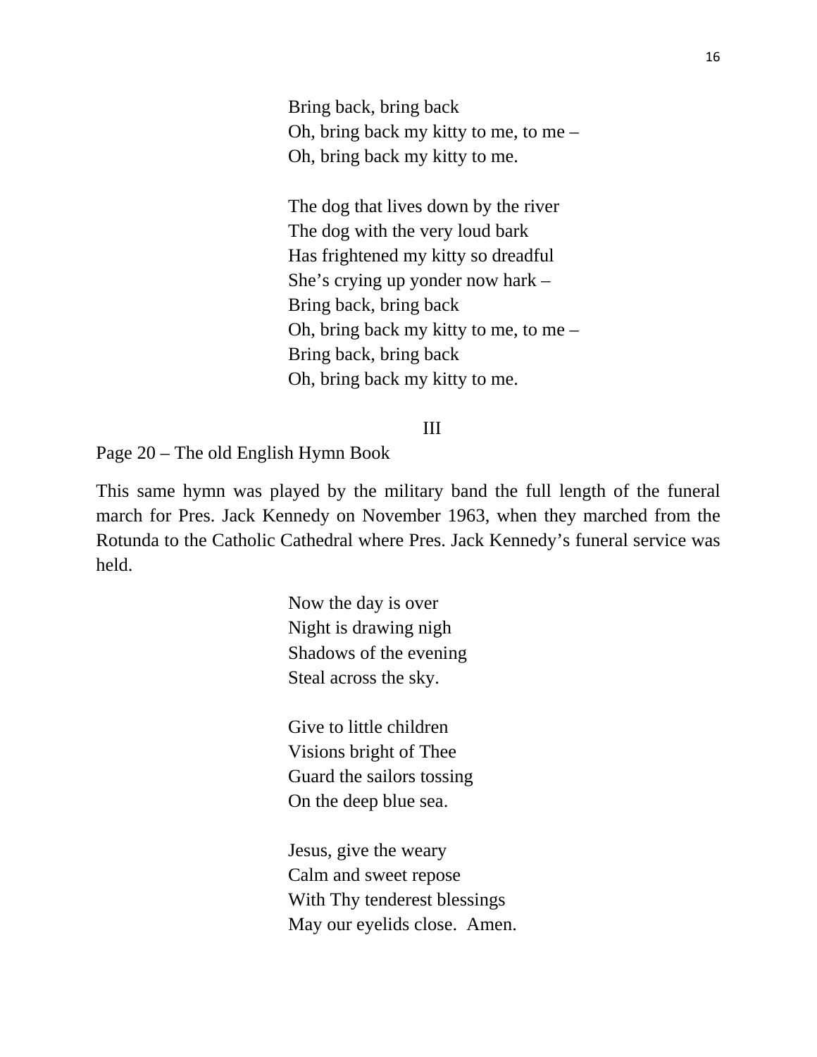Bring back, bring back  
Oh, bring back my kitty to me, to me –  
Oh, bring back my kitty to me.

The dog that lives down by the river  
The dog with the very loud bark  
Has frightened my kitty so dreadful  
She's crying up yonder now hark –  
Bring back, bring back  
Oh, bring back my kitty to me, to me –  
Bring back, bring back  
Oh, bring back my kitty to me.

III

Page 20 – The old English Hymn Book

This same hymn was played by the military band the full length of the funeral march for Pres. Jack Kennedy on November 1963, when they marched from the Rotunda to the Catholic Cathedral where Pres. Jack Kennedy's funeral service was held.

Now the day is over  
Night is drawing nigh  
Shadows of the evening  
Steal across the sky.

Give to little children  
Visions bright of Thee  
Guard the sailors tossing  
On the deep blue sea.

Jesus, give the weary  
Calm and sweet repose  
With Thy tenderest blessings  
May our eyelids close.  Amen.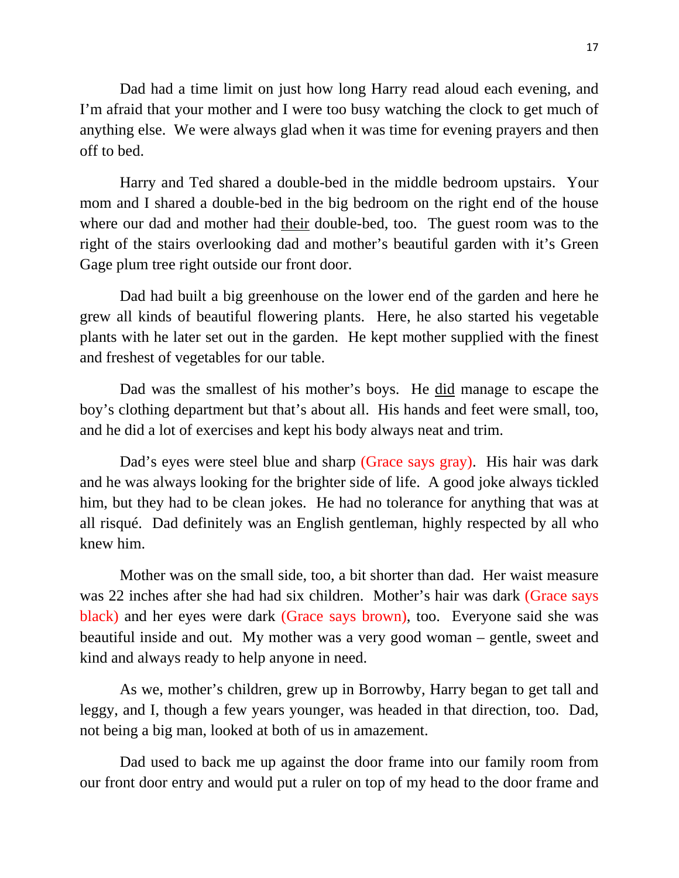Dad had a time limit on just how long Harry read aloud each evening, and I'm afraid that your mother and I were too busy watching the clock to get much of anything else. We were always glad when it was time for evening prayers and then off to bed.

Harry and Ted shared a double-bed in the middle bedroom upstairs. Your mom and I shared a double-bed in the big bedroom on the right end of the house where our dad and mother had <u>their</u> double-bed, too. The guest room was to the right of the stairs overlooking dad and mother's beautiful garden with it's Green Gage plum tree right outside our front door.

Dad had built a big greenhouse on the lower end of the garden and here he grew all kinds of beautiful flowering plants. Here, he also started his vegetable plants with he later set out in the garden. He kept mother supplied with the finest and freshest of vegetables for our table.

Dad was the smallest of his mother's boys. He <u>did</u> manage to escape the boy's clothing department but that's about all. His hands and feet were small, too, and he did a lot of exercises and kept his body always neat and trim.

Dad's eyes were steel blue and sharp (Grace says gray). His hair was dark and he was always looking for the brighter side of life. A good joke always tickled him, but they had to be clean jokes. He had no tolerance for anything that was at all risqué. Dad definitely was an English gentleman, highly respected by all who knew him.

Mother was on the small side, too, a bit shorter than dad. Her waist measure was 22 inches after she had had six children. Mother's hair was dark (Grace says black) and her eyes were dark (Grace says brown), too. Everyone said she was beautiful inside and out. My mother was a very good woman – gentle, sweet and kind and always ready to help anyone in need.

As we, mother's children, grew up in Borrowby, Harry began to get tall and leggy, and I, though a few years younger, was headed in that direction, too. Dad, not being a big man, looked at both of us in amazement.

Dad used to back me up against the door frame into our family room from our front door entry and would put a ruler on top of my head to the door frame and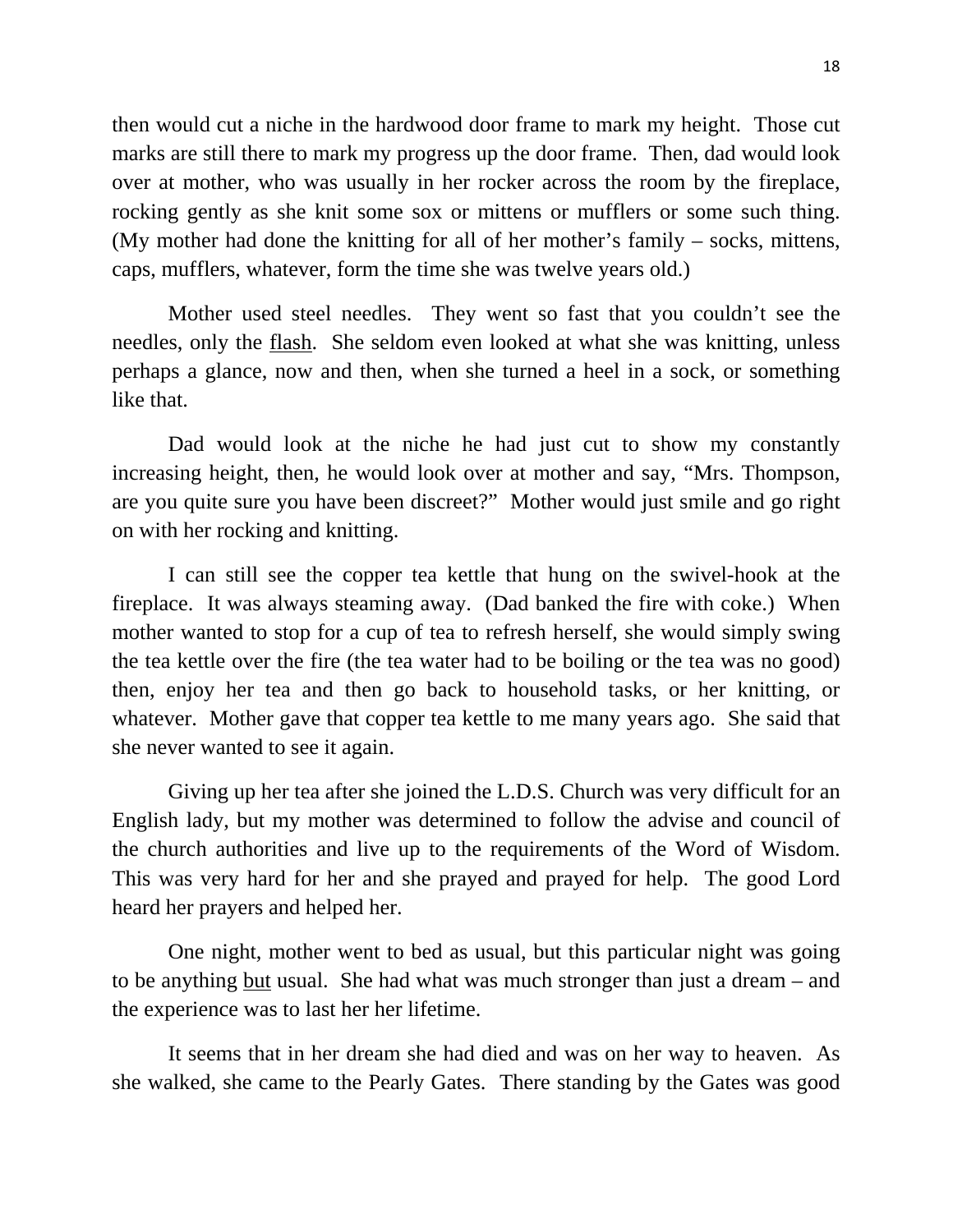then would cut a niche in the hardwood door frame to mark my height. Those cut marks are still there to mark my progress up the door frame. Then, dad would look over at mother, who was usually in her rocker across the room by the fireplace, rocking gently as she knit some sox or mittens or mufflers or some such thing. (My mother had done the knitting for all of her mother's family – socks, mittens, caps, mufflers, whatever, form the time she was twelve years old.)

Mother used steel needles. They went so fast that you couldn't see the needles, only the <u>flash</u>. She seldom even looked at what she was knitting, unless perhaps a glance, now and then, when she turned a heel in a sock, or something like that.

Dad would look at the niche he had just cut to show my constantly increasing height, then, he would look over at mother and say, "Mrs. Thompson, are you quite sure you have been discreet?" Mother would just smile and go right on with her rocking and knitting.

I can still see the copper tea kettle that hung on the swivel-hook at the fireplace. It was always steaming away. (Dad banked the fire with coke.) When mother wanted to stop for a cup of tea to refresh herself, she would simply swing the tea kettle over the fire (the tea water had to be boiling or the tea was no good) then, enjoy her tea and then go back to household tasks, or her knitting, or whatever. Mother gave that copper tea kettle to me many years ago. She said that she never wanted to see it again.

Giving up her tea after she joined the L.D.S. Church was very difficult for an English lady, but my mother was determined to follow the advise and council of the church authorities and live up to the requirements of the Word of Wisdom. This was very hard for her and she prayed and prayed for help. The good Lord heard her prayers and helped her.

One night, mother went to bed as usual, but this particular night was going to be anything <u>but</u> usual. She had what was much stronger than just a dream – and the experience was to last her her lifetime.

It seems that in her dream she had died and was on her way to heaven. As she walked, she came to the Pearly Gates. There standing by the Gates was good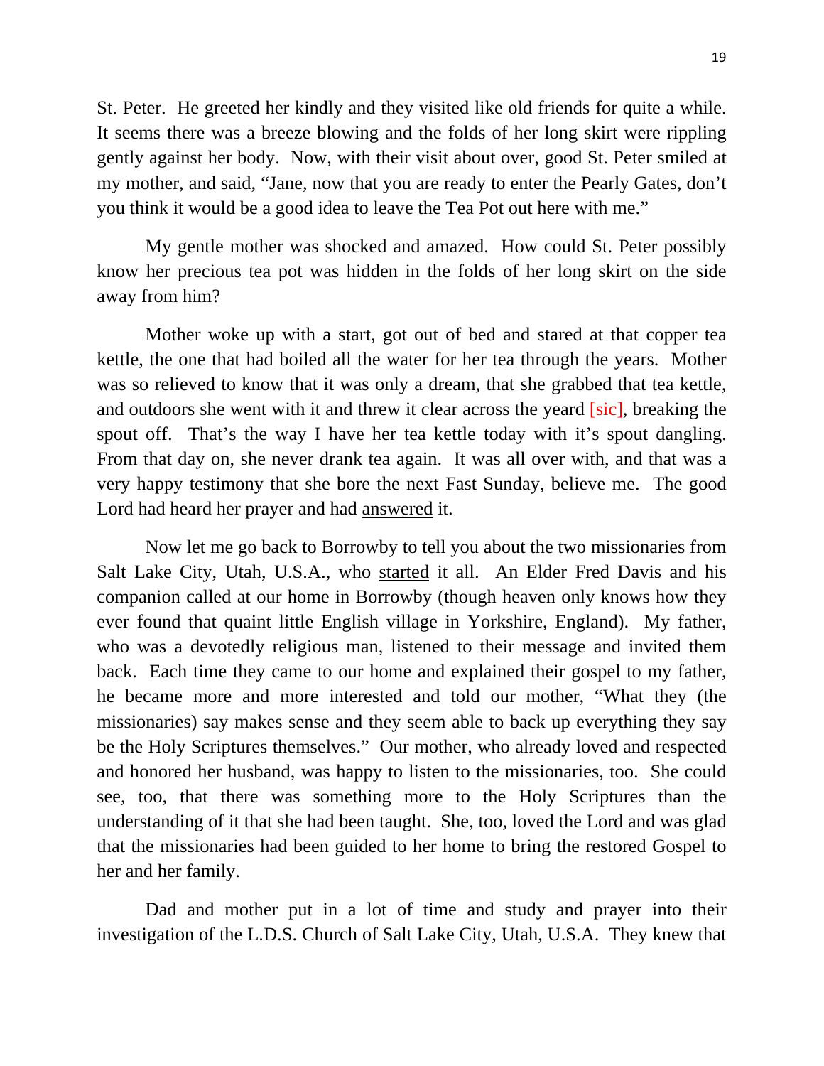St. Peter. He greeted her kindly and they visited like old friends for quite a while. It seems there was a breeze blowing and the folds of her long skirt were rippling gently against her body. Now, with their visit about over, good St. Peter smiled at my mother, and said, "Jane, now that you are ready to enter the Pearly Gates, don't you think it would be a good idea to leave the Tea Pot out here with me."

My gentle mother was shocked and amazed. How could St. Peter possibly know her precious tea pot was hidden in the folds of her long skirt on the side away from him?

Mother woke up with a start, got out of bed and stared at that copper tea kettle, the one that had boiled all the water for her tea through the years. Mother was so relieved to know that it was only a dream, that she grabbed that tea kettle, and outdoors she went with it and threw it clear across the yeard [sic], breaking the spout off. That's the way I have her tea kettle today with it's spout dangling. From that day on, she never drank tea again. It was all over with, and that was a very happy testimony that she bore the next Fast Sunday, believe me. The good Lord had heard her prayer and had <u>answered</u> it.

Now let me go back to Borrowby to tell you about the two missionaries from Salt Lake City, Utah, U.S.A., who <u>started</u> it all. An Elder Fred Davis and his companion called at our home in Borrowby (though heaven only knows how they ever found that quaint little English village in Yorkshire, England). My father, who was a devotedly religious man, listened to their message and invited them back. Each time they came to our home and explained their gospel to my father, he became more and more interested and told our mother, "What they (the missionaries) say makes sense and they seem able to back up everything they say be the Holy Scriptures themselves." Our mother, who already loved and respected and honored her husband, was happy to listen to the missionaries, too. She could see, too, that there was something more to the Holy Scriptures than the understanding of it that she had been taught. She, too, loved the Lord and was glad that the missionaries had been guided to her home to bring the restored Gospel to her and her family.

Dad and mother put in a lot of time and study and prayer into their investigation of the L.D.S. Church of Salt Lake City, Utah, U.S.A. They knew that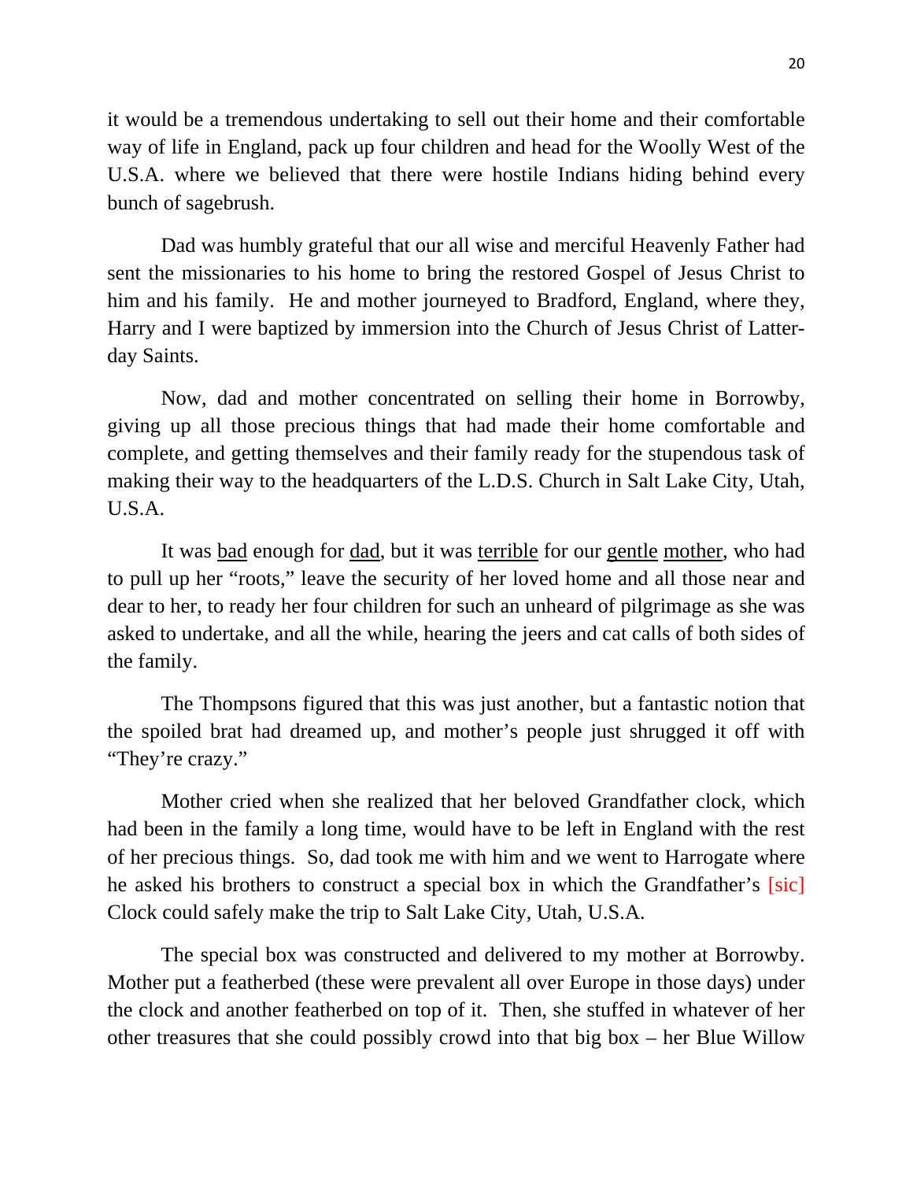it would be a tremendous undertaking to sell out their home and their comfortable way of life in England, pack up four children and head for the Woolly West of the U.S.A. where we believed that there were hostile Indians hiding behind every bunch of sagebrush.

Dad was humbly grateful that our all wise and merciful Heavenly Father had sent the missionaries to his home to bring the restored Gospel of Jesus Christ to him and his family. He and mother journeyed to Bradford, England, where they, Harry and I were baptized by immersion into the Church of Jesus Christ of Latter-day Saints.

Now, dad and mother concentrated on selling their home in Borrowby, giving up all those precious things that had made their home comfortable and complete, and getting themselves and their family ready for the stupendous task of making their way to the headquarters of the L.D.S. Church in Salt Lake City, Utah, U.S.A.

It was <u>bad</u> enough for <u>dad</u>, but it was <u>terrible</u> for our <u>gentle</u> <u>mother</u>, who had to pull up her "roots," leave the security of her loved home and all those near and dear to her, to ready her four children for such an unheard of pilgrimage as she was asked to undertake, and all the while, hearing the jeers and cat calls of both sides of the family.

The Thompsons figured that this was just another, but a fantastic notion that the spoiled brat had dreamed up, and mother's people just shrugged it off with "They're crazy."

Mother cried when she realized that her beloved Grandfather clock, which had been in the family a long time, would have to be left in England with the rest of her precious things. So, dad took me with him and we went to Harrogate where he asked his brothers to construct a special box in which the Grandfather's [sic] Clock could safely make the trip to Salt Lake City, Utah, U.S.A.

The special box was constructed and delivered to my mother at Borrowby. Mother put a featherbed (these were prevalent all over Europe in those days) under the clock and another featherbed on top of it. Then, she stuffed in whatever of her other treasures that she could possibly crowd into that big box – her Blue Willow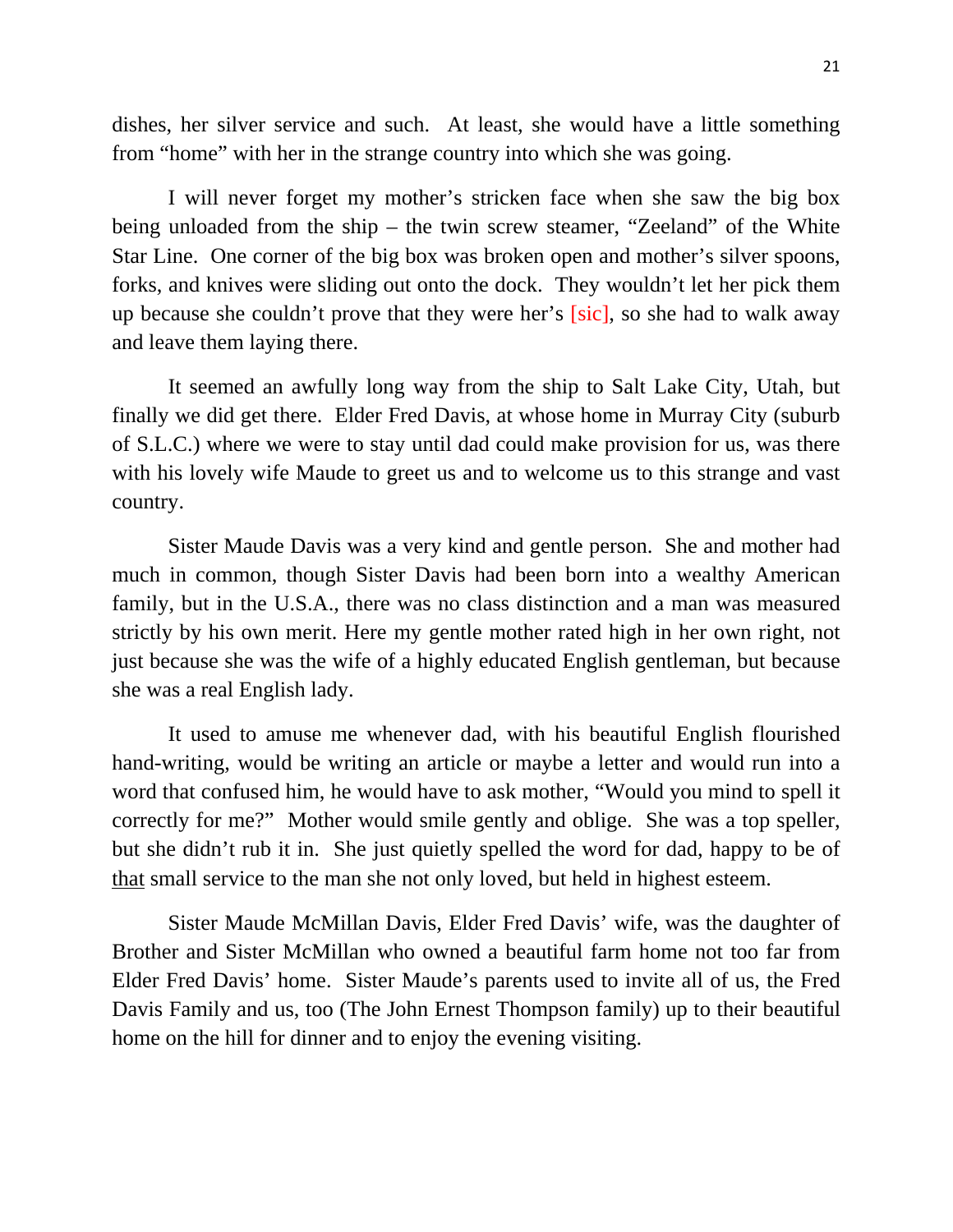dishes, her silver service and such. At least, she would have a little something from "home" with her in the strange country into which she was going.

I will never forget my mother's stricken face when she saw the big box being unloaded from the ship – the twin screw steamer, "Zeeland" of the White Star Line. One corner of the big box was broken open and mother's silver spoons, forks, and knives were sliding out onto the dock. They wouldn't let her pick them up because she couldn't prove that they were her's [sic], so she had to walk away and leave them laying there.

It seemed an awfully long way from the ship to Salt Lake City, Utah, but finally we did get there. Elder Fred Davis, at whose home in Murray City (suburb of S.L.C.) where we were to stay until dad could make provision for us, was there with his lovely wife Maude to greet us and to welcome us to this strange and vast country.

Sister Maude Davis was a very kind and gentle person. She and mother had much in common, though Sister Davis had been born into a wealthy American family, but in the U.S.A., there was no class distinction and a man was measured strictly by his own merit. Here my gentle mother rated high in her own right, not just because she was the wife of a highly educated English gentleman, but because she was a real English lady.

It used to amuse me whenever dad, with his beautiful English flourished hand-writing, would be writing an article or maybe a letter and would run into a word that confused him, he would have to ask mother, "Would you mind to spell it correctly for me?" Mother would smile gently and oblige. She was a top speller, but she didn't rub it in. She just quietly spelled the word for dad, happy to be of <u>that</u> small service to the man she not only loved, but held in highest esteem.

Sister Maude McMillan Davis, Elder Fred Davis' wife, was the daughter of Brother and Sister McMillan who owned a beautiful farm home not too far from Elder Fred Davis' home. Sister Maude's parents used to invite all of us, the Fred Davis Family and us, too (The John Ernest Thompson family) up to their beautiful home on the hill for dinner and to enjoy the evening visiting.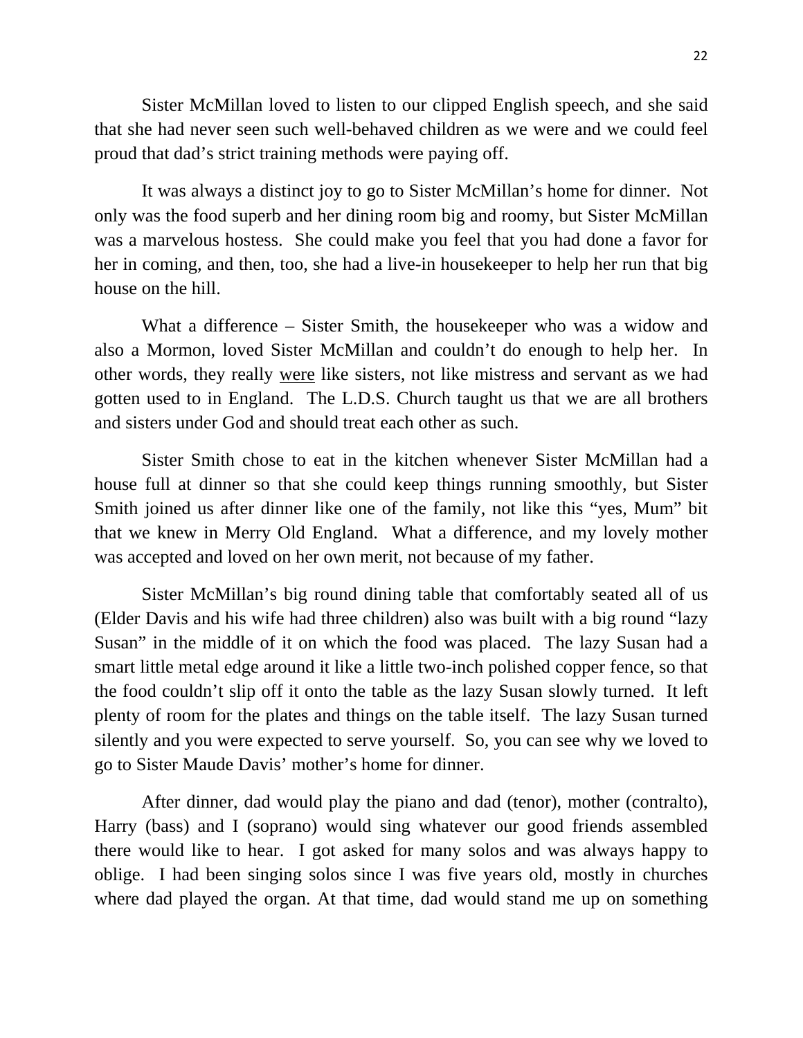Sister McMillan loved to listen to our clipped English speech, and she said that she had never seen such well-behaved children as we were and we could feel proud that dad's strict training methods were paying off.

It was always a distinct joy to go to Sister McMillan's home for dinner. Not only was the food superb and her dining room big and roomy, but Sister McMillan was a marvelous hostess. She could make you feel that you had done a favor for her in coming, and then, too, she had a live-in housekeeper to help her run that big house on the hill.

What a difference – Sister Smith, the housekeeper who was a widow and also a Mormon, loved Sister McMillan and couldn't do enough to help her. In other words, they really <u>were</u> like sisters, not like mistress and servant as we had gotten used to in England. The L.D.S. Church taught us that we are all brothers and sisters under God and should treat each other as such.

Sister Smith chose to eat in the kitchen whenever Sister McMillan had a house full at dinner so that she could keep things running smoothly, but Sister Smith joined us after dinner like one of the family, not like this "yes, Mum" bit that we knew in Merry Old England. What a difference, and my lovely mother was accepted and loved on her own merit, not because of my father.

Sister McMillan's big round dining table that comfortably seated all of us (Elder Davis and his wife had three children) also was built with a big round "lazy Susan" in the middle of it on which the food was placed. The lazy Susan had a smart little metal edge around it like a little two-inch polished copper fence, so that the food couldn't slip off it onto the table as the lazy Susan slowly turned. It left plenty of room for the plates and things on the table itself. The lazy Susan turned silently and you were expected to serve yourself. So, you can see why we loved to go to Sister Maude Davis' mother's home for dinner.

After dinner, dad would play the piano and dad (tenor), mother (contralto), Harry (bass) and I (soprano) would sing whatever our good friends assembled there would like to hear. I got asked for many solos and was always happy to oblige. I had been singing solos since I was five years old, mostly in churches where dad played the organ. At that time, dad would stand me up on something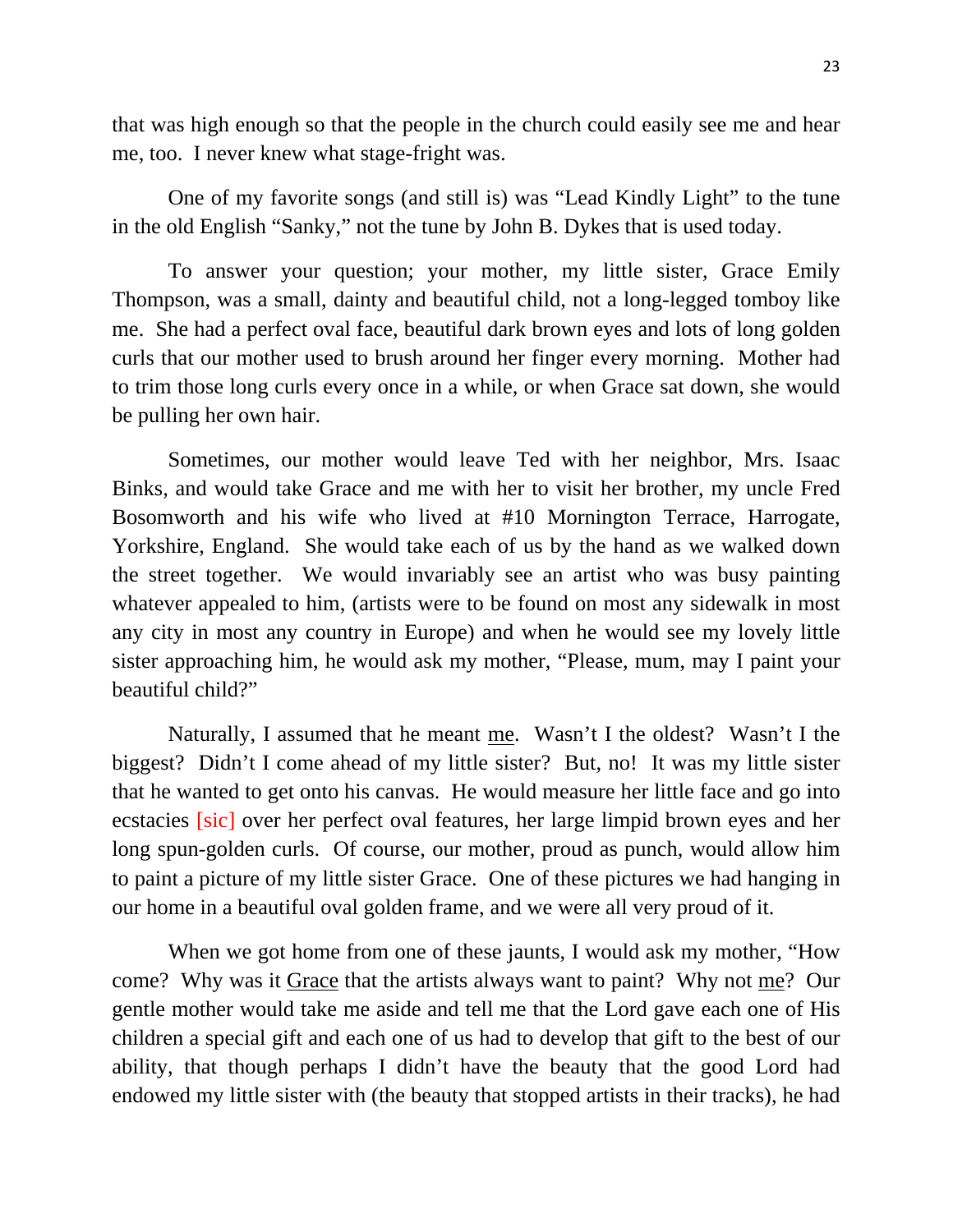that was high enough so that the people in the church could easily see me and hear me, too. I never knew what stage-fright was.

One of my favorite songs (and still is) was "Lead Kindly Light" to the tune in the old English "Sanky," not the tune by John B. Dykes that is used today.

To answer your question; your mother, my little sister, Grace Emily Thompson, was a small, dainty and beautiful child, not a long-legged tomboy like me. She had a perfect oval face, beautiful dark brown eyes and lots of long golden curls that our mother used to brush around her finger every morning. Mother had to trim those long curls every once in a while, or when Grace sat down, she would be pulling her own hair.

Sometimes, our mother would leave Ted with her neighbor, Mrs. Isaac Binks, and would take Grace and me with her to visit her brother, my uncle Fred Bosomworth and his wife who lived at #10 Mornington Terrace, Harrogate, Yorkshire, England. She would take each of us by the hand as we walked down the street together. We would invariably see an artist who was busy painting whatever appealed to him, (artists were to be found on most any sidewalk in most any city in most any country in Europe) and when he would see my lovely little sister approaching him, he would ask my mother, "Please, mum, may I paint your beautiful child?"

Naturally, I assumed that he meant <u>me</u>. Wasn't I the oldest? Wasn't I the biggest? Didn't I come ahead of my little sister? But, no! It was my little sister that he wanted to get onto his canvas. He would measure her little face and go into ecstacies [sic] over her perfect oval features, her large limpid brown eyes and her long spun-golden curls. Of course, our mother, proud as punch, would allow him to paint a picture of my little sister Grace. One of these pictures we had hanging in our home in a beautiful oval golden frame, and we were all very proud of it.

When we got home from one of these jaunts, I would ask my mother, "How come? Why was it <u>Grace</u> that the artists always want to paint? Why not <u>me</u>? Our gentle mother would take me aside and tell me that the Lord gave each one of His children a special gift and each one of us had to develop that gift to the best of our ability, that though perhaps I didn't have the beauty that the good Lord had endowed my little sister with (the beauty that stopped artists in their tracks), he had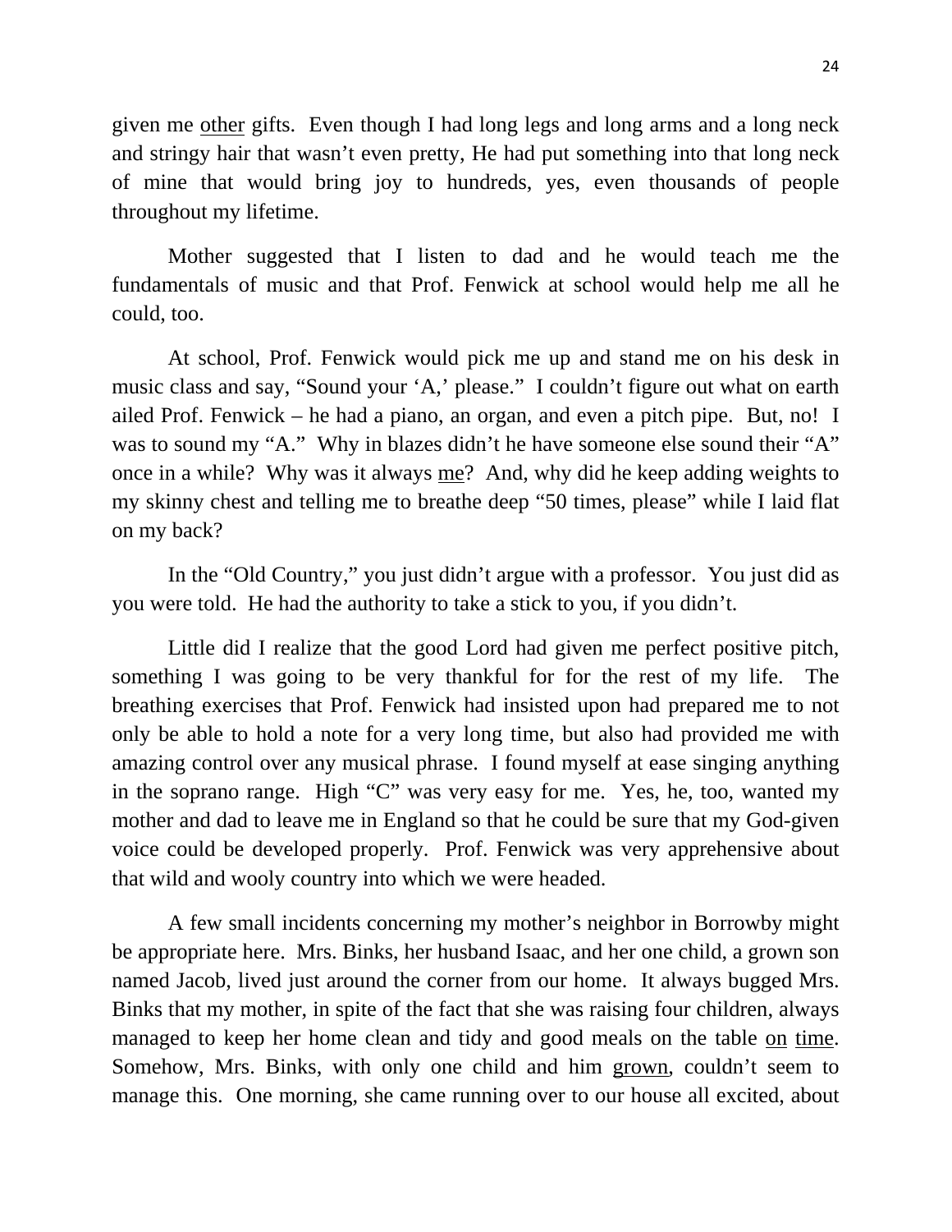given me <u>other</u> gifts. Even though I had long legs and long arms and a long neck and stringy hair that wasn't even pretty, He had put something into that long neck of mine that would bring joy to hundreds, yes, even thousands of people throughout my lifetime.

Mother suggested that I listen to dad and he would teach me the fundamentals of music and that Prof. Fenwick at school would help me all he could, too.

At school, Prof. Fenwick would pick me up and stand me on his desk in music class and say, "Sound your 'A,' please." I couldn't figure out what on earth ailed Prof. Fenwick – he had a piano, an organ, and even a pitch pipe. But, no! I was to sound my "A." Why in blazes didn't he have someone else sound their "A" once in a while? Why was it always <u>me</u>? And, why did he keep adding weights to my skinny chest and telling me to breathe deep "50 times, please" while I laid flat on my back?

In the "Old Country," you just didn't argue with a professor. You just did as you were told. He had the authority to take a stick to you, if you didn't.

Little did I realize that the good Lord had given me perfect positive pitch, something I was going to be very thankful for for the rest of my life. The breathing exercises that Prof. Fenwick had insisted upon had prepared me to not only be able to hold a note for a very long time, but also had provided me with amazing control over any musical phrase. I found myself at ease singing anything in the soprano range. High "C" was very easy for me. Yes, he, too, wanted my mother and dad to leave me in England so that he could be sure that my God-given voice could be developed properly. Prof. Fenwick was very apprehensive about that wild and wooly country into which we were headed.

A few small incidents concerning my mother's neighbor in Borrowby might be appropriate here. Mrs. Binks, her husband Isaac, and her one child, a grown son named Jacob, lived just around the corner from our home. It always bugged Mrs. Binks that my mother, in spite of the fact that she was raising four children, always managed to keep her home clean and tidy and good meals on the table <u>on</u> <u>time</u>. Somehow, Mrs. Binks, with only one child and him <u>grown</u>, couldn't seem to manage this. One morning, she came running over to our house all excited, about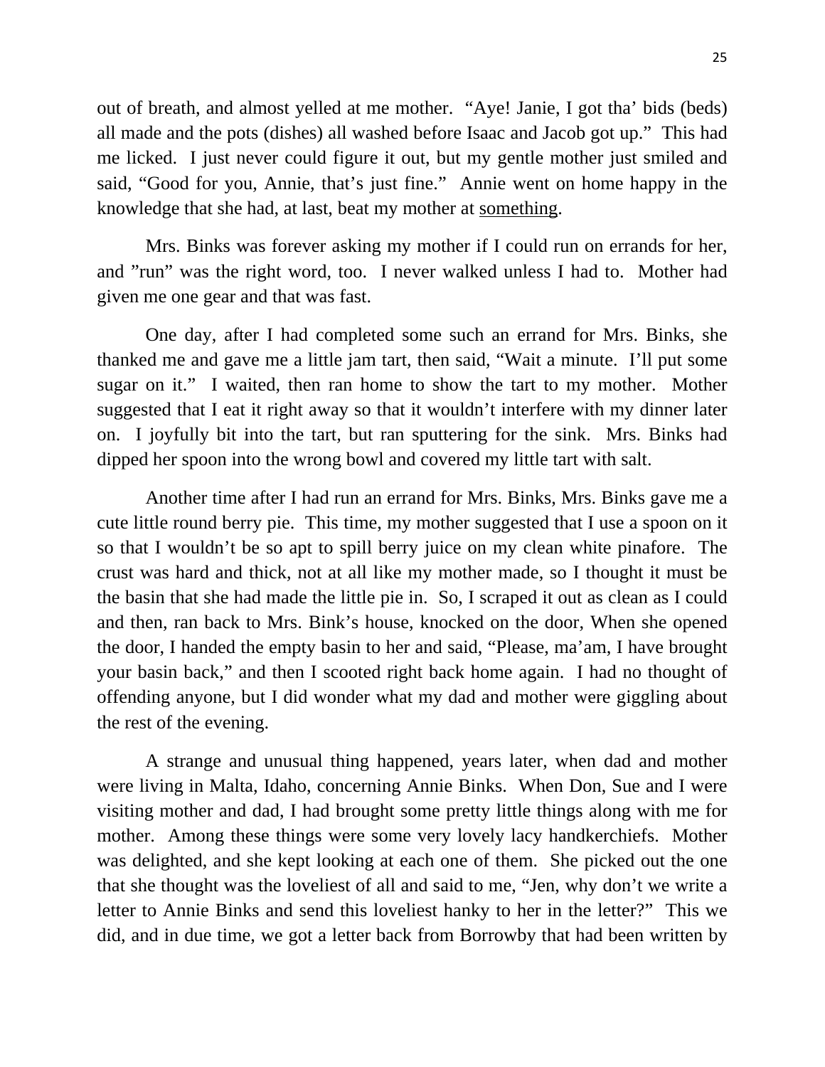out of breath, and almost yelled at me mother. "Aye! Janie, I got tha' bids (beds) all made and the pots (dishes) all washed before Isaac and Jacob got up." This had me licked. I just never could figure it out, but my gentle mother just smiled and said, "Good for you, Annie, that's just fine." Annie went on home happy in the knowledge that she had, at last, beat my mother at <u>something</u>.

Mrs. Binks was forever asking my mother if I could run on errands for her, and "run" was the right word, too. I never walked unless I had to. Mother had given me one gear and that was fast.

One day, after I had completed some such an errand for Mrs. Binks, she thanked me and gave me a little jam tart, then said, "Wait a minute. I'll put some sugar on it." I waited, then ran home to show the tart to my mother. Mother suggested that I eat it right away so that it wouldn't interfere with my dinner later on. I joyfully bit into the tart, but ran sputtering for the sink. Mrs. Binks had dipped her spoon into the wrong bowl and covered my little tart with salt.

Another time after I had run an errand for Mrs. Binks, Mrs. Binks gave me a cute little round berry pie. This time, my mother suggested that I use a spoon on it so that I wouldn't be so apt to spill berry juice on my clean white pinafore. The crust was hard and thick, not at all like my mother made, so I thought it must be the basin that she had made the little pie in. So, I scraped it out as clean as I could and then, ran back to Mrs. Bink's house, knocked on the door, When she opened the door, I handed the empty basin to her and said, "Please, ma'am, I have brought your basin back," and then I scooted right back home again. I had no thought of offending anyone, but I did wonder what my dad and mother were giggling about the rest of the evening.

A strange and unusual thing happened, years later, when dad and mother were living in Malta, Idaho, concerning Annie Binks. When Don, Sue and I were visiting mother and dad, I had brought some pretty little things along with me for mother. Among these things were some very lovely lacy handkerchiefs. Mother was delighted, and she kept looking at each one of them. She picked out the one that she thought was the loveliest of all and said to me, "Jen, why don't we write a letter to Annie Binks and send this loveliest hanky to her in the letter?" This we did, and in due time, we got a letter back from Borrowby that had been written by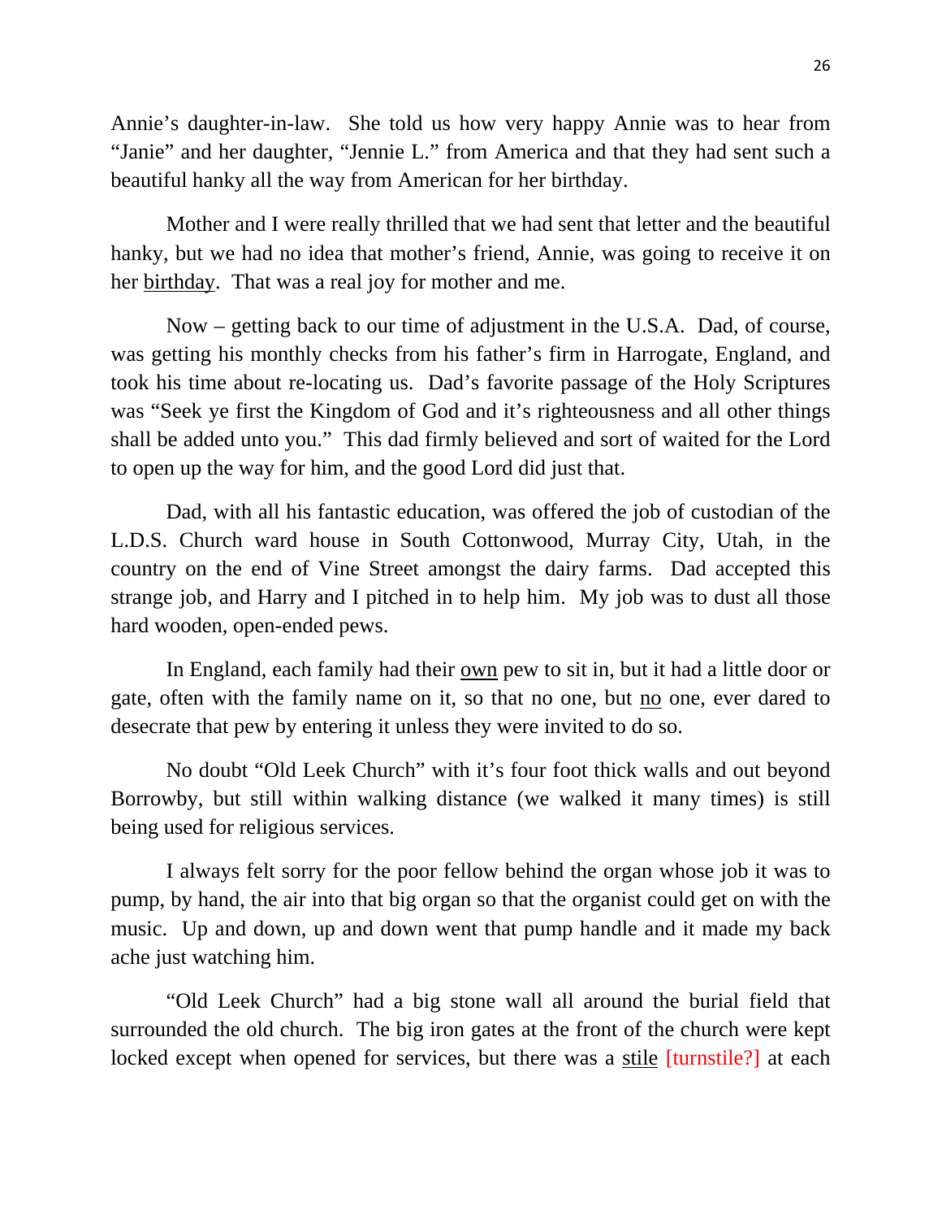Annie's daughter-in-law. She told us how very happy Annie was to hear from "Janie" and her daughter, "Jennie L." from America and that they had sent such a beautiful hanky all the way from American for her birthday.

Mother and I were really thrilled that we had sent that letter and the beautiful hanky, but we had no idea that mother's friend, Annie, was going to receive it on her <u>birthday</u>. That was a real joy for mother and me.

Now – getting back to our time of adjustment in the U.S.A. Dad, of course, was getting his monthly checks from his father's firm in Harrogate, England, and took his time about re-locating us. Dad's favorite passage of the Holy Scriptures was "Seek ye first the Kingdom of God and it's righteousness and all other things shall be added unto you." This dad firmly believed and sort of waited for the Lord to open up the way for him, and the good Lord did just that.

Dad, with all his fantastic education, was offered the job of custodian of the L.D.S. Church ward house in South Cottonwood, Murray City, Utah, in the country on the end of Vine Street amongst the dairy farms. Dad accepted this strange job, and Harry and I pitched in to help him. My job was to dust all those hard wooden, open-ended pews.

In England, each family had their <u>own</u> pew to sit in, but it had a little door or gate, often with the family name on it, so that no one, but <u>no</u> one, ever dared to desecrate that pew by entering it unless they were invited to do so.

No doubt "Old Leek Church" with it's four foot thick walls and out beyond Borrowby, but still within walking distance (we walked it many times) is still being used for religious services.

I always felt sorry for the poor fellow behind the organ whose job it was to pump, by hand, the air into that big organ so that the organist could get on with the music. Up and down, up and down went that pump handle and it made my back ache just watching him.

"Old Leek Church" had a big stone wall all around the burial field that surrounded the old church. The big iron gates at the front of the church were kept locked except when opened for services, but there was a <u>stile</u> [turnstile?] at each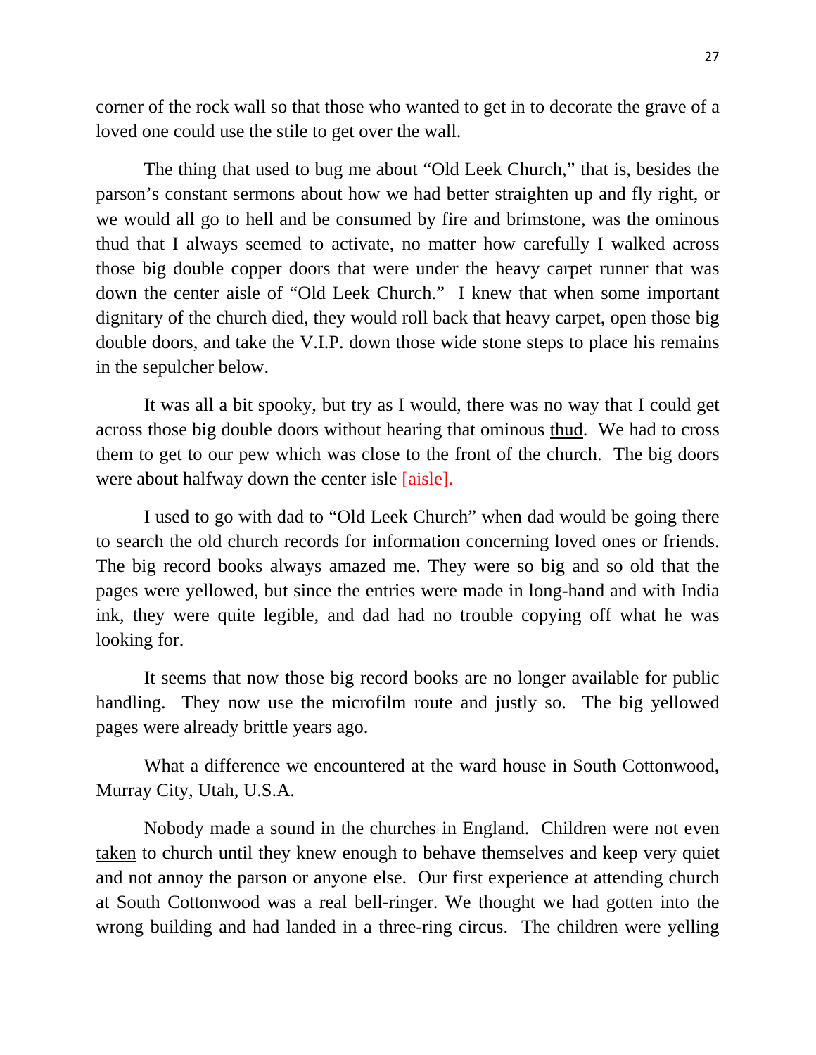corner of the rock wall so that those who wanted to get in to decorate the grave of a loved one could use the stile to get over the wall.

The thing that used to bug me about "Old Leek Church," that is, besides the parson's constant sermons about how we had better straighten up and fly right, or we would all go to hell and be consumed by fire and brimstone, was the ominous thud that I always seemed to activate, no matter how carefully I walked across those big double copper doors that were under the heavy carpet runner that was down the center aisle of "Old Leek Church." I knew that when some important dignitary of the church died, they would roll back that heavy carpet, open those big double doors, and take the V.I.P. down those wide stone steps to place his remains in the sepulcher below.

It was all a bit spooky, but try as I would, there was no way that I could get across those big double doors without hearing that ominous <u>thud</u>. We had to cross them to get to our pew which was close to the front of the church. The big doors were about halfway down the center isle [aisle].

I used to go with dad to "Old Leek Church" when dad would be going there to search the old church records for information concerning loved ones or friends. The big record books always amazed me. They were so big and so old that the pages were yellowed, but since the entries were made in long-hand and with India ink, they were quite legible, and dad had no trouble copying off what he was looking for.

It seems that now those big record books are no longer available for public handling. They now use the microfilm route and justly so. The big yellowed pages were already brittle years ago.

What a difference we encountered at the ward house in South Cottonwood, Murray City, Utah, U.S.A.

Nobody made a sound in the churches in England. Children were not even <u>taken</u> to church until they knew enough to behave themselves and keep very quiet and not annoy the parson or anyone else. Our first experience at attending church at South Cottonwood was a real bell-ringer. We thought we had gotten into the wrong building and had landed in a three-ring circus. The children were yelling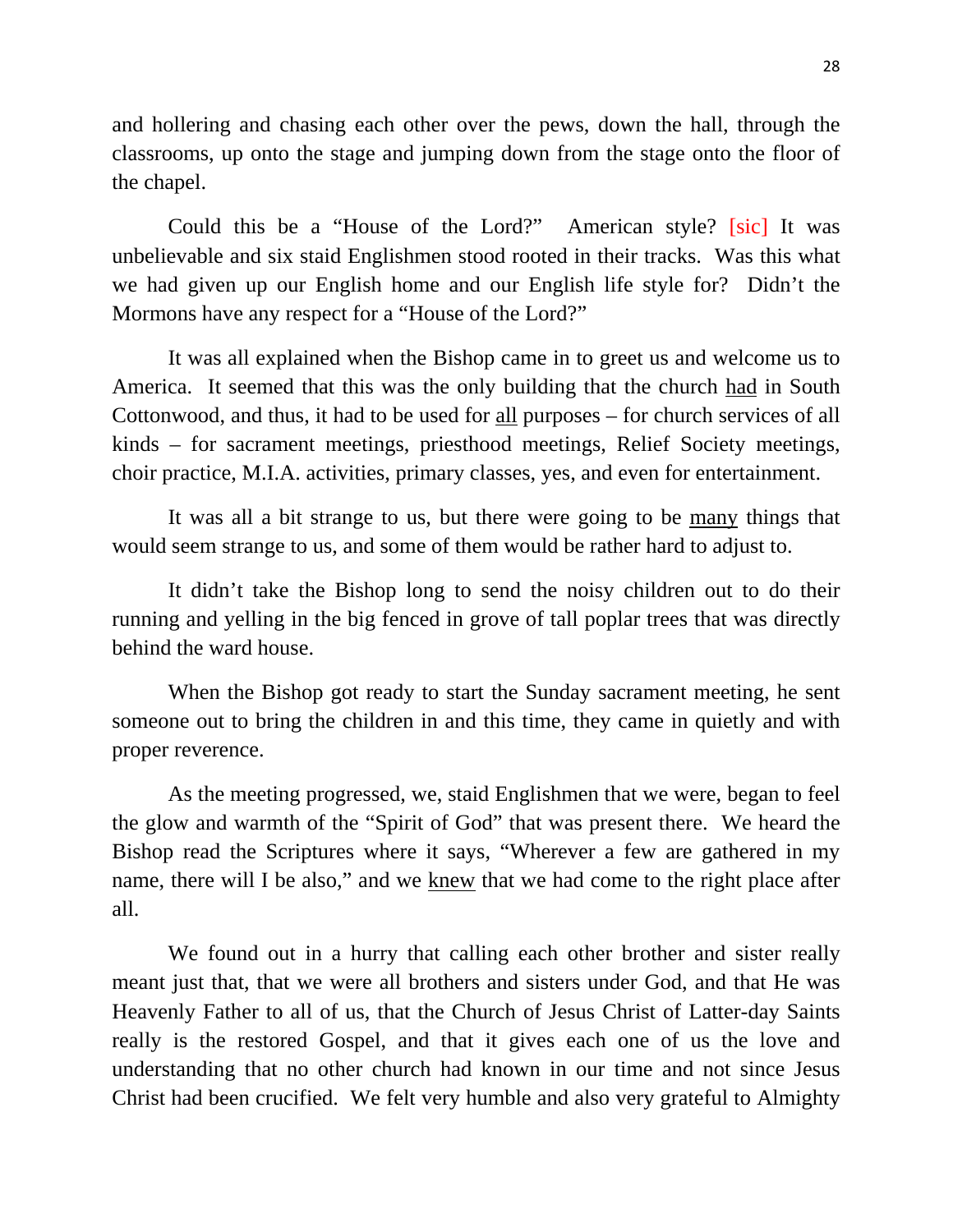and hollering and chasing each other over the pews, down the hall, through the classrooms, up onto the stage and jumping down from the stage onto the floor of the chapel.

Could this be a "House of the Lord?" American style? [sic] It was unbelievable and six staid Englishmen stood rooted in their tracks. Was this what we had given up our English home and our English life style for? Didn't the Mormons have any respect for a "House of the Lord?"

It was all explained when the Bishop came in to greet us and welcome us to America. It seemed that this was the only building that the church <u>had</u> in South Cottonwood, and thus, it had to be used for <u>all</u> purposes – for church services of all kinds – for sacrament meetings, priesthood meetings, Relief Society meetings, choir practice, M.I.A. activities, primary classes, yes, and even for entertainment.

It was all a bit strange to us, but there were going to be <u>many</u> things that would seem strange to us, and some of them would be rather hard to adjust to.

It didn't take the Bishop long to send the noisy children out to do their running and yelling in the big fenced in grove of tall poplar trees that was directly behind the ward house.

When the Bishop got ready to start the Sunday sacrament meeting, he sent someone out to bring the children in and this time, they came in quietly and with proper reverence.

As the meeting progressed, we, staid Englishmen that we were, began to feel the glow and warmth of the "Spirit of God" that was present there. We heard the Bishop read the Scriptures where it says, "Wherever a few are gathered in my name, there will I be also," and we <u>knew</u> that we had come to the right place after all.

We found out in a hurry that calling each other brother and sister really meant just that, that we were all brothers and sisters under God, and that He was Heavenly Father to all of us, that the Church of Jesus Christ of Latter-day Saints really is the restored Gospel, and that it gives each one of us the love and understanding that no other church had known in our time and not since Jesus Christ had been crucified. We felt very humble and also very grateful to Almighty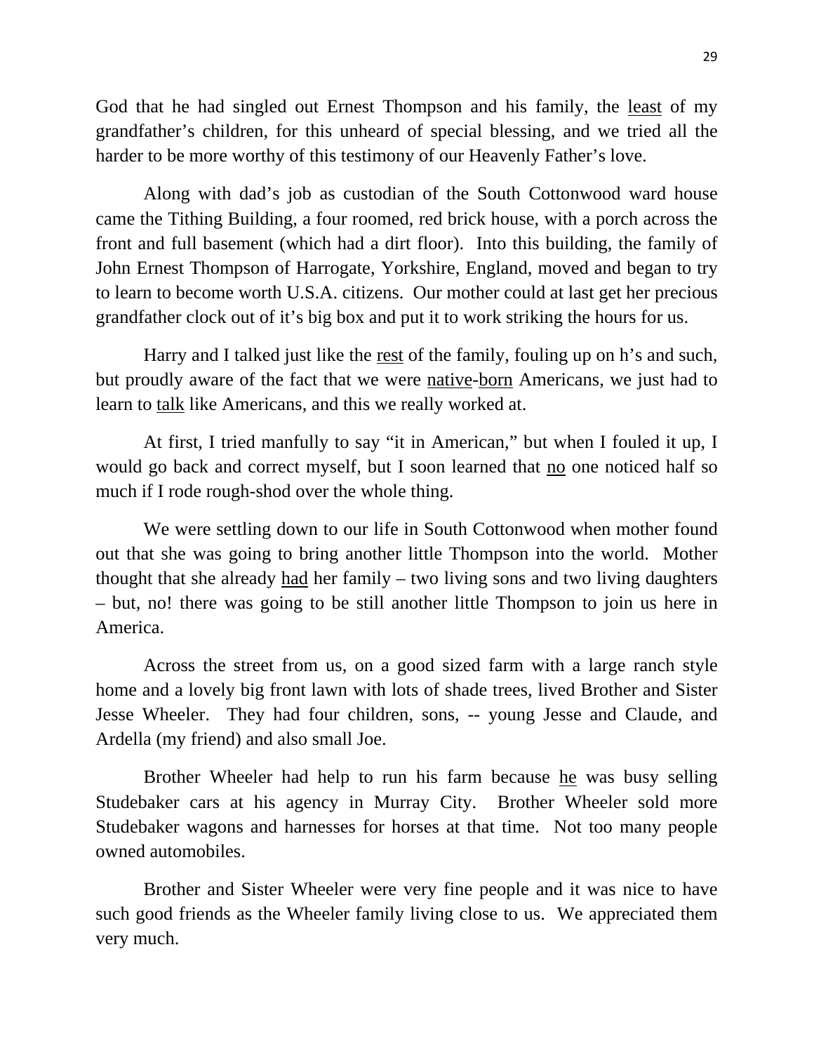God that he had singled out Ernest Thompson and his family, the <u>least</u> of my grandfather's children, for this unheard of special blessing, and we tried all the harder to be more worthy of this testimony of our Heavenly Father's love.

Along with dad's job as custodian of the South Cottonwood ward house came the Tithing Building, a four roomed, red brick house, with a porch across the front and full basement (which had a dirt floor). Into this building, the family of John Ernest Thompson of Harrogate, Yorkshire, England, moved and began to try to learn to become worth U.S.A. citizens. Our mother could at last get her precious grandfather clock out of it's big box and put it to work striking the hours for us.

Harry and I talked just like the <u>rest</u> of the family, fouling up on h's and such, but proudly aware of the fact that we were <u>native</u>-<u>born</u> Americans, we just had to learn to <u>talk</u> like Americans, and this we really worked at.

At first, I tried manfully to say "it in American," but when I fouled it up, I would go back and correct myself, but I soon learned that <u>no</u> one noticed half so much if I rode rough-shod over the whole thing.

We were settling down to our life in South Cottonwood when mother found out that she was going to bring another little Thompson into the world. Mother thought that she already <u>had</u> her family – two living sons and two living daughters – but, no! there was going to be still another little Thompson to join us here in America.

Across the street from us, on a good sized farm with a large ranch style home and a lovely big front lawn with lots of shade trees, lived Brother and Sister Jesse Wheeler. They had four children, sons, -- young Jesse and Claude, and Ardella (my friend) and also small Joe.

Brother Wheeler had help to run his farm because <u>he</u> was busy selling Studebaker cars at his agency in Murray City. Brother Wheeler sold more Studebaker wagons and harnesses for horses at that time. Not too many people owned automobiles.

Brother and Sister Wheeler were very fine people and it was nice to have such good friends as the Wheeler family living close to us. We appreciated them very much.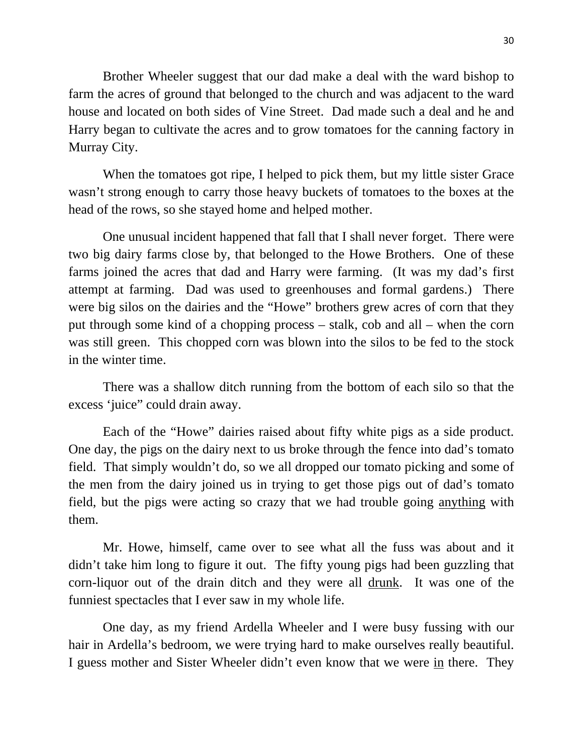Brother Wheeler suggest that our dad make a deal with the ward bishop to farm the acres of ground that belonged to the church and was adjacent to the ward house and located on both sides of Vine Street. Dad made such a deal and he and Harry began to cultivate the acres and to grow tomatoes for the canning factory in Murray City.

When the tomatoes got ripe, I helped to pick them, but my little sister Grace wasn't strong enough to carry those heavy buckets of tomatoes to the boxes at the head of the rows, so she stayed home and helped mother.

One unusual incident happened that fall that I shall never forget. There were two big dairy farms close by, that belonged to the Howe Brothers. One of these farms joined the acres that dad and Harry were farming. (It was my dad's first attempt at farming. Dad was used to greenhouses and formal gardens.) There were big silos on the dairies and the "Howe" brothers grew acres of corn that they put through some kind of a chopping process – stalk, cob and all – when the corn was still green. This chopped corn was blown into the silos to be fed to the stock in the winter time.

There was a shallow ditch running from the bottom of each silo so that the excess 'juice" could drain away.

Each of the "Howe" dairies raised about fifty white pigs as a side product. One day, the pigs on the dairy next to us broke through the fence into dad's tomato field. That simply wouldn't do, so we all dropped our tomato picking and some of the men from the dairy joined us in trying to get those pigs out of dad's tomato field, but the pigs were acting so crazy that we had trouble going <u>anything</u> with them.

Mr. Howe, himself, came over to see what all the fuss was about and it didn't take him long to figure it out. The fifty young pigs had been guzzling that corn-liquor out of the drain ditch and they were all <u>drunk</u>. It was one of the funniest spectacles that I ever saw in my whole life.

One day, as my friend Ardella Wheeler and I were busy fussing with our hair in Ardella's bedroom, we were trying hard to make ourselves really beautiful. I guess mother and Sister Wheeler didn't even know that we were <u>in</u> there. They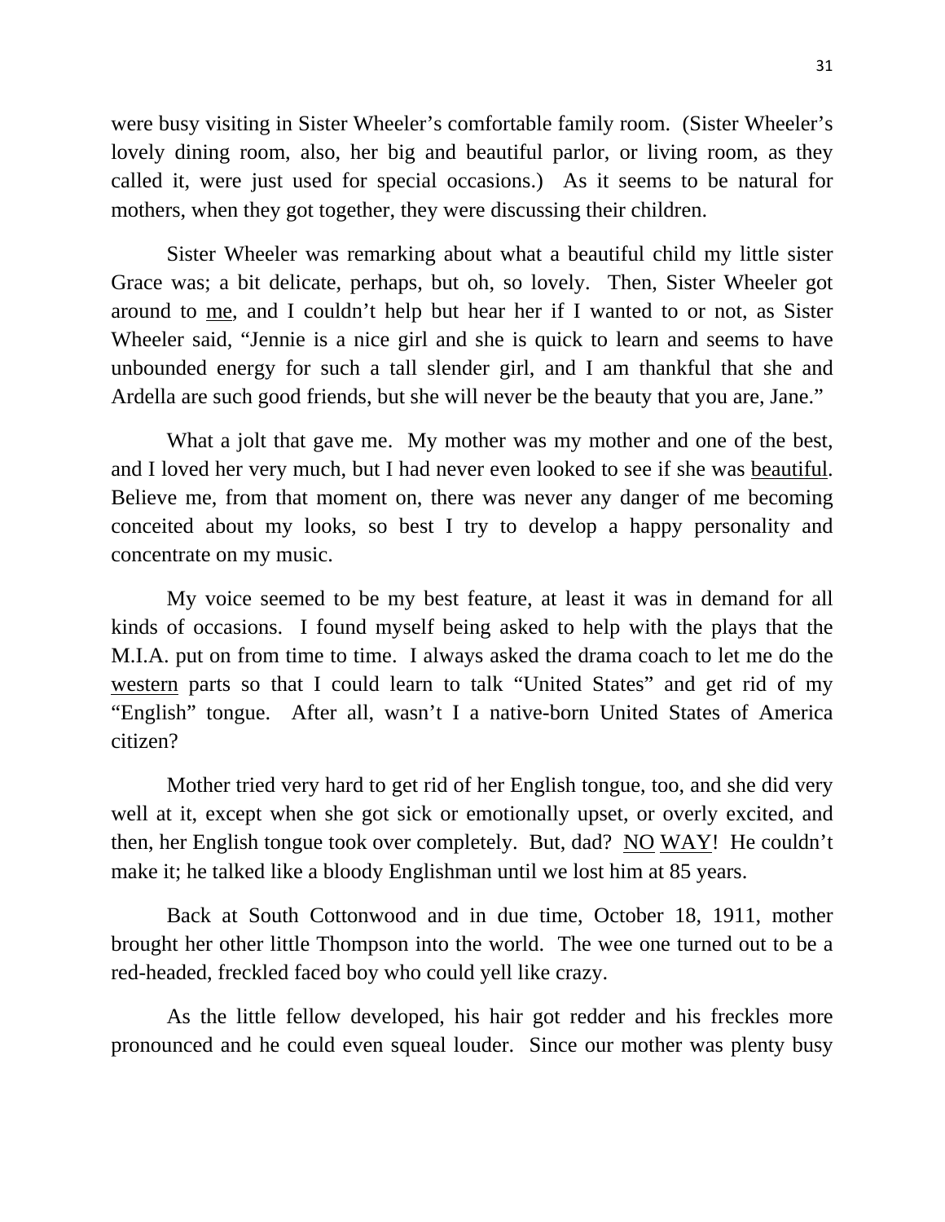were busy visiting in Sister Wheeler's comfortable family room. (Sister Wheeler's lovely dining room, also, her big and beautiful parlor, or living room, as they called it, were just used for special occasions.) As it seems to be natural for mothers, when they got together, they were discussing their children.

Sister Wheeler was remarking about what a beautiful child my little sister Grace was; a bit delicate, perhaps, but oh, so lovely. Then, Sister Wheeler got around to <u>me</u>, and I couldn't help but hear her if I wanted to or not, as Sister Wheeler said, "Jennie is a nice girl and she is quick to learn and seems to have unbounded energy for such a tall slender girl, and I am thankful that she and Ardella are such good friends, but she will never be the beauty that you are, Jane."

What a jolt that gave me. My mother was my mother and one of the best, and I loved her very much, but I had never even looked to see if she was <u>beautiful</u>. Believe me, from that moment on, there was never any danger of me becoming conceited about my looks, so best I try to develop a happy personality and concentrate on my music.

My voice seemed to be my best feature, at least it was in demand for all kinds of occasions. I found myself being asked to help with the plays that the M.I.A. put on from time to time. I always asked the drama coach to let me do the <u>western</u> parts so that I could learn to talk "United States" and get rid of my "English" tongue. After all, wasn't I a native-born United States of America citizen?

Mother tried very hard to get rid of her English tongue, too, and she did very well at it, except when she got sick or emotionally upset, or overly excited, and then, her English tongue took over completely. But, dad? <u>NO</u> <u>WAY</u>! He couldn't make it; he talked like a bloody Englishman until we lost him at 85 years.

Back at South Cottonwood and in due time, October 18, 1911, mother brought her other little Thompson into the world. The wee one turned out to be a red-headed, freckled faced boy who could yell like crazy.

As the little fellow developed, his hair got redder and his freckles more pronounced and he could even squeal louder. Since our mother was plenty busy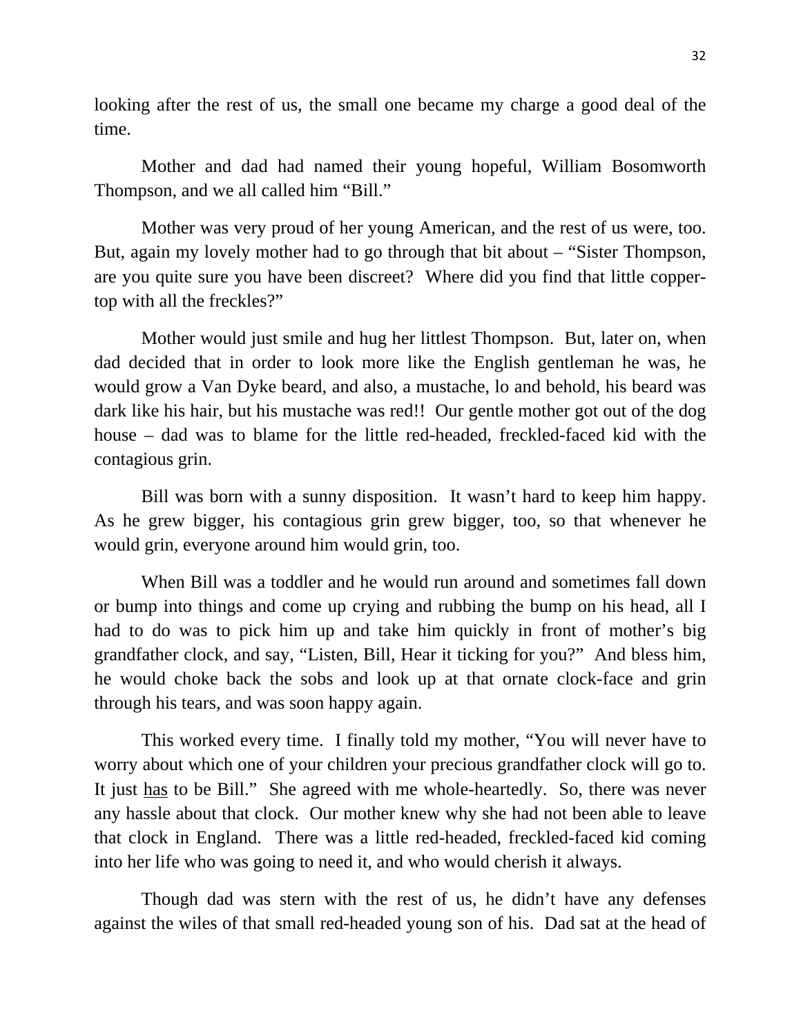looking after the rest of us, the small one became my charge a good deal of the time.

Mother and dad had named their young hopeful, William Bosomworth Thompson, and we all called him "Bill."

Mother was very proud of her young American, and the rest of us were, too. But, again my lovely mother had to go through that bit about – "Sister Thompson, are you quite sure you have been discreet? Where did you find that little copper-top with all the freckles?"

Mother would just smile and hug her littlest Thompson. But, later on, when dad decided that in order to look more like the English gentleman he was, he would grow a Van Dyke beard, and also, a mustache, lo and behold, his beard was dark like his hair, but his mustache was red!! Our gentle mother got out of the dog house – dad was to blame for the little red-headed, freckled-faced kid with the contagious grin.

Bill was born with a sunny disposition. It wasn't hard to keep him happy. As he grew bigger, his contagious grin grew bigger, too, so that whenever he would grin, everyone around him would grin, too.

When Bill was a toddler and he would run around and sometimes fall down or bump into things and come up crying and rubbing the bump on his head, all I had to do was to pick him up and take him quickly in front of mother's big grandfather clock, and say, "Listen, Bill, Hear it ticking for you?" And bless him, he would choke back the sobs and look up at that ornate clock-face and grin through his tears, and was soon happy again.

This worked every time. I finally told my mother, "You will never have to worry about which one of your children your precious grandfather clock will go to. It just <u>has</u> to be Bill." She agreed with me whole-heartedly. So, there was never any hassle about that clock. Our mother knew why she had not been able to leave that clock in England. There was a little red-headed, freckled-faced kid coming into her life who was going to need it, and who would cherish it always.

Though dad was stern with the rest of us, he didn't have any defenses against the wiles of that small red-headed young son of his. Dad sat at the head of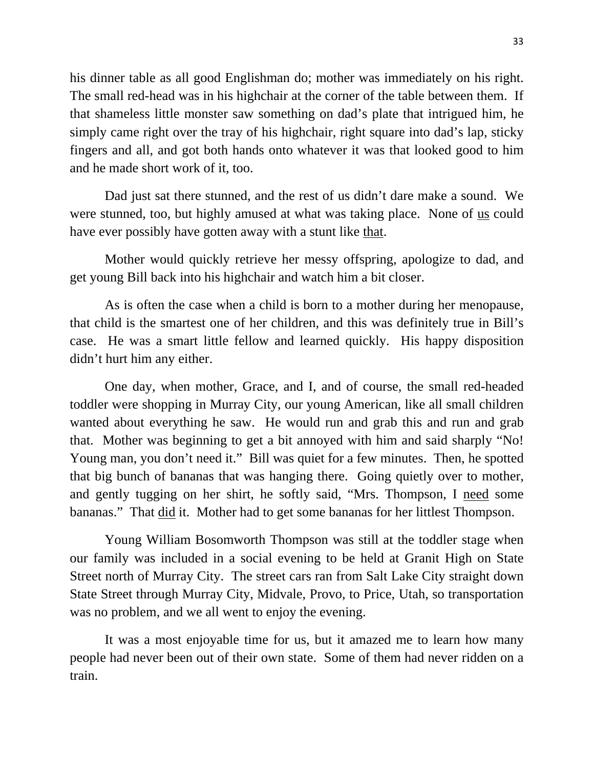his dinner table as all good Englishman do; mother was immediately on his right. The small red-head was in his highchair at the corner of the table between them. If that shameless little monster saw something on dad's plate that intrigued him, he simply came right over the tray of his highchair, right square into dad's lap, sticky fingers and all, and got both hands onto whatever it was that looked good to him and he made short work of it, too.

Dad just sat there stunned, and the rest of us didn't dare make a sound. We were stunned, too, but highly amused at what was taking place. None of <u>us</u> could have ever possibly have gotten away with a stunt like <u>that</u>.

Mother would quickly retrieve her messy offspring, apologize to dad, and get young Bill back into his highchair and watch him a bit closer.

As is often the case when a child is born to a mother during her menopause, that child is the smartest one of her children, and this was definitely true in Bill's case. He was a smart little fellow and learned quickly. His happy disposition didn't hurt him any either.

One day, when mother, Grace, and I, and of course, the small red-headed toddler were shopping in Murray City, our young American, like all small children wanted about everything he saw. He would run and grab this and run and grab that. Mother was beginning to get a bit annoyed with him and said sharply "No! Young man, you don't need it." Bill was quiet for a few minutes. Then, he spotted that big bunch of bananas that was hanging there. Going quietly over to mother, and gently tugging on her shirt, he softly said, "Mrs. Thompson, I <u>need</u> some bananas." That <u>did</u> it. Mother had to get some bananas for her littlest Thompson.

Young William Bosomworth Thompson was still at the toddler stage when our family was included in a social evening to be held at Granit High on State Street north of Murray City. The street cars ran from Salt Lake City straight down State Street through Murray City, Midvale, Provo, to Price, Utah, so transportation was no problem, and we all went to enjoy the evening.

It was a most enjoyable time for us, but it amazed me to learn how many people had never been out of their own state. Some of them had never ridden on a train.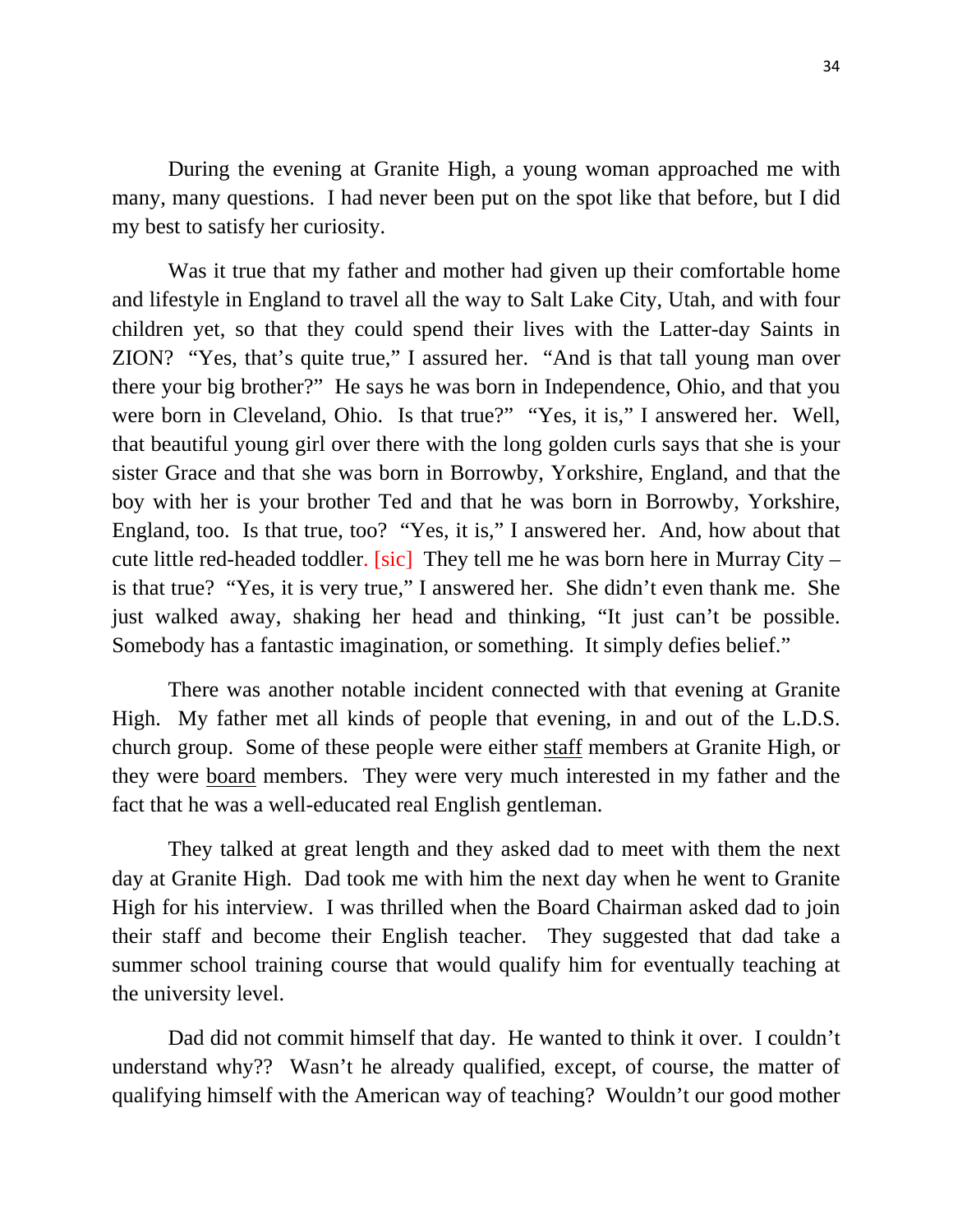During the evening at Granite High, a young woman approached me with many, many questions. I had never been put on the spot like that before, but I did my best to satisfy her curiosity.

Was it true that my father and mother had given up their comfortable home and lifestyle in England to travel all the way to Salt Lake City, Utah, and with four children yet, so that they could spend their lives with the Latter-day Saints in ZION? "Yes, that's quite true," I assured her. "And is that tall young man over there your big brother?" He says he was born in Independence, Ohio, and that you were born in Cleveland, Ohio. Is that true?" "Yes, it is," I answered her. Well, that beautiful young girl over there with the long golden curls says that she is your sister Grace and that she was born in Borrowby, Yorkshire, England, and that the boy with her is your brother Ted and that he was born in Borrowby, Yorkshire, England, too. Is that true, too? "Yes, it is," I answered her. And, how about that cute little red-headed toddler. [sic] They tell me he was born here in Murray City – is that true? "Yes, it is very true," I answered her. She didn't even thank me. She just walked away, shaking her head and thinking, "It just can't be possible. Somebody has a fantastic imagination, or something. It simply defies belief."

There was another notable incident connected with that evening at Granite High. My father met all kinds of people that evening, in and out of the L.D.S. church group. Some of these people were either <u>staff</u> members at Granite High, or they were <u>board</u> members. They were very much interested in my father and the fact that he was a well-educated real English gentleman.

They talked at great length and they asked dad to meet with them the next day at Granite High. Dad took me with him the next day when he went to Granite High for his interview. I was thrilled when the Board Chairman asked dad to join their staff and become their English teacher. They suggested that dad take a summer school training course that would qualify him for eventually teaching at the university level.

Dad did not commit himself that day. He wanted to think it over. I couldn't understand why?? Wasn't he already qualified, except, of course, the matter of qualifying himself with the American way of teaching? Wouldn't our good mother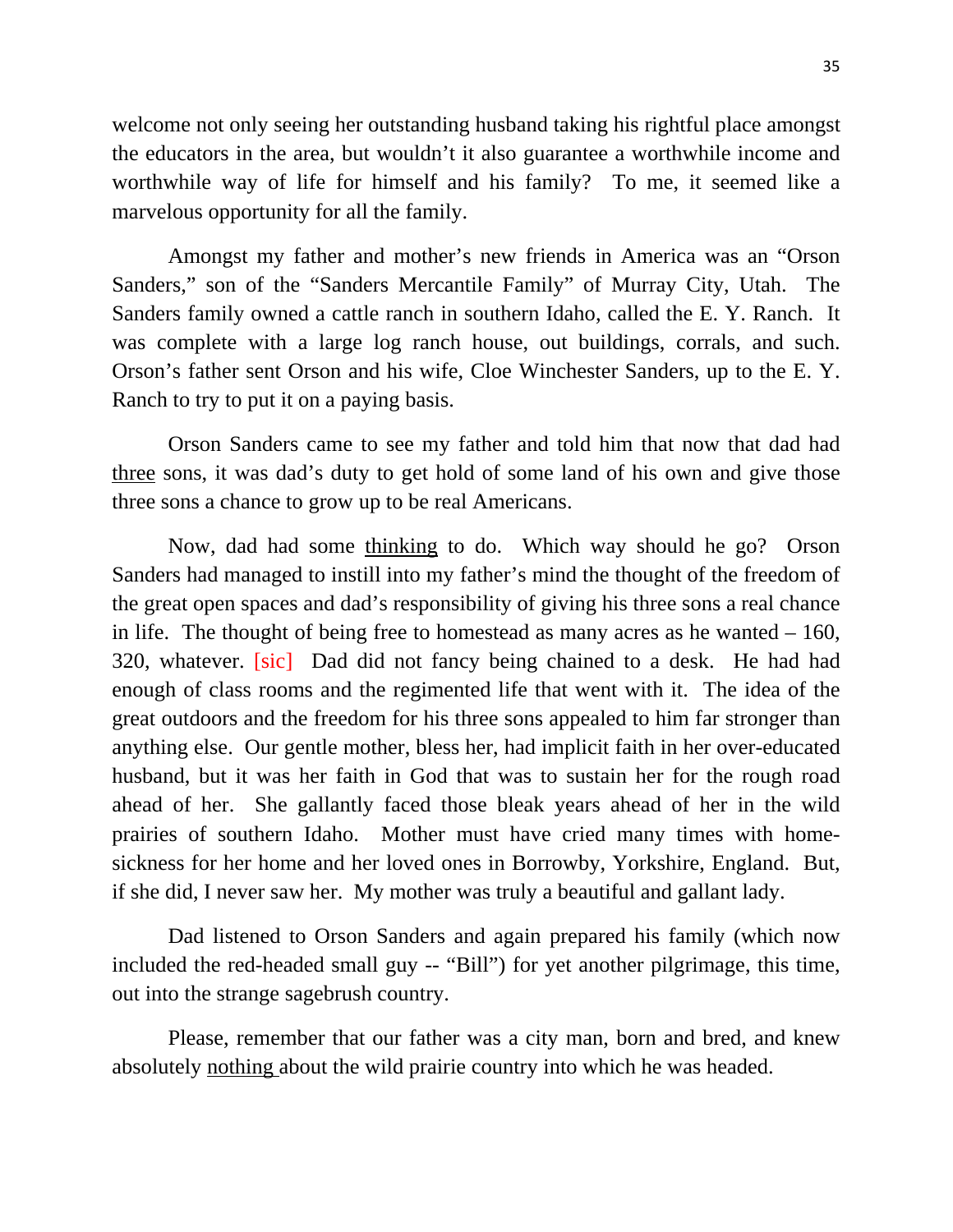welcome not only seeing her outstanding husband taking his rightful place amongst the educators in the area, but wouldn't it also guarantee a worthwhile income and worthwhile way of life for himself and his family? To me, it seemed like a marvelous opportunity for all the family.

Amongst my father and mother's new friends in America was an "Orson Sanders," son of the "Sanders Mercantile Family" of Murray City, Utah. The Sanders family owned a cattle ranch in southern Idaho, called the E. Y. Ranch. It was complete with a large log ranch house, out buildings, corrals, and such. Orson's father sent Orson and his wife, Cloe Winchester Sanders, up to the E. Y. Ranch to try to put it on a paying basis.

Orson Sanders came to see my father and told him that now that dad had <u>three</u> sons, it was dad's duty to get hold of some land of his own and give those three sons a chance to grow up to be real Americans.

Now, dad had some <u>thinking</u> to do. Which way should he go? Orson Sanders had managed to instill into my father's mind the thought of the freedom of the great open spaces and dad's responsibility of giving his three sons a real chance in life. The thought of being free to homestead as many acres as he wanted – 160, 320, whatever. [sic] Dad did not fancy being chained to a desk. He had had enough of class rooms and the regimented life that went with it. The idea of the great outdoors and the freedom for his three sons appealed to him far stronger than anything else. Our gentle mother, bless her, had implicit faith in her over-educated husband, but it was her faith in God that was to sustain her for the rough road ahead of her. She gallantly faced those bleak years ahead of her in the wild prairies of southern Idaho. Mother must have cried many times with home-sickness for her home and her loved ones in Borrowby, Yorkshire, England. But, if she did, I never saw her. My mother was truly a beautiful and gallant lady.

Dad listened to Orson Sanders and again prepared his family (which now included the red-headed small guy -- "Bill") for yet another pilgrimage, this time, out into the strange sagebrush country.

Please, remember that our father was a city man, born and bred, and knew absolutely <u>nothing</u> about the wild prairie country into which he was headed.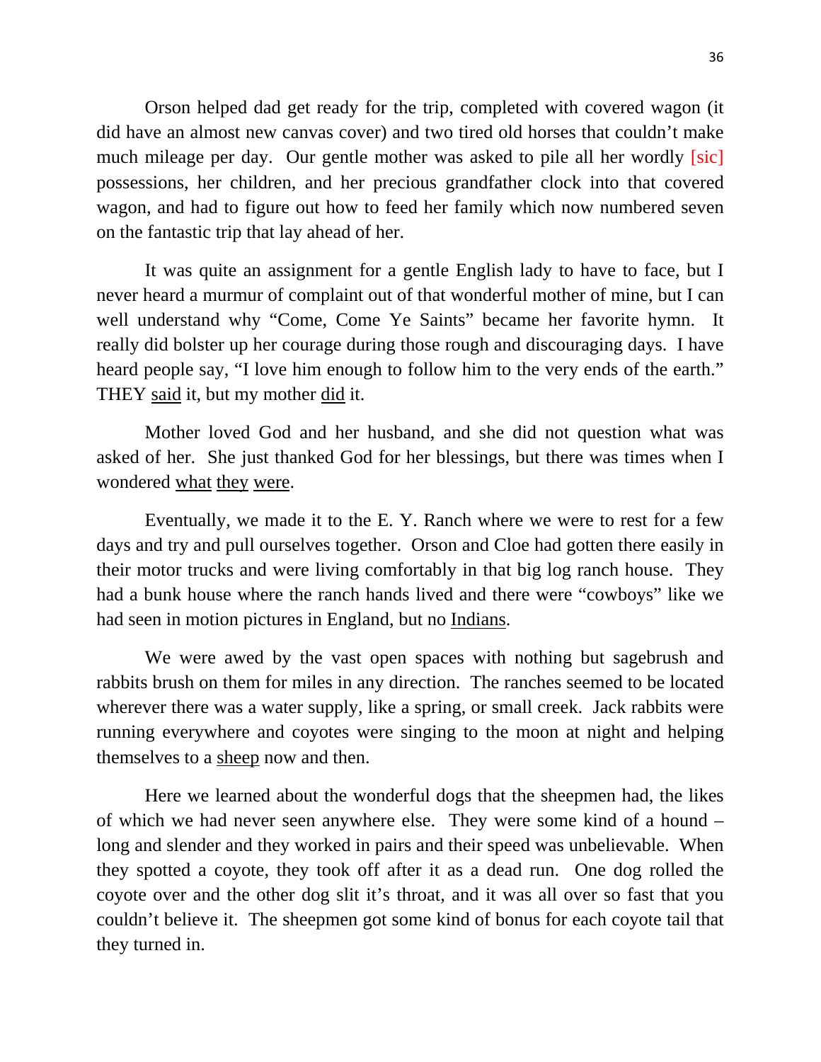Orson helped dad get ready for the trip, completed with covered wagon (it did have an almost new canvas cover) and two tired old horses that couldn't make much mileage per day. Our gentle mother was asked to pile all her wordly [sic] possessions, her children, and her precious grandfather clock into that covered wagon, and had to figure out how to feed her family which now numbered seven on the fantastic trip that lay ahead of her.

It was quite an assignment for a gentle English lady to have to face, but I never heard a murmur of complaint out of that wonderful mother of mine, but I can well understand why "Come, Come Ye Saints" became her favorite hymn. It really did bolster up her courage during those rough and discouraging days. I have heard people say, "I love him enough to follow him to the very ends of the earth." THEY <u>said</u> it, but my mother <u>did</u> it.

Mother loved God and her husband, and she did not question what was asked of her. She just thanked God for her blessings, but there was times when I wondered <u>what</u> <u>they</u> <u>were</u>.

Eventually, we made it to the E. Y. Ranch where we were to rest for a few days and try and pull ourselves together. Orson and Cloe had gotten there easily in their motor trucks and were living comfortably in that big log ranch house. They had a bunk house where the ranch hands lived and there were "cowboys" like we had seen in motion pictures in England, but no <u>Indians</u>.

We were awed by the vast open spaces with nothing but sagebrush and rabbits brush on them for miles in any direction. The ranches seemed to be located wherever there was a water supply, like a spring, or small creek. Jack rabbits were running everywhere and coyotes were singing to the moon at night and helping themselves to a <u>sheep</u> now and then.

Here we learned about the wonderful dogs that the sheepmen had, the likes of which we had never seen anywhere else. They were some kind of a hound – long and slender and they worked in pairs and their speed was unbelievable. When they spotted a coyote, they took off after it as a dead run. One dog rolled the coyote over and the other dog slit it's throat, and it was all over so fast that you couldn't believe it. The sheepmen got some kind of bonus for each coyote tail that they turned in.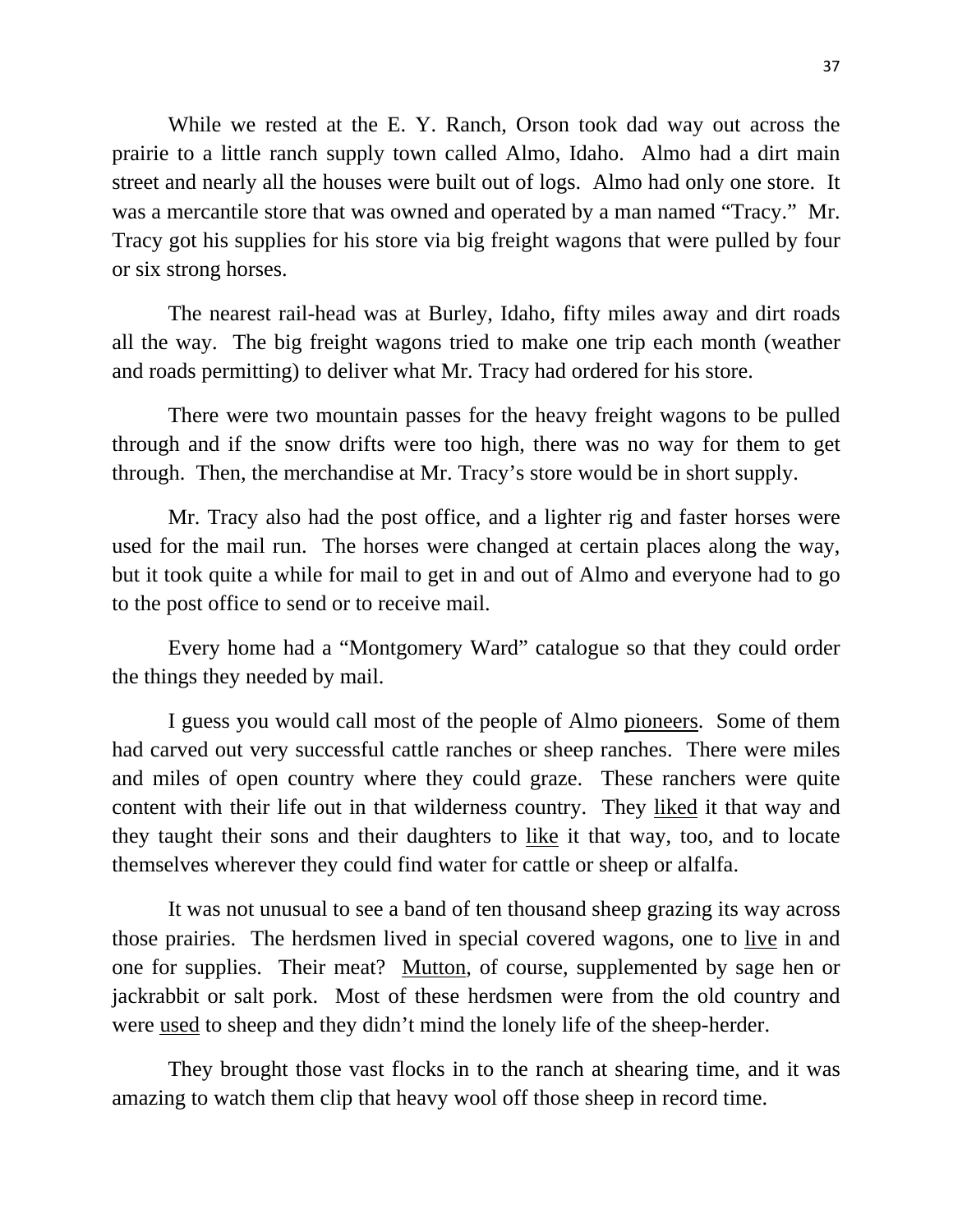While we rested at the E. Y. Ranch, Orson took dad way out across the prairie to a little ranch supply town called Almo, Idaho. Almo had a dirt main street and nearly all the houses were built out of logs. Almo had only one store. It was a mercantile store that was owned and operated by a man named "Tracy." Mr. Tracy got his supplies for his store via big freight wagons that were pulled by four or six strong horses.

The nearest rail-head was at Burley, Idaho, fifty miles away and dirt roads all the way. The big freight wagons tried to make one trip each month (weather and roads permitting) to deliver what Mr. Tracy had ordered for his store.

There were two mountain passes for the heavy freight wagons to be pulled through and if the snow drifts were too high, there was no way for them to get through. Then, the merchandise at Mr. Tracy's store would be in short supply.

Mr. Tracy also had the post office, and a lighter rig and faster horses were used for the mail run. The horses were changed at certain places along the way, but it took quite a while for mail to get in and out of Almo and everyone had to go to the post office to send or to receive mail.

Every home had a "Montgomery Ward" catalogue so that they could order the things they needed by mail.

I guess you would call most of the people of Almo <u>pioneers</u>. Some of them had carved out very successful cattle ranches or sheep ranches. There were miles and miles of open country where they could graze. These ranchers were quite content with their life out in that wilderness country. They <u>liked</u> it that way and they taught their sons and their daughters to <u>like</u> it that way, too, and to locate themselves wherever they could find water for cattle or sheep or alfalfa.

It was not unusual to see a band of ten thousand sheep grazing its way across those prairies. The herdsmen lived in special covered wagons, one to <u>live</u> in and one for supplies. Their meat? <u>Mutton</u>, of course, supplemented by sage hen or jackrabbit or salt pork. Most of these herdsmen were from the old country and were <u>used</u> to sheep and they didn't mind the lonely life of the sheep-herder.

They brought those vast flocks in to the ranch at shearing time, and it was amazing to watch them clip that heavy wool off those sheep in record time.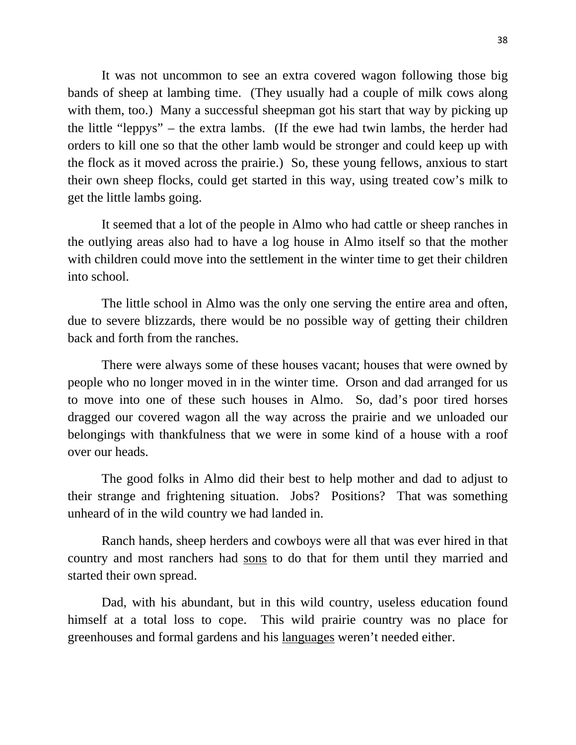It was not uncommon to see an extra covered wagon following those big bands of sheep at lambing time. (They usually had a couple of milk cows along with them, too.) Many a successful sheepman got his start that way by picking up the little "leppys" – the extra lambs. (If the ewe had twin lambs, the herder had orders to kill one so that the other lamb would be stronger and could keep up with the flock as it moved across the prairie.) So, these young fellows, anxious to start their own sheep flocks, could get started in this way, using treated cow's milk to get the little lambs going.

It seemed that a lot of the people in Almo who had cattle or sheep ranches in the outlying areas also had to have a log house in Almo itself so that the mother with children could move into the settlement in the winter time to get their children into school.

The little school in Almo was the only one serving the entire area and often, due to severe blizzards, there would be no possible way of getting their children back and forth from the ranches.

There were always some of these houses vacant; houses that were owned by people who no longer moved in in the winter time. Orson and dad arranged for us to move into one of these such houses in Almo. So, dad's poor tired horses dragged our covered wagon all the way across the prairie and we unloaded our belongings with thankfulness that we were in some kind of a house with a roof over our heads.

The good folks in Almo did their best to help mother and dad to adjust to their strange and frightening situation. Jobs? Positions? That was something unheard of in the wild country we had landed in.

Ranch hands, sheep herders and cowboys were all that was ever hired in that country and most ranchers had <u>sons</u> to do that for them until they married and started their own spread.

Dad, with his abundant, but in this wild country, useless education found himself at a total loss to cope. This wild prairie country was no place for greenhouses and formal gardens and his <u>languages</u> weren't needed either.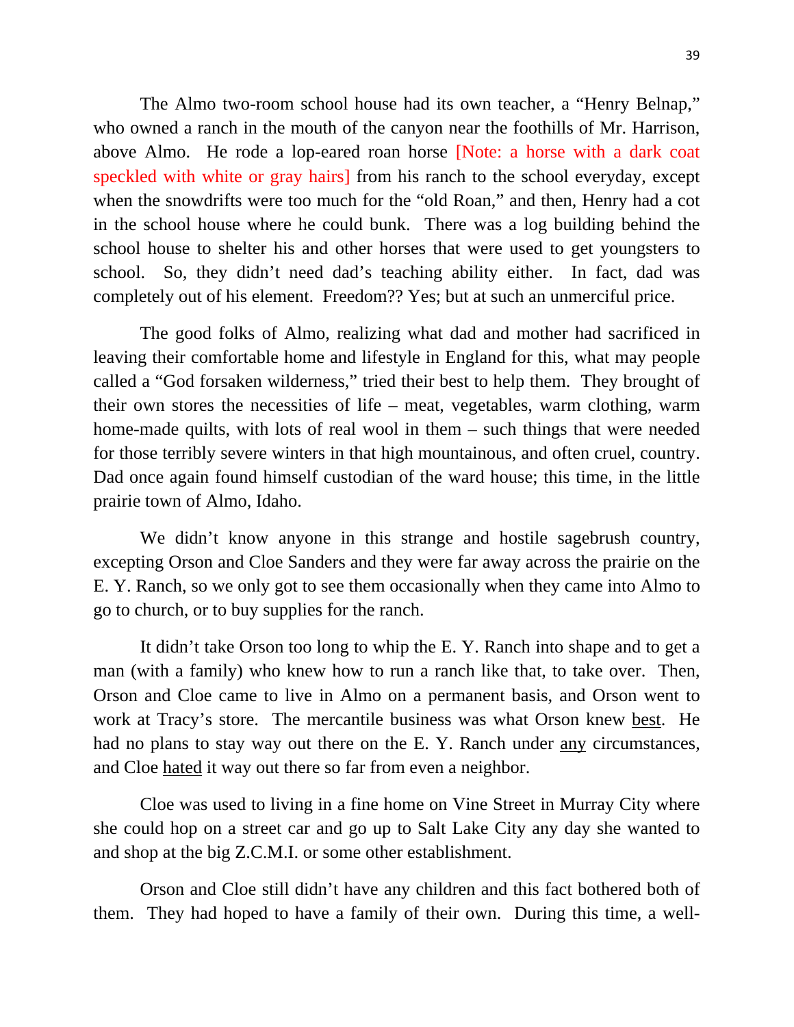The Almo two-room school house had its own teacher, a "Henry Belnap," who owned a ranch in the mouth of the canyon near the foothills of Mr. Harrison, above Almo. He rode a lop-eared roan horse [Note: a horse with a dark coat speckled with white or gray hairs] from his ranch to the school everyday, except when the snowdrifts were too much for the "old Roan," and then, Henry had a cot in the school house where he could bunk. There was a log building behind the school house to shelter his and other horses that were used to get youngsters to school. So, they didn't need dad's teaching ability either. In fact, dad was completely out of his element. Freedom?? Yes; but at such an unmerciful price.

The good folks of Almo, realizing what dad and mother had sacrificed in leaving their comfortable home and lifestyle in England for this, what may people called a "God forsaken wilderness," tried their best to help them. They brought of their own stores the necessities of life – meat, vegetables, warm clothing, warm home-made quilts, with lots of real wool in them – such things that were needed for those terribly severe winters in that high mountainous, and often cruel, country. Dad once again found himself custodian of the ward house; this time, in the little prairie town of Almo, Idaho.

We didn't know anyone in this strange and hostile sagebrush country, excepting Orson and Cloe Sanders and they were far away across the prairie on the E. Y. Ranch, so we only got to see them occasionally when they came into Almo to go to church, or to buy supplies for the ranch.

It didn't take Orson too long to whip the E. Y. Ranch into shape and to get a man (with a family) who knew how to run a ranch like that, to take over. Then, Orson and Cloe came to live in Almo on a permanent basis, and Orson went to work at Tracy's store. The mercantile business was what Orson knew <u>best</u>. He had no plans to stay way out there on the E. Y. Ranch under <u>any</u> circumstances, and Cloe <u>hated</u> it way out there so far from even a neighbor.

Cloe was used to living in a fine home on Vine Street in Murray City where she could hop on a street car and go up to Salt Lake City any day she wanted to and shop at the big Z.C.M.I. or some other establishment.

Orson and Cloe still didn't have any children and this fact bothered both of them. They had hoped to have a family of their own. During this time, a well-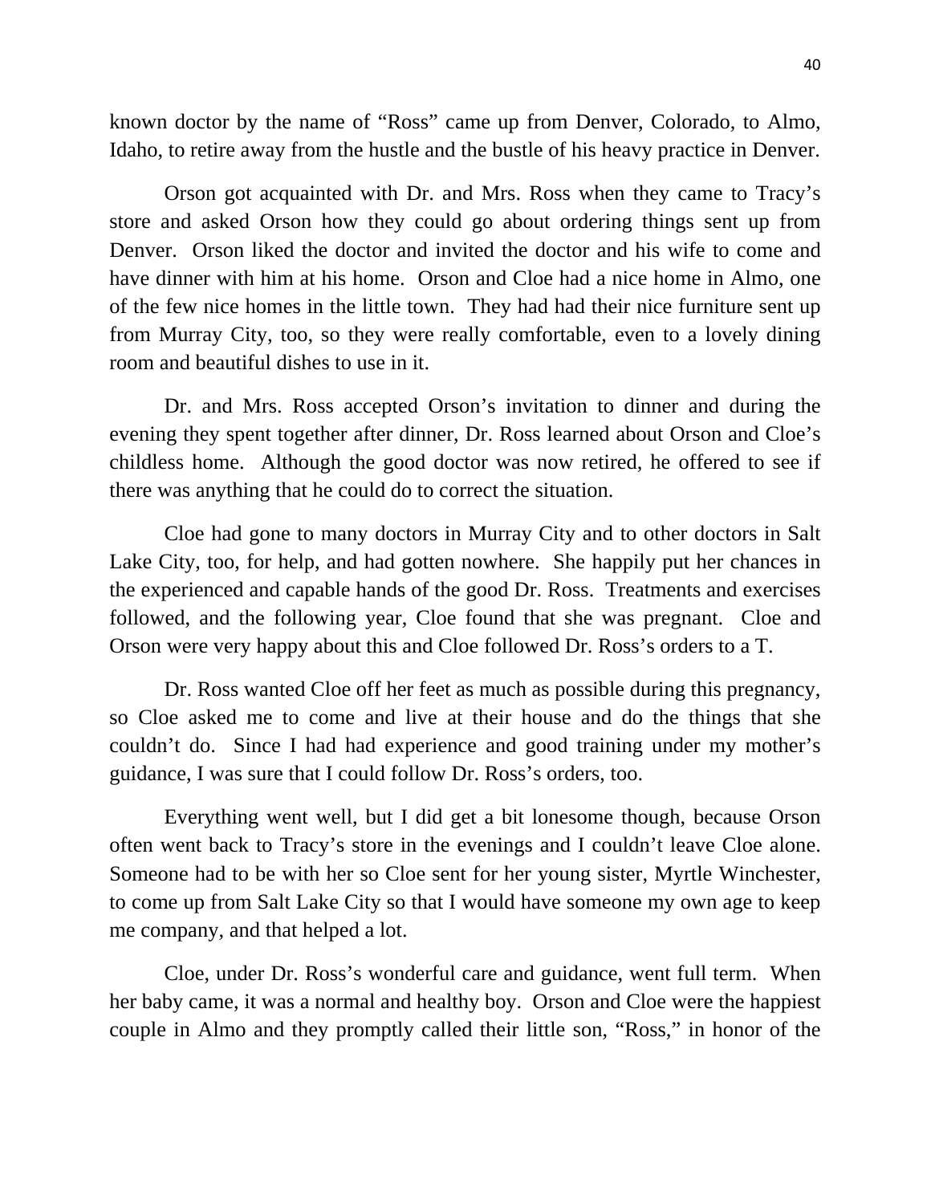known doctor by the name of "Ross" came up from Denver, Colorado, to Almo, Idaho, to retire away from the hustle and the bustle of his heavy practice in Denver.

Orson got acquainted with Dr. and Mrs. Ross when they came to Tracy's store and asked Orson how they could go about ordering things sent up from Denver. Orson liked the doctor and invited the doctor and his wife to come and have dinner with him at his home. Orson and Cloe had a nice home in Almo, one of the few nice homes in the little town. They had had their nice furniture sent up from Murray City, too, so they were really comfortable, even to a lovely dining room and beautiful dishes to use in it.

Dr. and Mrs. Ross accepted Orson's invitation to dinner and during the evening they spent together after dinner, Dr. Ross learned about Orson and Cloe's childless home. Although the good doctor was now retired, he offered to see if there was anything that he could do to correct the situation.

Cloe had gone to many doctors in Murray City and to other doctors in Salt Lake City, too, for help, and had gotten nowhere. She happily put her chances in the experienced and capable hands of the good Dr. Ross. Treatments and exercises followed, and the following year, Cloe found that she was pregnant. Cloe and Orson were very happy about this and Cloe followed Dr. Ross's orders to a T.

Dr. Ross wanted Cloe off her feet as much as possible during this pregnancy, so Cloe asked me to come and live at their house and do the things that she couldn't do. Since I had had experience and good training under my mother's guidance, I was sure that I could follow Dr. Ross's orders, too.

Everything went well, but I did get a bit lonesome though, because Orson often went back to Tracy's store in the evenings and I couldn't leave Cloe alone. Someone had to be with her so Cloe sent for her young sister, Myrtle Winchester, to come up from Salt Lake City so that I would have someone my own age to keep me company, and that helped a lot.

Cloe, under Dr. Ross's wonderful care and guidance, went full term. When her baby came, it was a normal and healthy boy. Orson and Cloe were the happiest couple in Almo and they promptly called their little son, "Ross," in honor of the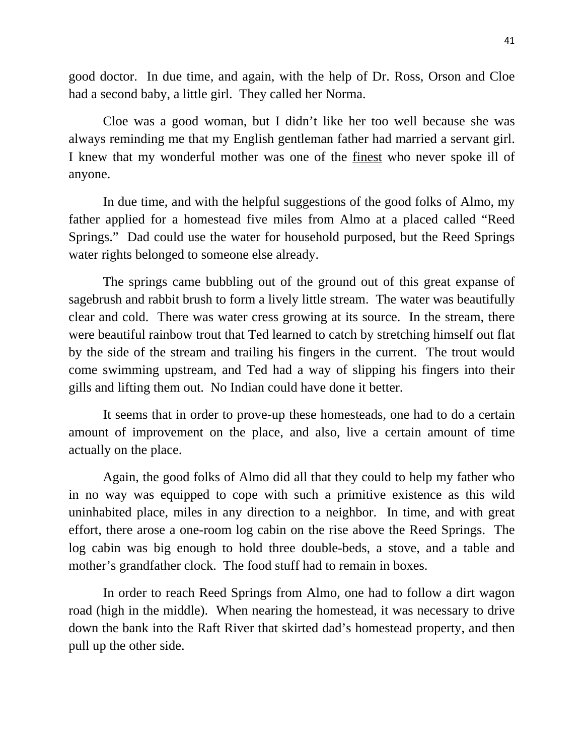good doctor. In due time, and again, with the help of Dr. Ross, Orson and Cloe had a second baby, a little girl. They called her Norma.

Cloe was a good woman, but I didn't like her too well because she was always reminding me that my English gentleman father had married a servant girl. I knew that my wonderful mother was one of the <u>finest</u> who never spoke ill of anyone.

In due time, and with the helpful suggestions of the good folks of Almo, my father applied for a homestead five miles from Almo at a placed called "Reed Springs." Dad could use the water for household purposed, but the Reed Springs water rights belonged to someone else already.

The springs came bubbling out of the ground out of this great expanse of sagebrush and rabbit brush to form a lively little stream. The water was beautifully clear and cold. There was water cress growing at its source. In the stream, there were beautiful rainbow trout that Ted learned to catch by stretching himself out flat by the side of the stream and trailing his fingers in the current. The trout would come swimming upstream, and Ted had a way of slipping his fingers into their gills and lifting them out. No Indian could have done it better.

It seems that in order to prove-up these homesteads, one had to do a certain amount of improvement on the place, and also, live a certain amount of time actually on the place.

Again, the good folks of Almo did all that they could to help my father who in no way was equipped to cope with such a primitive existence as this wild uninhabited place, miles in any direction to a neighbor. In time, and with great effort, there arose a one-room log cabin on the rise above the Reed Springs. The log cabin was big enough to hold three double-beds, a stove, and a table and mother's grandfather clock. The food stuff had to remain in boxes.

In order to reach Reed Springs from Almo, one had to follow a dirt wagon road (high in the middle). When nearing the homestead, it was necessary to drive down the bank into the Raft River that skirted dad's homestead property, and then pull up the other side.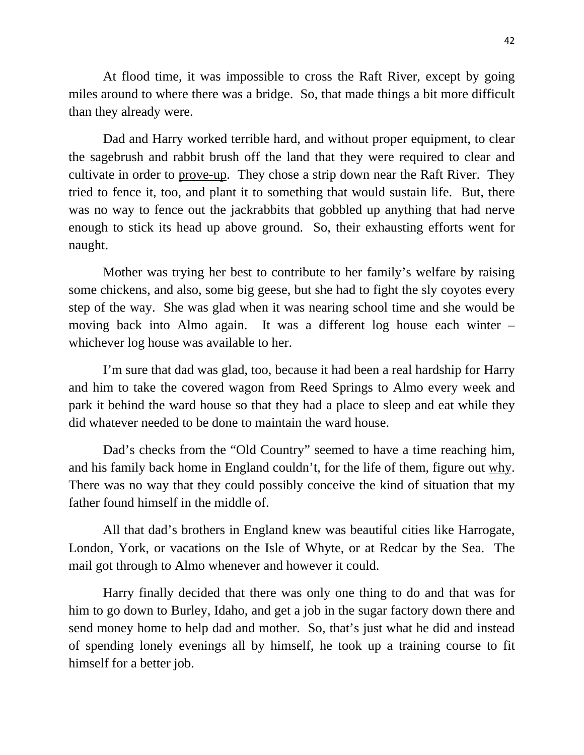At flood time, it was impossible to cross the Raft River, except by going miles around to where there was a bridge. So, that made things a bit more difficult than they already were.

Dad and Harry worked terrible hard, and without proper equipment, to clear the sagebrush and rabbit brush off the land that they were required to clear and cultivate in order to <u>prove-up</u>. They chose a strip down near the Raft River. They tried to fence it, too, and plant it to something that would sustain life. But, there was no way to fence out the jackrabbits that gobbled up anything that had nerve enough to stick its head up above ground. So, their exhausting efforts went for naught.

Mother was trying her best to contribute to her family's welfare by raising some chickens, and also, some big geese, but she had to fight the sly coyotes every step of the way. She was glad when it was nearing school time and she would be moving back into Almo again. It was a different log house each winter – whichever log house was available to her.

I'm sure that dad was glad, too, because it had been a real hardship for Harry and him to take the covered wagon from Reed Springs to Almo every week and park it behind the ward house so that they had a place to sleep and eat while they did whatever needed to be done to maintain the ward house.

Dad's checks from the "Old Country" seemed to have a time reaching him, and his family back home in England couldn't, for the life of them, figure out <u>why</u>. There was no way that they could possibly conceive the kind of situation that my father found himself in the middle of.

All that dad's brothers in England knew was beautiful cities like Harrogate, London, York, or vacations on the Isle of Whyte, or at Redcar by the Sea. The mail got through to Almo whenever and however it could.

Harry finally decided that there was only one thing to do and that was for him to go down to Burley, Idaho, and get a job in the sugar factory down there and send money home to help dad and mother. So, that's just what he did and instead of spending lonely evenings all by himself, he took up a training course to fit himself for a better job.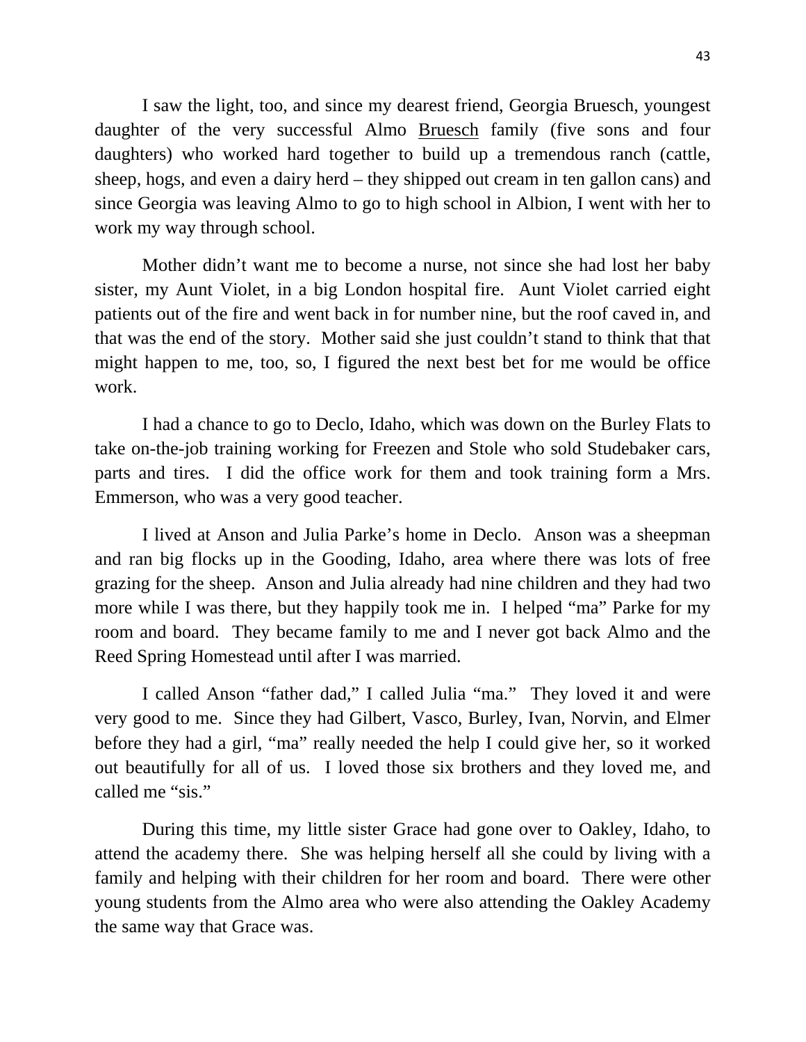I saw the light, too, and since my dearest friend, Georgia Bruesch, youngest daughter of the very successful Almo Bruesch family (five sons and four daughters) who worked hard together to build up a tremendous ranch (cattle, sheep, hogs, and even a dairy herd – they shipped out cream in ten gallon cans) and since Georgia was leaving Almo to go to high school in Albion, I went with her to work my way through school.

Mother didn't want me to become a nurse, not since she had lost her baby sister, my Aunt Violet, in a big London hospital fire. Aunt Violet carried eight patients out of the fire and went back in for number nine, but the roof caved in, and that was the end of the story. Mother said she just couldn't stand to think that that might happen to me, too, so, I figured the next best bet for me would be office work.

I had a chance to go to Declo, Idaho, which was down on the Burley Flats to take on-the-job training working for Freezen and Stole who sold Studebaker cars, parts and tires. I did the office work for them and took training form a Mrs. Emmerson, who was a very good teacher.

I lived at Anson and Julia Parke's home in Declo. Anson was a sheepman and ran big flocks up in the Gooding, Idaho, area where there was lots of free grazing for the sheep. Anson and Julia already had nine children and they had two more while I was there, but they happily took me in. I helped "ma" Parke for my room and board. They became family to me and I never got back Almo and the Reed Spring Homestead until after I was married.

I called Anson "father dad," I called Julia "ma." They loved it and were very good to me. Since they had Gilbert, Vasco, Burley, Ivan, Norvin, and Elmer before they had a girl, "ma" really needed the help I could give her, so it worked out beautifully for all of us. I loved those six brothers and they loved me, and called me "sis."

During this time, my little sister Grace had gone over to Oakley, Idaho, to attend the academy there. She was helping herself all she could by living with a family and helping with their children for her room and board. There were other young students from the Almo area who were also attending the Oakley Academy the same way that Grace was.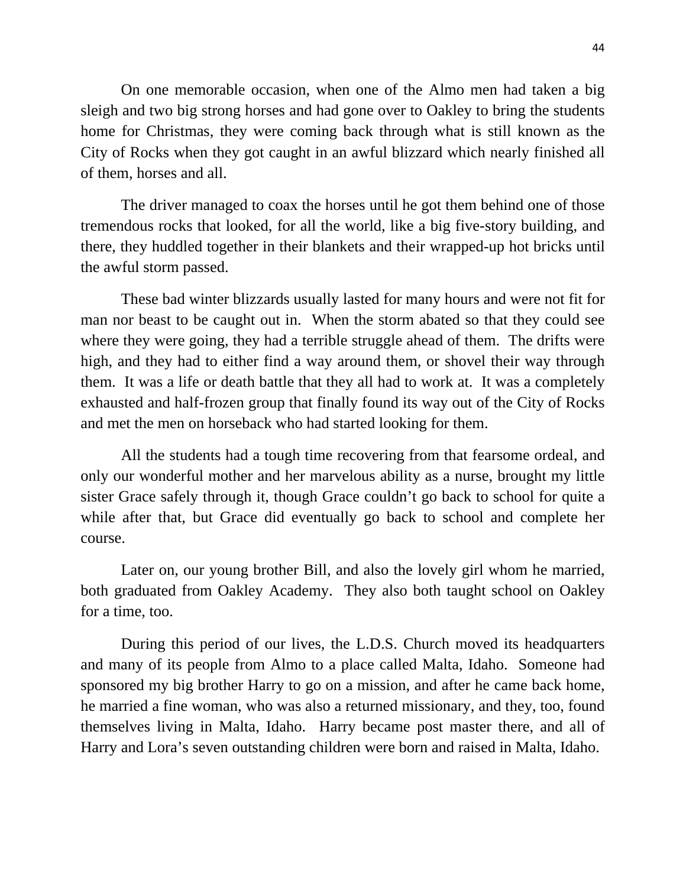On one memorable occasion, when one of the Almo men had taken a big sleigh and two big strong horses and had gone over to Oakley to bring the students home for Christmas, they were coming back through what is still known as the City of Rocks when they got caught in an awful blizzard which nearly finished all of them, horses and all.

The driver managed to coax the horses until he got them behind one of those tremendous rocks that looked, for all the world, like a big five-story building, and there, they huddled together in their blankets and their wrapped-up hot bricks until the awful storm passed.

These bad winter blizzards usually lasted for many hours and were not fit for man nor beast to be caught out in. When the storm abated so that they could see where they were going, they had a terrible struggle ahead of them. The drifts were high, and they had to either find a way around them, or shovel their way through them. It was a life or death battle that they all had to work at. It was a completely exhausted and half-frozen group that finally found its way out of the City of Rocks and met the men on horseback who had started looking for them.

All the students had a tough time recovering from that fearsome ordeal, and only our wonderful mother and her marvelous ability as a nurse, brought my little sister Grace safely through it, though Grace couldn't go back to school for quite a while after that, but Grace did eventually go back to school and complete her course.

Later on, our young brother Bill, and also the lovely girl whom he married, both graduated from Oakley Academy. They also both taught school on Oakley for a time, too.

During this period of our lives, the L.D.S. Church moved its headquarters and many of its people from Almo to a place called Malta, Idaho. Someone had sponsored my big brother Harry to go on a mission, and after he came back home, he married a fine woman, who was also a returned missionary, and they, too, found themselves living in Malta, Idaho. Harry became post master there, and all of Harry and Lora's seven outstanding children were born and raised in Malta, Idaho.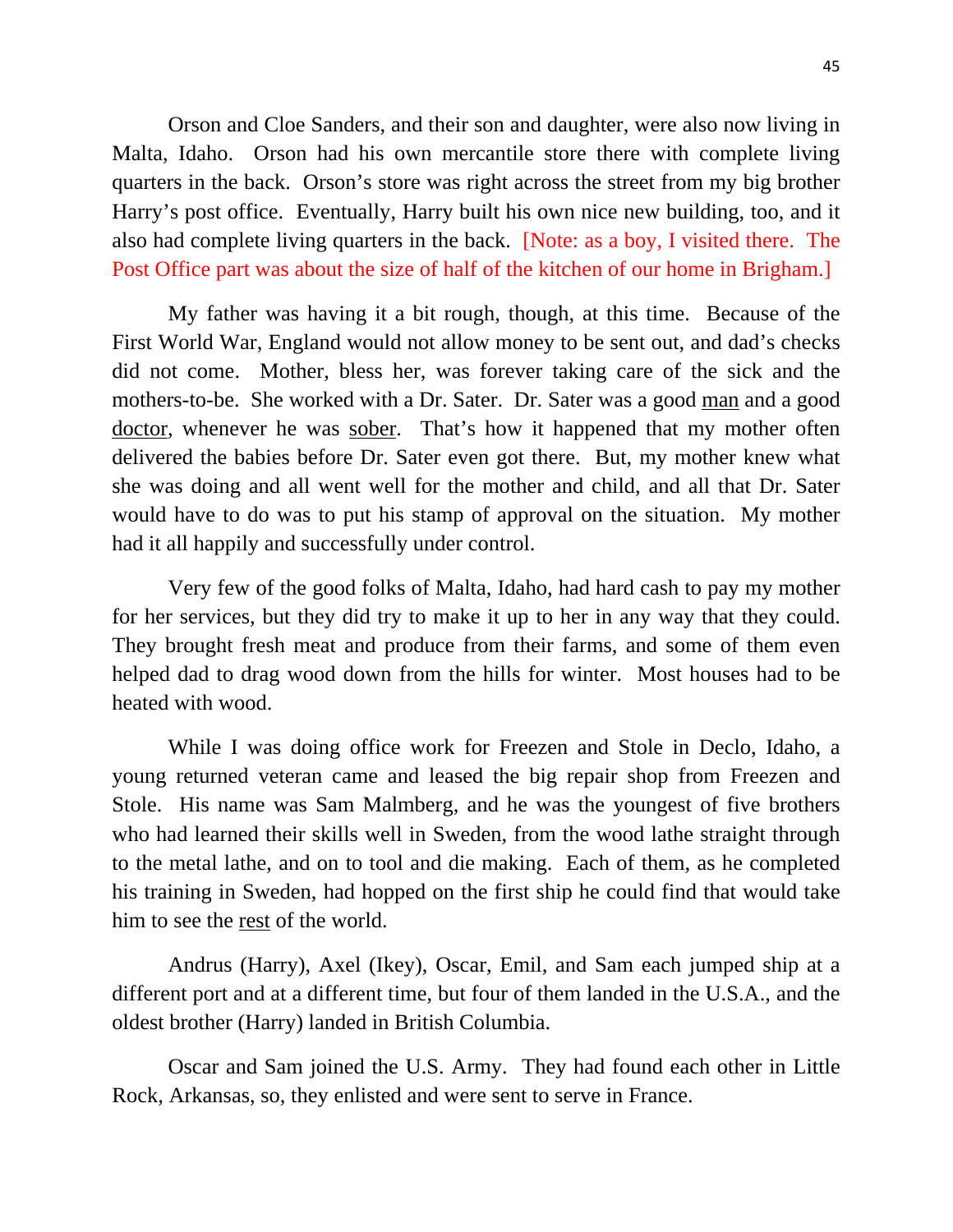Orson and Cloe Sanders, and their son and daughter, were also now living in Malta, Idaho. Orson had his own mercantile store there with complete living quarters in the back. Orson's store was right across the street from my big brother Harry's post office. Eventually, Harry built his own nice new building, too, and it also had complete living quarters in the back. [Note: as a boy, I visited there. The Post Office part was about the size of half of the kitchen of our home in Brigham.]

My father was having it a bit rough, though, at this time. Because of the First World War, England would not allow money to be sent out, and dad's checks did not come. Mother, bless her, was forever taking care of the sick and the mothers-to-be. She worked with a Dr. Sater. Dr. Sater was a good <u>man</u> and a good <u>doctor</u>, whenever he was <u>sober</u>. That's how it happened that my mother often delivered the babies before Dr. Sater even got there. But, my mother knew what she was doing and all went well for the mother and child, and all that Dr. Sater would have to do was to put his stamp of approval on the situation. My mother had it all happily and successfully under control.

Very few of the good folks of Malta, Idaho, had hard cash to pay my mother for her services, but they did try to make it up to her in any way that they could. They brought fresh meat and produce from their farms, and some of them even helped dad to drag wood down from the hills for winter. Most houses had to be heated with wood.

While I was doing office work for Freezen and Stole in Declo, Idaho, a young returned veteran came and leased the big repair shop from Freezen and Stole. His name was Sam Malmberg, and he was the youngest of five brothers who had learned their skills well in Sweden, from the wood lathe straight through to the metal lathe, and on to tool and die making. Each of them, as he completed his training in Sweden, had hopped on the first ship he could find that would take him to see the <u>rest</u> of the world.

Andrus (Harry), Axel (Ikey), Oscar, Emil, and Sam each jumped ship at a different port and at a different time, but four of them landed in the U.S.A., and the oldest brother (Harry) landed in British Columbia.

Oscar and Sam joined the U.S. Army. They had found each other in Little Rock, Arkansas, so, they enlisted and were sent to serve in France.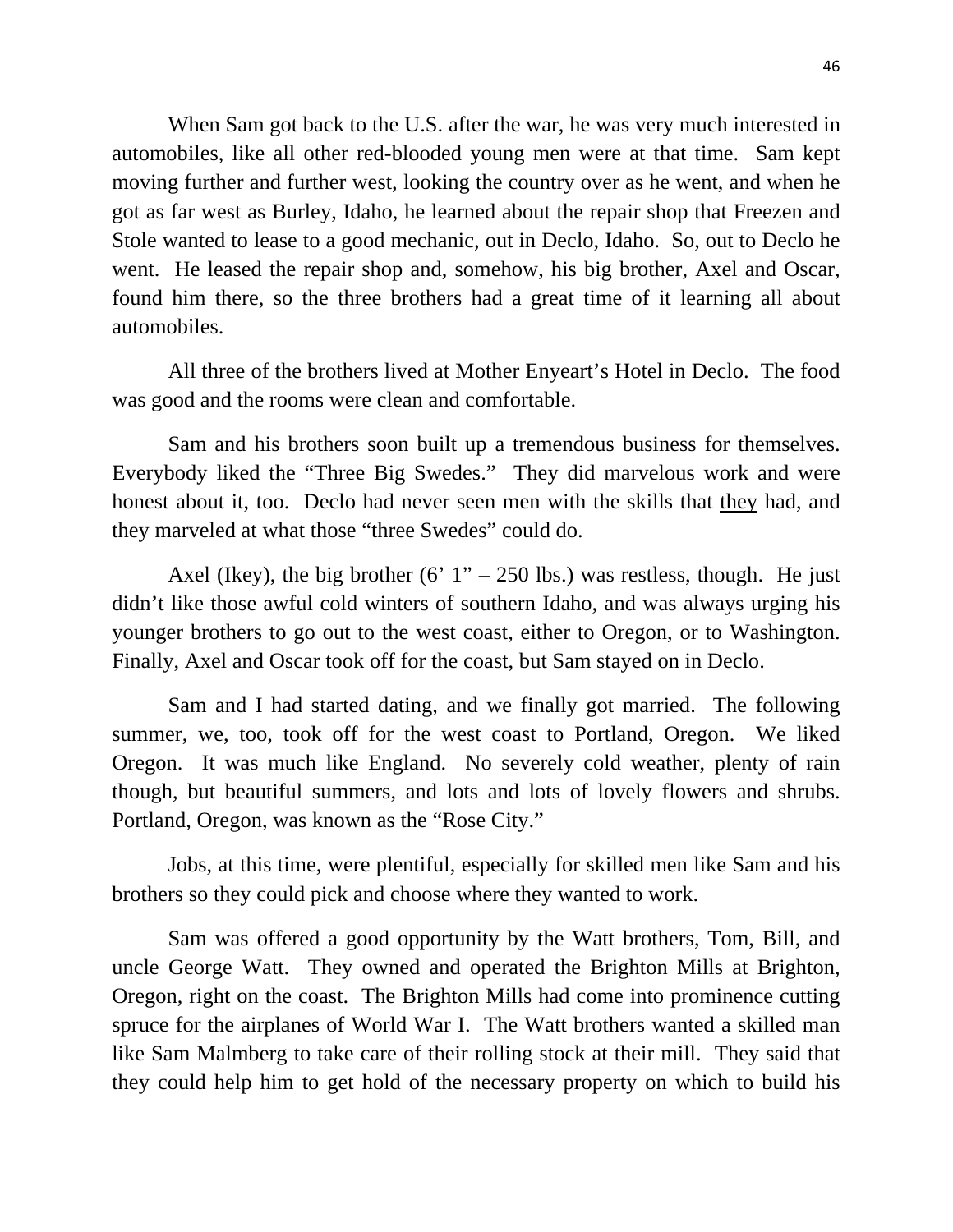When Sam got back to the U.S. after the war, he was very much interested in automobiles, like all other red-blooded young men were at that time. Sam kept moving further and further west, looking the country over as he went, and when he got as far west as Burley, Idaho, he learned about the repair shop that Freezen and Stole wanted to lease to a good mechanic, out in Declo, Idaho. So, out to Declo he went. He leased the repair shop and, somehow, his big brother, Axel and Oscar, found him there, so the three brothers had a great time of it learning all about automobiles.

All three of the brothers lived at Mother Enyeart's Hotel in Declo. The food was good and the rooms were clean and comfortable.

Sam and his brothers soon built up a tremendous business for themselves. Everybody liked the "Three Big Swedes." They did marvelous work and were honest about it, too. Declo had never seen men with the skills that <u>they</u> had, and they marveled at what those "three Swedes" could do.

Axel (Ikey), the big brother (6' 1" – 250 lbs.) was restless, though. He just didn't like those awful cold winters of southern Idaho, and was always urging his younger brothers to go out to the west coast, either to Oregon, or to Washington. Finally, Axel and Oscar took off for the coast, but Sam stayed on in Declo.

Sam and I had started dating, and we finally got married. The following summer, we, too, took off for the west coast to Portland, Oregon. We liked Oregon. It was much like England. No severely cold weather, plenty of rain though, but beautiful summers, and lots and lots of lovely flowers and shrubs. Portland, Oregon, was known as the "Rose City."

Jobs, at this time, were plentiful, especially for skilled men like Sam and his brothers so they could pick and choose where they wanted to work.

Sam was offered a good opportunity by the Watt brothers, Tom, Bill, and uncle George Watt. They owned and operated the Brighton Mills at Brighton, Oregon, right on the coast. The Brighton Mills had come into prominence cutting spruce for the airplanes of World War I. The Watt brothers wanted a skilled man like Sam Malmberg to take care of their rolling stock at their mill. They said that they could help him to get hold of the necessary property on which to build his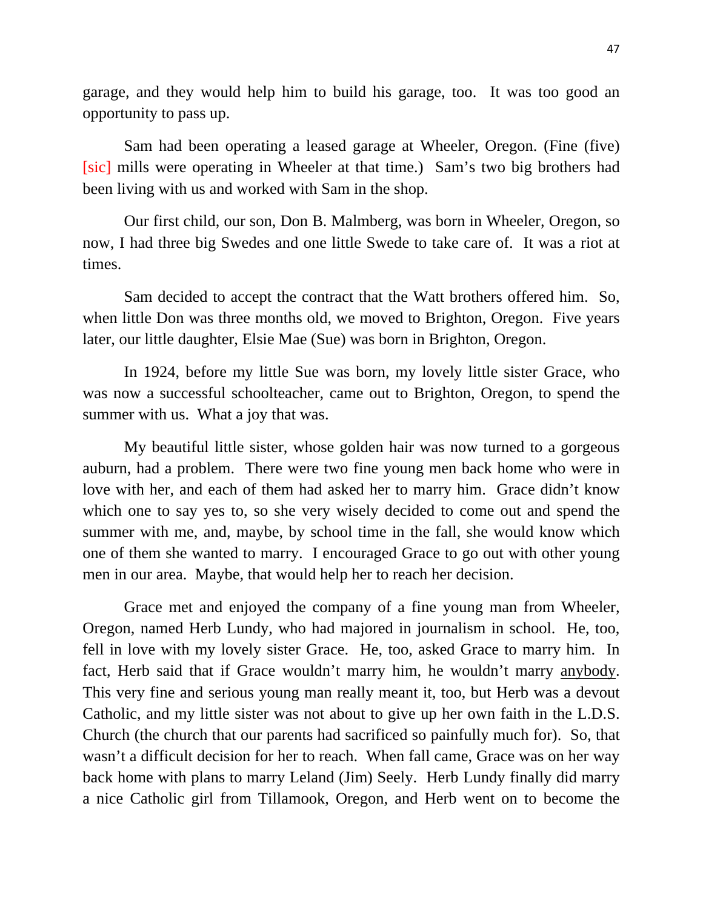garage, and they would help him to build his garage, too. It was too good an opportunity to pass up.

Sam had been operating a leased garage at Wheeler, Oregon. (Fine (five) [sic] mills were operating in Wheeler at that time.) Sam's two big brothers had been living with us and worked with Sam in the shop.

Our first child, our son, Don B. Malmberg, was born in Wheeler, Oregon, so now, I had three big Swedes and one little Swede to take care of. It was a riot at times.

Sam decided to accept the contract that the Watt brothers offered him. So, when little Don was three months old, we moved to Brighton, Oregon. Five years later, our little daughter, Elsie Mae (Sue) was born in Brighton, Oregon.

In 1924, before my little Sue was born, my lovely little sister Grace, who was now a successful schoolteacher, came out to Brighton, Oregon, to spend the summer with us. What a joy that was.

My beautiful little sister, whose golden hair was now turned to a gorgeous auburn, had a problem. There were two fine young men back home who were in love with her, and each of them had asked her to marry him. Grace didn't know which one to say yes to, so she very wisely decided to come out and spend the summer with me, and, maybe, by school time in the fall, she would know which one of them she wanted to marry. I encouraged Grace to go out with other young men in our area. Maybe, that would help her to reach her decision.

Grace met and enjoyed the company of a fine young man from Wheeler, Oregon, named Herb Lundy, who had majored in journalism in school. He, too, fell in love with my lovely sister Grace. He, too, asked Grace to marry him. In fact, Herb said that if Grace wouldn't marry him, he wouldn't marry <u>anybody</u>. This very fine and serious young man really meant it, too, but Herb was a devout Catholic, and my little sister was not about to give up her own faith in the L.D.S. Church (the church that our parents had sacrificed so painfully much for). So, that wasn't a difficult decision for her to reach. When fall came, Grace was on her way back home with plans to marry Leland (Jim) Seely. Herb Lundy finally did marry a nice Catholic girl from Tillamook, Oregon, and Herb went on to become the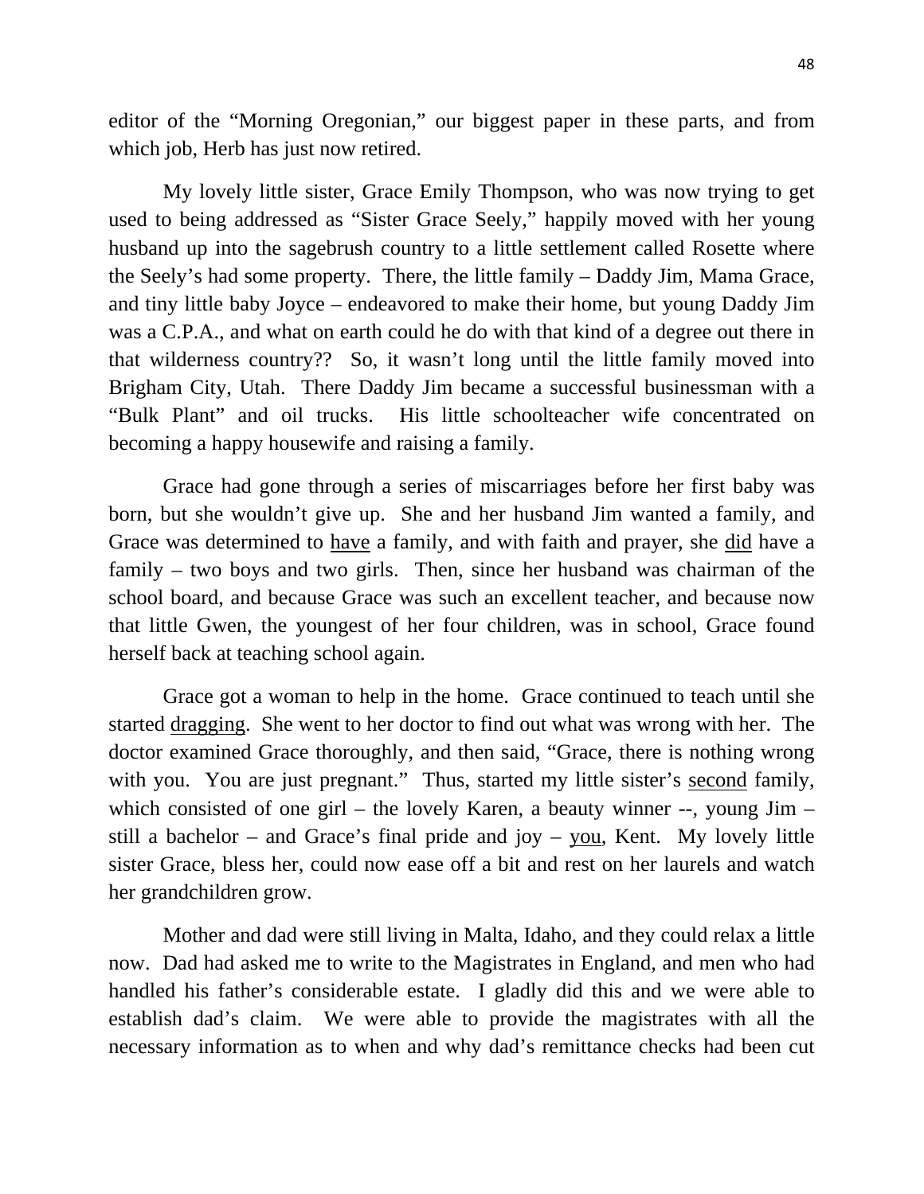editor of the "Morning Oregonian," our biggest paper in these parts, and from which job, Herb has just now retired.

My lovely little sister, Grace Emily Thompson, who was now trying to get used to being addressed as "Sister Grace Seely," happily moved with her young husband up into the sagebrush country to a little settlement called Rosette where the Seely's had some property. There, the little family – Daddy Jim, Mama Grace, and tiny little baby Joyce – endeavored to make their home, but young Daddy Jim was a C.P.A., and what on earth could he do with that kind of a degree out there in that wilderness country?? So, it wasn't long until the little family moved into Brigham City, Utah. There Daddy Jim became a successful businessman with a "Bulk Plant" and oil trucks. His little schoolteacher wife concentrated on becoming a happy housewife and raising a family.

Grace had gone through a series of miscarriages before her first baby was born, but she wouldn't give up. She and her husband Jim wanted a family, and Grace was determined to <u>have</u> a family, and with faith and prayer, she <u>did</u> have a family – two boys and two girls. Then, since her husband was chairman of the school board, and because Grace was such an excellent teacher, and because now that little Gwen, the youngest of her four children, was in school, Grace found herself back at teaching school again.

Grace got a woman to help in the home. Grace continued to teach until she started <u>dragging</u>. She went to her doctor to find out what was wrong with her. The doctor examined Grace thoroughly, and then said, "Grace, there is nothing wrong with you. You are just pregnant." Thus, started my little sister's <u>second</u> family, which consisted of one girl – the lovely Karen, a beauty winner --, young Jim – still a bachelor – and Grace's final pride and joy – <u>you</u>, Kent. My lovely little sister Grace, bless her, could now ease off a bit and rest on her laurels and watch her grandchildren grow.

Mother and dad were still living in Malta, Idaho, and they could relax a little now. Dad had asked me to write to the Magistrates in England, and men who had handled his father's considerable estate. I gladly did this and we were able to establish dad's claim. We were able to provide the magistrates with all the necessary information as to when and why dad's remittance checks had been cut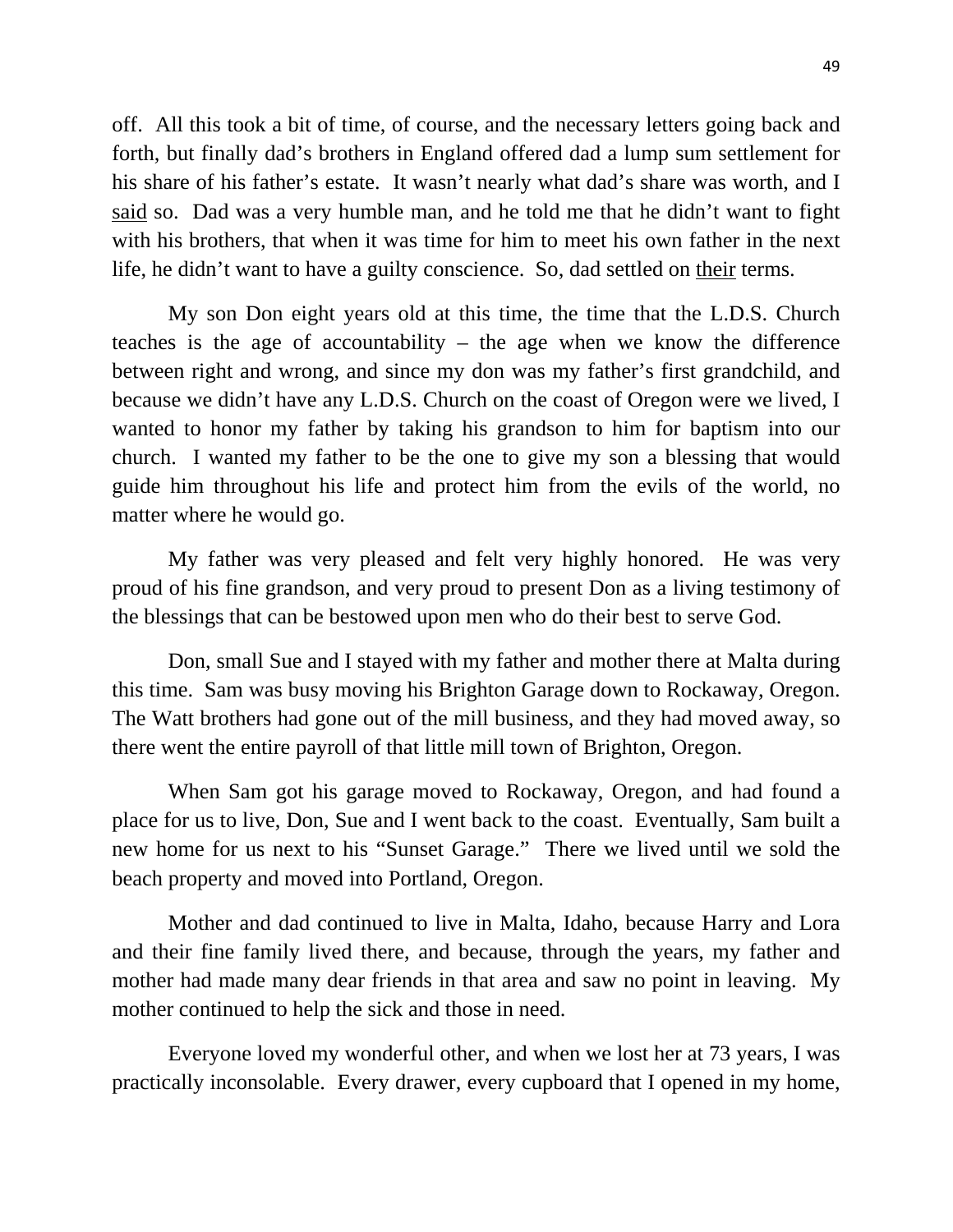off. All this took a bit of time, of course, and the necessary letters going back and forth, but finally dad's brothers in England offered dad a lump sum settlement for his share of his father's estate. It wasn't nearly what dad's share was worth, and I <u>said</u> so. Dad was a very humble man, and he told me that he didn't want to fight with his brothers, that when it was time for him to meet his own father in the next life, he didn't want to have a guilty conscience. So, dad settled on <u>their</u> terms.

My son Don eight years old at this time, the time that the L.D.S. Church teaches is the age of accountability – the age when we know the difference between right and wrong, and since my don was my father's first grandchild, and because we didn't have any L.D.S. Church on the coast of Oregon were we lived, I wanted to honor my father by taking his grandson to him for baptism into our church. I wanted my father to be the one to give my son a blessing that would guide him throughout his life and protect him from the evils of the world, no matter where he would go.

My father was very pleased and felt very highly honored. He was very proud of his fine grandson, and very proud to present Don as a living testimony of the blessings that can be bestowed upon men who do their best to serve God.

Don, small Sue and I stayed with my father and mother there at Malta during this time. Sam was busy moving his Brighton Garage down to Rockaway, Oregon. The Watt brothers had gone out of the mill business, and they had moved away, so there went the entire payroll of that little mill town of Brighton, Oregon.

When Sam got his garage moved to Rockaway, Oregon, and had found a place for us to live, Don, Sue and I went back to the coast. Eventually, Sam built a new home for us next to his "Sunset Garage." There we lived until we sold the beach property and moved into Portland, Oregon.

Mother and dad continued to live in Malta, Idaho, because Harry and Lora and their fine family lived there, and because, through the years, my father and mother had made many dear friends in that area and saw no point in leaving. My mother continued to help the sick and those in need.

Everyone loved my wonderful other, and when we lost her at 73 years, I was practically inconsolable. Every drawer, every cupboard that I opened in my home,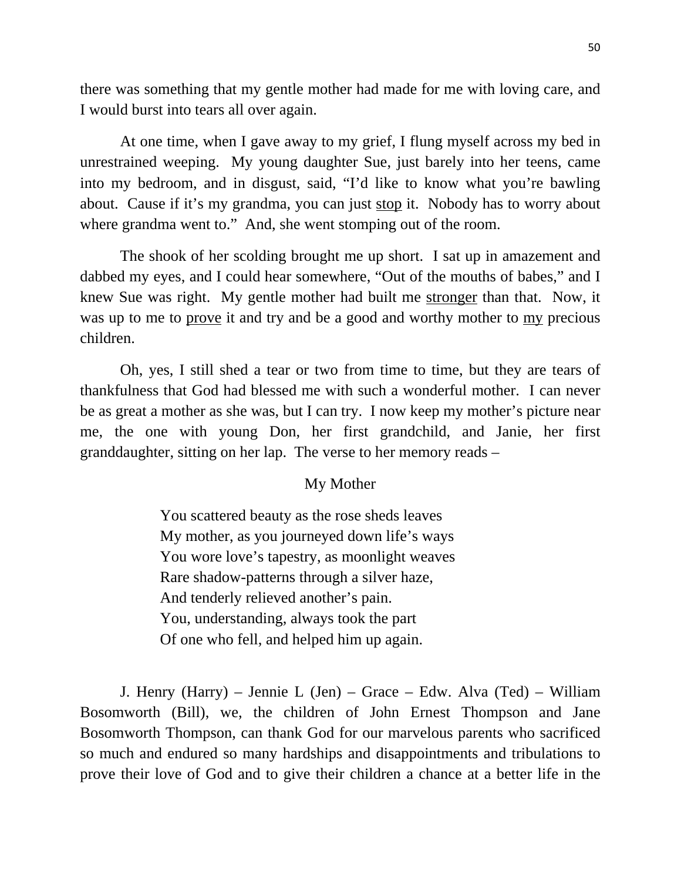there was something that my gentle mother had made for me with loving care, and I would burst into tears all over again.

At one time, when I gave away to my grief, I flung myself across my bed in unrestrained weeping. My young daughter Sue, just barely into her teens, came into my bedroom, and in disgust, said, "I'd like to know what you're bawling about. Cause if it's my grandma, you can just <u>stop</u> it. Nobody has to worry about where grandma went to." And, she went stomping out of the room.

The shook of her scolding brought me up short. I sat up in amazement and dabbed my eyes, and I could hear somewhere, "Out of the mouths of babes," and I knew Sue was right. My gentle mother had built me <u>stronger</u> than that. Now, it was up to me to <u>prove</u> it and try and be a good and worthy mother to <u>my</u> precious children.

Oh, yes, I still shed a tear or two from time to time, but they are tears of thankfulness that God had blessed me with such a wonderful mother. I can never be as great a mother as she was, but I can try. I now keep my mother's picture near me, the one with young Don, her first grandchild, and Janie, her first granddaughter, sitting on her lap. The verse to her memory reads –

My Mother

You scattered beauty as the rose sheds leaves
My mother, as you journeyed down life's ways
You wore love's tapestry, as moonlight weaves
Rare shadow-patterns through a silver haze,
And tenderly relieved another's pain.
You, understanding, always took the part
Of one who fell, and helped him up again.

J. Henry (Harry) – Jennie L (Jen) – Grace – Edw. Alva (Ted) – William Bosomworth (Bill), we, the children of John Ernest Thompson and Jane Bosomworth Thompson, can thank God for our marvelous parents who sacrificed so much and endured so many hardships and disappointments and tribulations to prove their love of God and to give their children a chance at a better life in the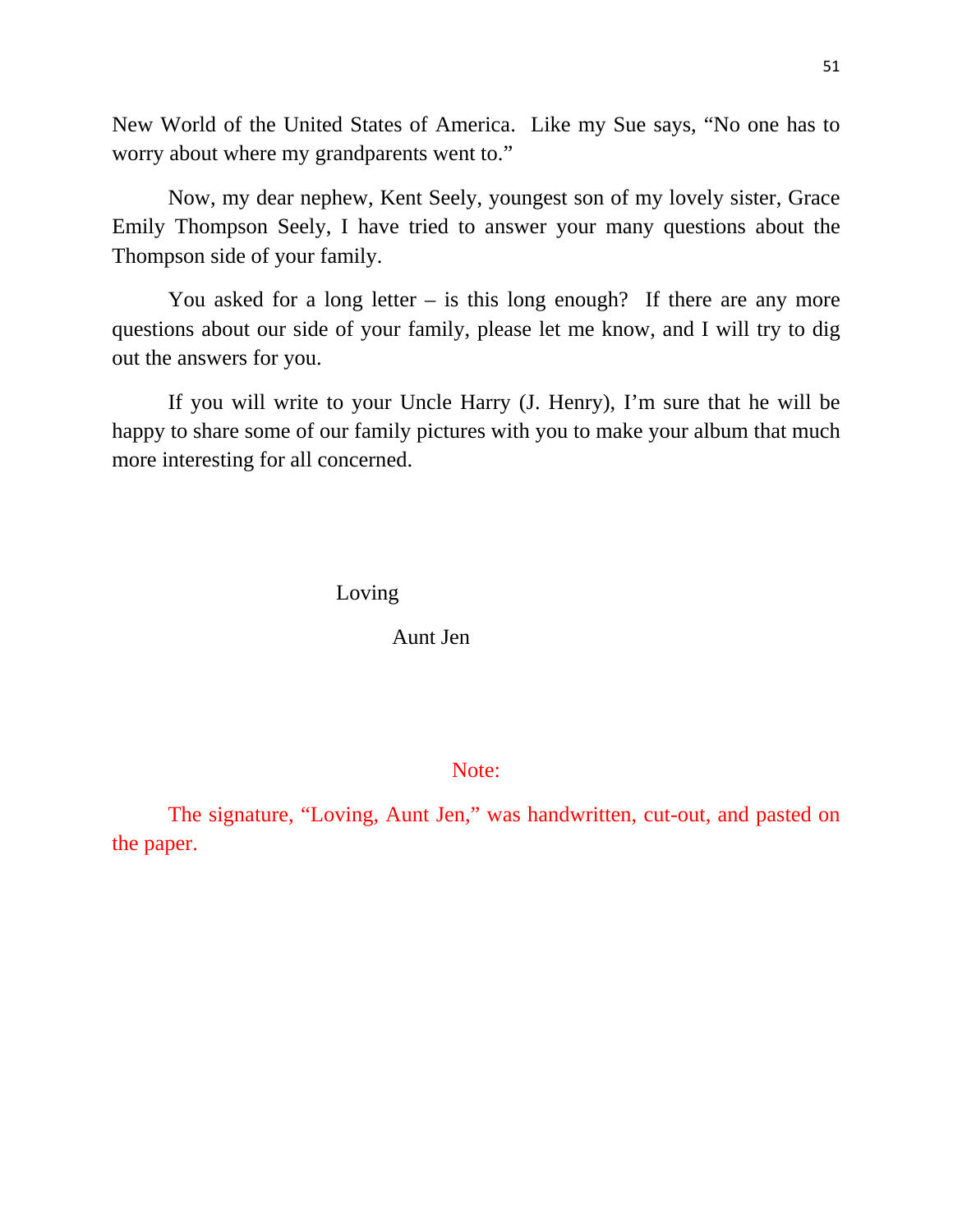New World of the United States of America. Like my Sue says, "No one has to worry about where my grandparents went to."

Now, my dear nephew, Kent Seely, youngest son of my lovely sister, Grace Emily Thompson Seely, I have tried to answer your many questions about the Thompson side of your family.

You asked for a long letter – is this long enough? If there are any more questions about our side of your family, please let me know, and I will try to dig out the answers for you.

If you will write to your Uncle Harry (J. Henry), I'm sure that he will be happy to share some of our family pictures with you to make your album that much more interesting for all concerned.

Loving

Aunt Jen

Note:

The signature, "Loving, Aunt Jen," was handwritten, cut-out, and pasted on the paper.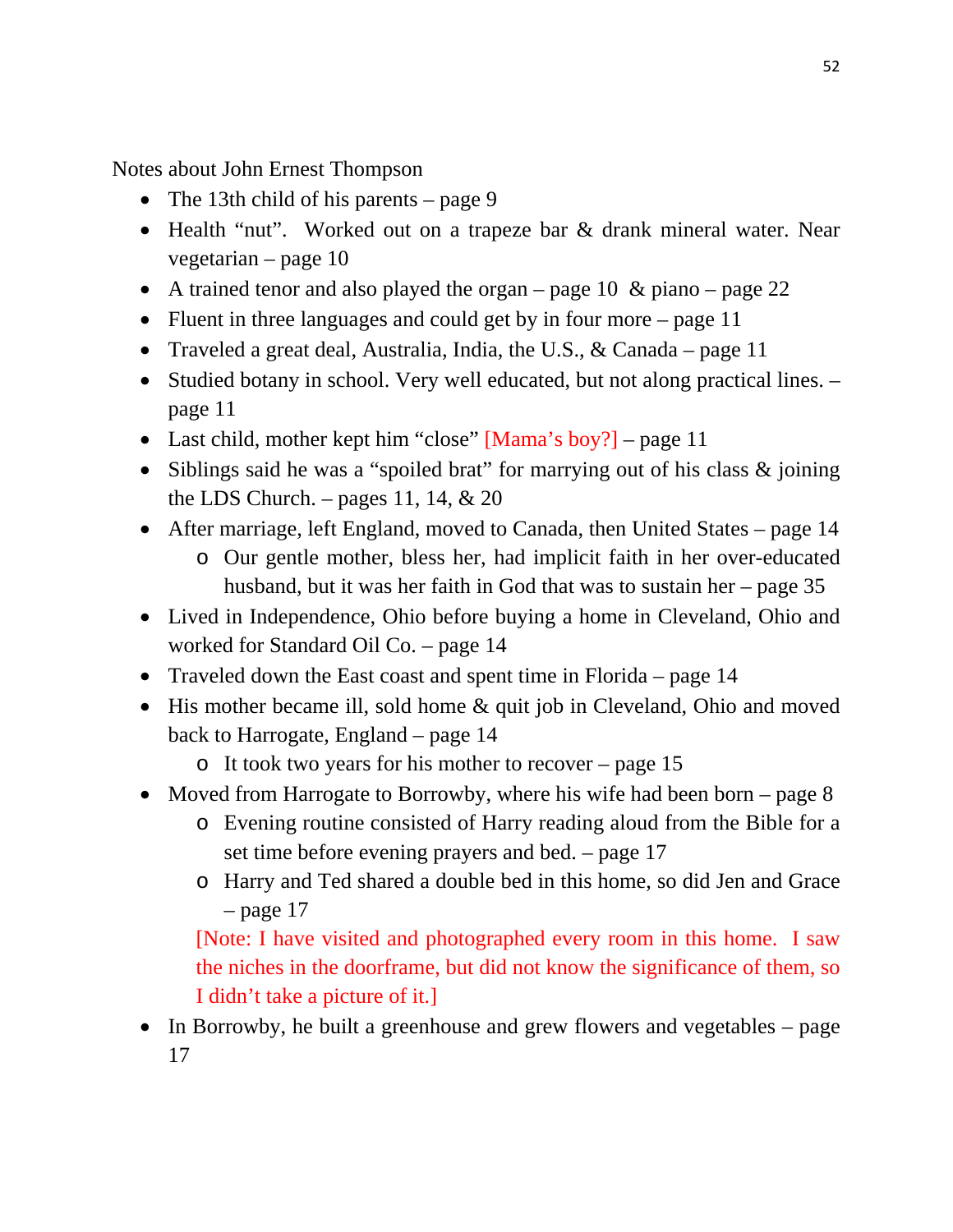Notes about John Ernest Thompson

- The 13th child of his parents – page 9
- Health "nut". Worked out on a trapeze bar & drank mineral water. Near vegetarian – page 10
- A trained tenor and also played the organ – page 10 & piano – page 22
- Fluent in three languages and could get by in four more – page 11
- Traveled a great deal, Australia, India, the U.S., & Canada – page 11
- Studied botany in school. Very well educated, but not along practical lines. – page 11
- Last child, mother kept him "close" [Mama's boy?] – page 11
- Siblings said he was a "spoiled brat" for marrying out of his class & joining the LDS Church. – pages 11, 14, & 20
- After marriage, left England, moved to Canada, then United States – page 14
    - Our gentle mother, bless her, had implicit faith in her over-educated husband, but it was her faith in God that was to sustain her – page 35
- Lived in Independence, Ohio before buying a home in Cleveland, Ohio and worked for Standard Oil Co. – page 14
- Traveled down the East coast and spent time in Florida – page 14
- His mother became ill, sold home & quit job in Cleveland, Ohio and moved back to Harrogate, England – page 14
    - It took two years for his mother to recover – page 15
- Moved from Harrogate to Borrowby, where his wife had been born – page 8
    - Evening routine consisted of Harry reading aloud from the Bible for a set time before evening prayers and bed. – page 17
    - Harry and Ted shared a double bed in this home, so did Jen and Grace – page 17

    [Note: I have visited and photographed every room in this home. I saw the niches in the doorframe, but did not know the significance of them, so I didn't take a picture of it.]
- In Borrowby, he built a greenhouse and grew flowers and vegetables – page 17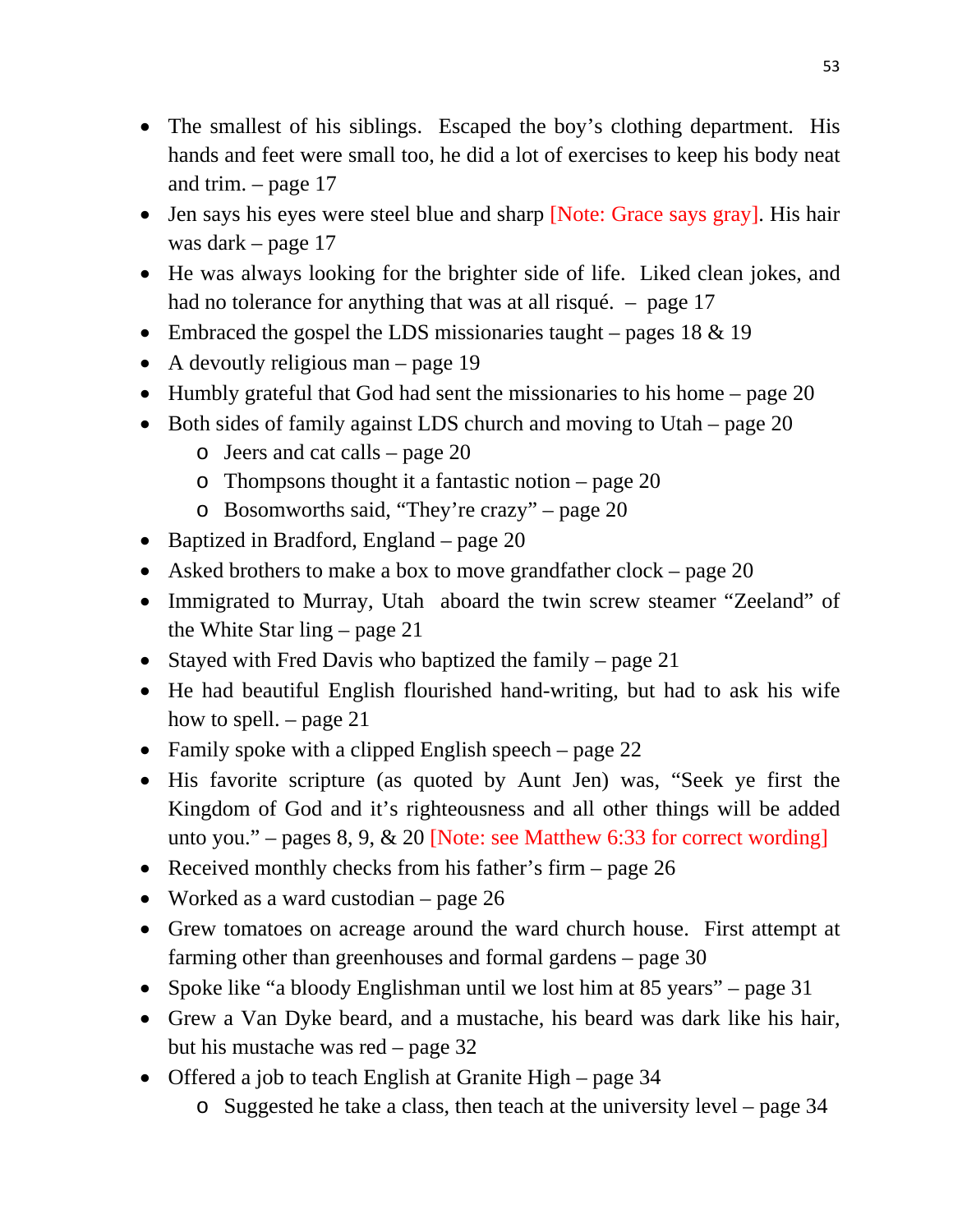- The smallest of his siblings. Escaped the boy's clothing department. His hands and feet were small too, he did a lot of exercises to keep his body neat and trim. – page 17
- Jen says his eyes were steel blue and sharp [Note: Grace says gray]. His hair was dark – page 17
- He was always looking for the brighter side of life. Liked clean jokes, and had no tolerance for anything that was at all risqué. – page 17
- Embraced the gospel the LDS missionaries taught – pages 18 & 19
- A devoutly religious man – page 19
- Humbly grateful that God had sent the missionaries to his home – page 20
- Both sides of family against LDS church and moving to Utah – page 20
  - Jeers and cat calls – page 20
  - Thompsons thought it a fantastic notion – page 20
  - Bosomworths said, "They're crazy" – page 20
- Baptized in Bradford, England – page 20
- Asked brothers to make a box to move grandfather clock – page 20
- Immigrated to Murray, Utah aboard the twin screw steamer "Zeeland" of the White Star ling – page 21
- Stayed with Fred Davis who baptized the family – page 21
- He had beautiful English flourished hand-writing, but had to ask his wife how to spell. – page 21
- Family spoke with a clipped English speech – page 22
- His favorite scripture (as quoted by Aunt Jen) was, "Seek ye first the Kingdom of God and it's righteousness and all other things will be added unto you." – pages 8, 9, & 20 [Note: see Matthew 6:33 for correct wording]
- Received monthly checks from his father's firm – page 26
- Worked as a ward custodian – page 26
- Grew tomatoes on acreage around the ward church house. First attempt at farming other than greenhouses and formal gardens – page 30
- Spoke like "a bloody Englishman until we lost him at 85 years" – page 31
- Grew a Van Dyke beard, and a mustache, his beard was dark like his hair, but his mustache was red – page 32
- Offered a job to teach English at Granite High – page 34
  - Suggested he take a class, then teach at the university level – page 34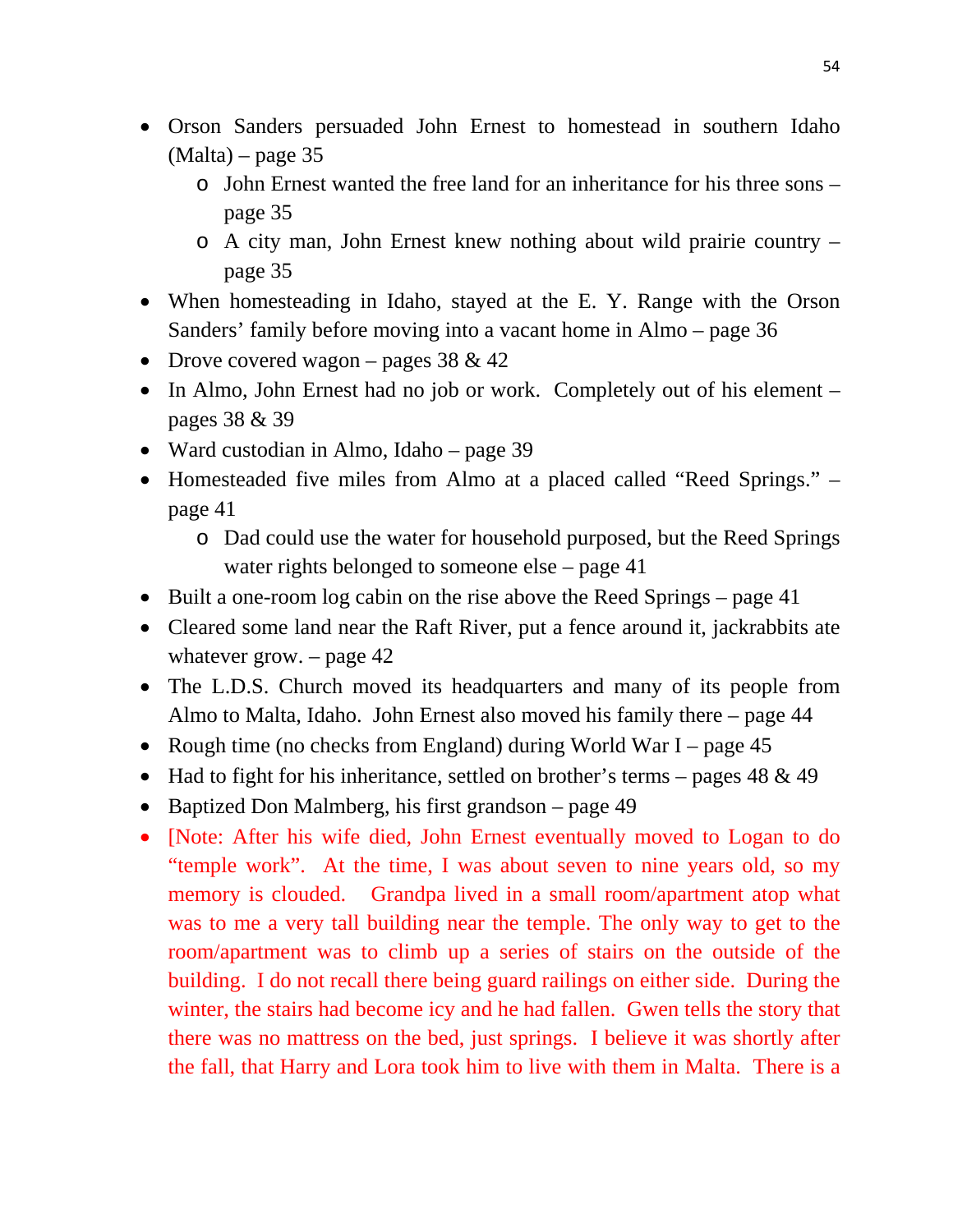- Orson Sanders persuaded John Ernest to homestead in southern Idaho (Malta) – page 35
    - John Ernest wanted the free land for an inheritance for his three sons – page 35
    - A city man, John Ernest knew nothing about wild prairie country – page 35
- When homesteading in Idaho, stayed at the E. Y. Range with the Orson Sanders' family before moving into a vacant home in Almo – page 36
- Drove covered wagon – pages 38 & 42
- In Almo, John Ernest had no job or work. Completely out of his element – pages 38 & 39
- Ward custodian in Almo, Idaho – page 39
- Homesteaded five miles from Almo at a placed called "Reed Springs." – page 41
    - Dad could use the water for household purposed, but the Reed Springs water rights belonged to someone else – page 41
- Built a one-room log cabin on the rise above the Reed Springs – page 41
- Cleared some land near the Raft River, put a fence around it, jackrabbits ate whatever grow. – page 42
- The L.D.S. Church moved its headquarters and many of its people from Almo to Malta, Idaho. John Ernest also moved his family there – page 44
- Rough time (no checks from England) during World War I – page 45
- Had to fight for his inheritance, settled on brother's terms – pages 48 & 49
- Baptized Don Malmberg, his first grandson – page 49
- [Note: After his wife died, John Ernest eventually moved to Logan to do "temple work". At the time, I was about seven to nine years old, so my memory is clouded. Grandpa lived in a small room/apartment atop what was to me a very tall building near the temple. The only way to get to the room/apartment was to climb up a series of stairs on the outside of the building. I do not recall there being guard railings on either side. During the winter, the stairs had become icy and he had fallen. Gwen tells the story that there was no mattress on the bed, just springs. I believe it was shortly after the fall, that Harry and Lora took him to live with them in Malta. There is a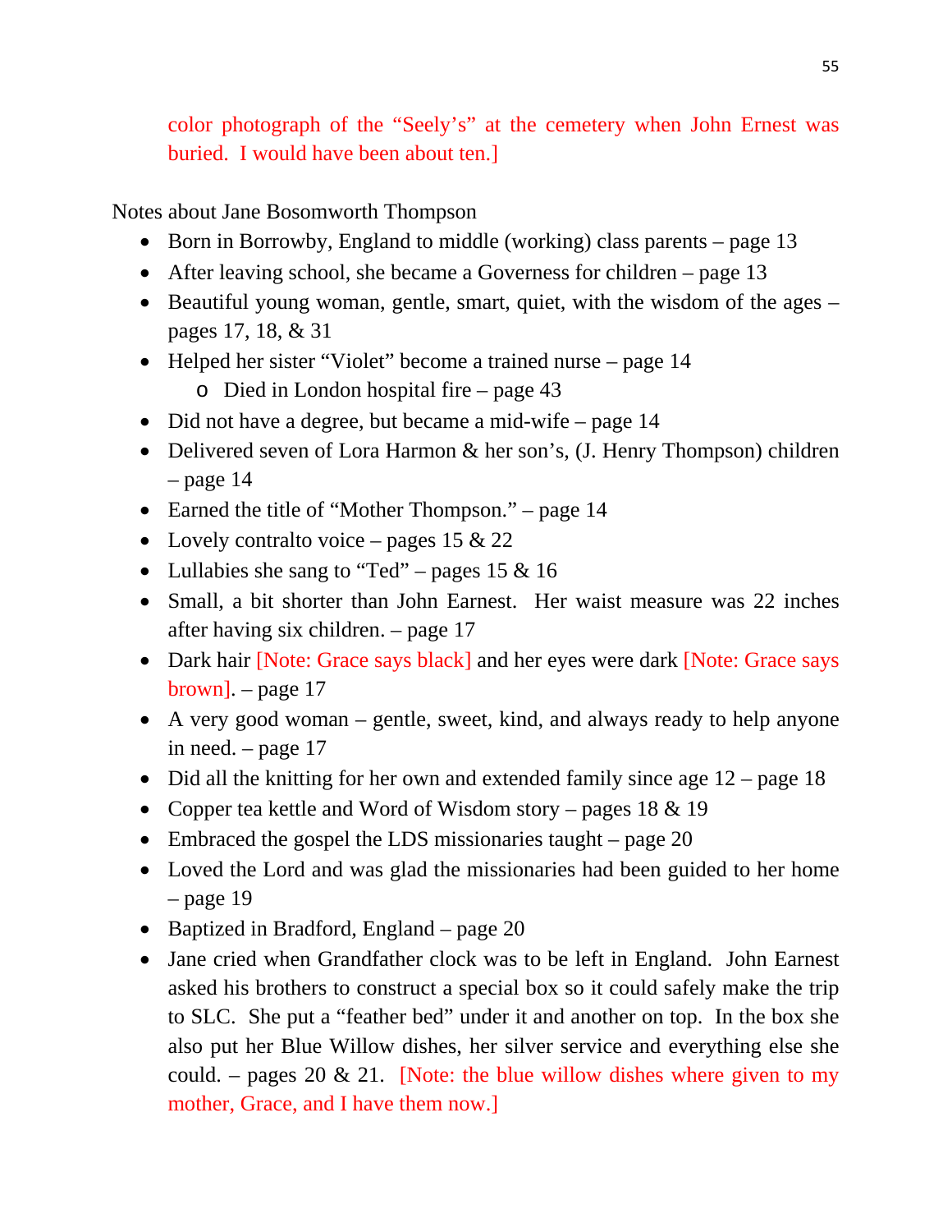color photograph of the "Seely's" at the cemetery when John Ernest was buried. I would have been about ten.]

Notes about Jane Bosomworth Thompson

- Born in Borrowby, England to middle (working) class parents – page 13
- After leaving school, she became a Governess for children – page 13
- Beautiful young woman, gentle, smart, quiet, with the wisdom of the ages – pages 17, 18, & 31
- Helped her sister "Violet" become a trained nurse – page 14
  - Died in London hospital fire – page 43
- Did not have a degree, but became a mid-wife – page 14
- Delivered seven of Lora Harmon & her son's, (J. Henry Thompson) children – page 14
- Earned the title of "Mother Thompson." – page 14
- Lovely contralto voice – pages 15 & 22
- Lullabies she sang to "Ted" – pages 15 & 16
- Small, a bit shorter than John Earnest. Her waist measure was 22 inches after having six children. – page 17
- Dark hair [Note: Grace says black] and her eyes were dark [Note: Grace says brown]. – page 17
- A very good woman – gentle, sweet, kind, and always ready to help anyone in need. – page 17
- Did all the knitting for her own and extended family since age 12 – page 18
- Copper tea kettle and Word of Wisdom story – pages 18 & 19
- Embraced the gospel the LDS missionaries taught – page 20
- Loved the Lord and was glad the missionaries had been guided to her home – page 19
- Baptized in Bradford, England – page 20
- Jane cried when Grandfather clock was to be left in England. John Earnest asked his brothers to construct a special box so it could safely make the trip to SLC. She put a "feather bed" under it and another on top. In the box she also put her Blue Willow dishes, her silver service and everything else she could. – pages 20 & 21. [Note: the blue willow dishes where given to my mother, Grace, and I have them now.]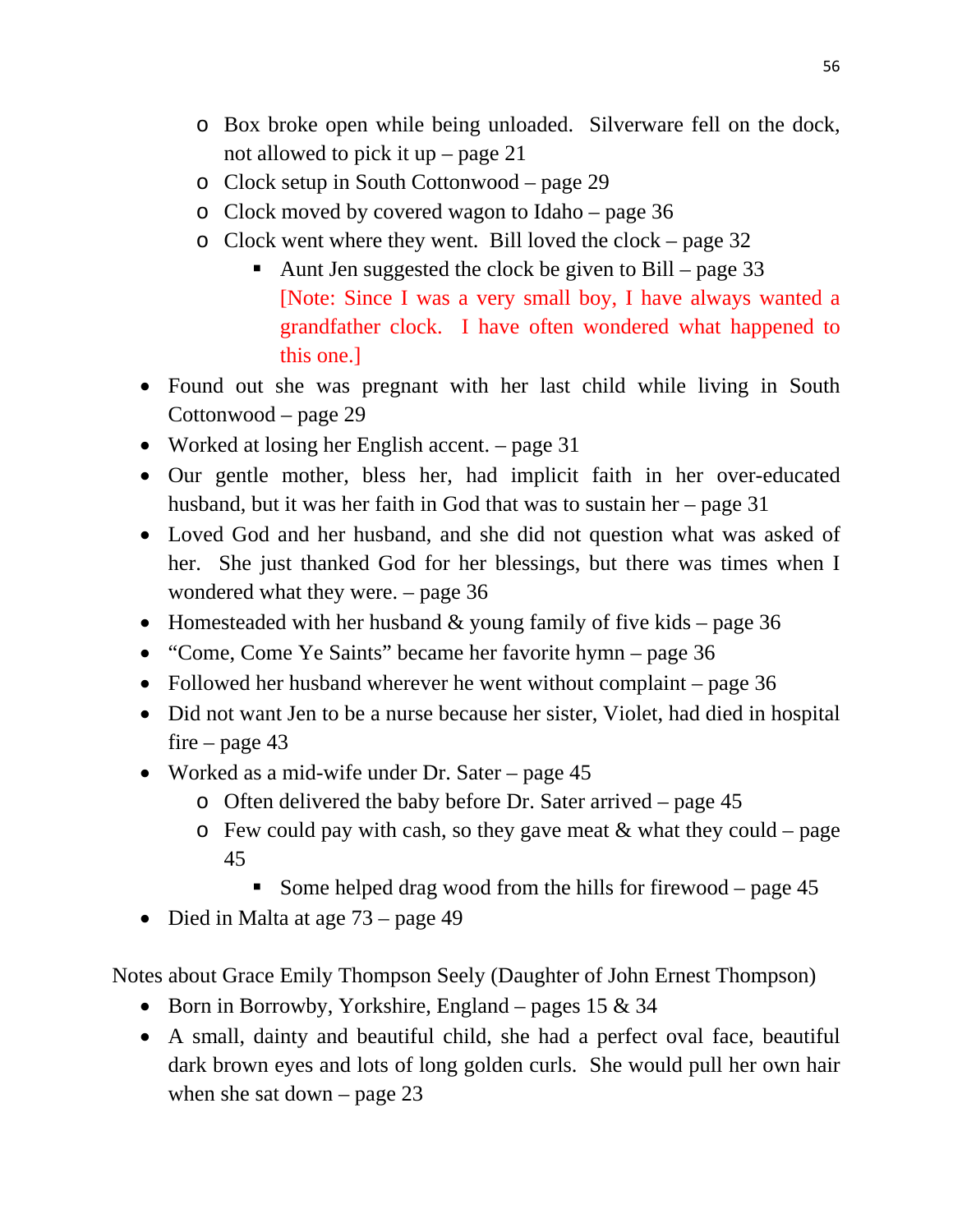- Box broke open while being unloaded. Silverware fell on the dock, not allowed to pick it up – page 21
    - Clock setup in South Cottonwood – page 29
    - Clock moved by covered wagon to Idaho – page 36
    - Clock went where they went. Bill loved the clock – page 32
      - Aunt Jen suggested the clock be given to Bill – page 33
        [Note: Since I was a very small boy, I have always wanted a grandfather clock. I have often wondered what happened to this one.]
- Found out she was pregnant with her last child while living in South Cottonwood – page 29
- Worked at losing her English accent. – page 31
- Our gentle mother, bless her, had implicit faith in her over-educated husband, but it was her faith in God that was to sustain her – page 31
- Loved God and her husband, and she did not question what was asked of her. She just thanked God for her blessings, but there was times when I wondered what they were. – page 36
- Homesteaded with her husband & young family of five kids – page 36
- "Come, Come Ye Saints" became her favorite hymn – page 36
- Followed her husband wherever he went without complaint – page 36
- Did not want Jen to be a nurse because her sister, Violet, had died in hospital fire – page 43
- Worked as a mid-wife under Dr. Sater – page 45
  - Often delivered the baby before Dr. Sater arrived – page 45
  - Few could pay with cash, so they gave meat & what they could – page 45
    - Some helped drag wood from the hills for firewood – page 45
- Died in Malta at age 73 – page 49

Notes about Grace Emily Thompson Seely (Daughter of John Ernest Thompson)

- Born in Borrowby, Yorkshire, England – pages 15 & 34
- A small, dainty and beautiful child, she had a perfect oval face, beautiful dark brown eyes and lots of long golden curls. She would pull her own hair when she sat down – page 23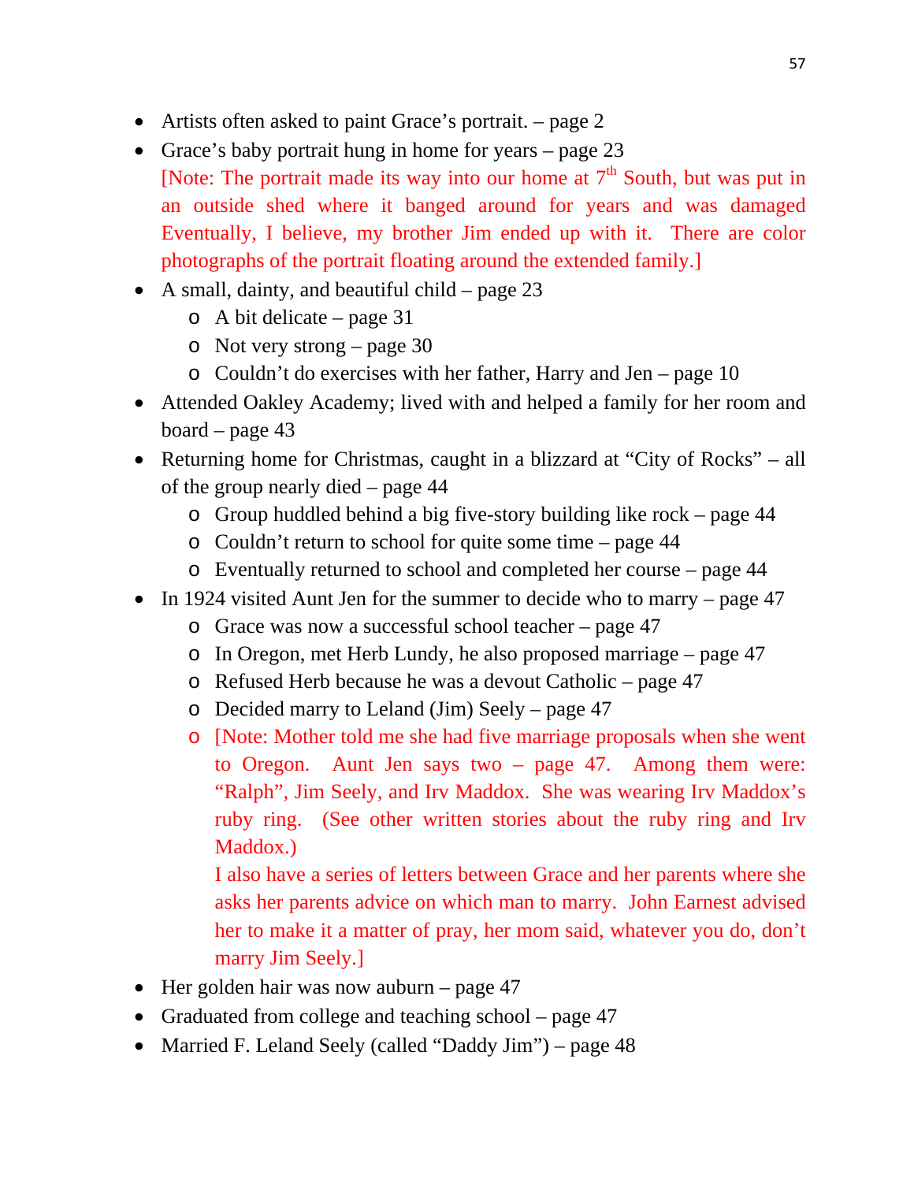- Artists often asked to paint Grace's portrait. – page 2
- Grace's baby portrait hung in home for years – page 23
  [Note: The portrait made its way into our home at 7th South, but was put in an outside shed where it banged around for years and was damaged Eventually, I believe, my brother Jim ended up with it. There are color photographs of the portrait floating around the extended family.]
- A small, dainty, and beautiful child – page 23
  - A bit delicate – page 31
  - Not very strong – page 30
  - Couldn't do exercises with her father, Harry and Jen – page 10
- Attended Oakley Academy; lived with and helped a family for her room and board – page 43
- Returning home for Christmas, caught in a blizzard at "City of Rocks" – all of the group nearly died – page 44
  - Group huddled behind a big five-story building like rock – page 44
  - Couldn't return to school for quite some time – page 44
  - Eventually returned to school and completed her course – page 44
- In 1924 visited Aunt Jen for the summer to decide who to marry – page 47
  - Grace was now a successful school teacher – page 47
  - In Oregon, met Herb Lundy, he also proposed marriage – page 47
  - Refused Herb because he was a devout Catholic – page 47
  - Decided marry to Leland (Jim) Seely – page 47
  - [Note: Mother told me she had five marriage proposals when she went to Oregon. Aunt Jen says two – page 47. Among them were: "Ralph", Jim Seely, and Irv Maddox. She was wearing Irv Maddox's ruby ring. (See other written stories about the ruby ring and Irv Maddox.)

    I also have a series of letters between Grace and her parents where she asks her parents advice on which man to marry. John Earnest advised her to make it a matter of pray, her mom said, whatever you do, don't marry Jim Seely.]
- Her golden hair was now auburn – page 47
- Graduated from college and teaching school – page 47
- Married F. Leland Seely (called "Daddy Jim") – page 48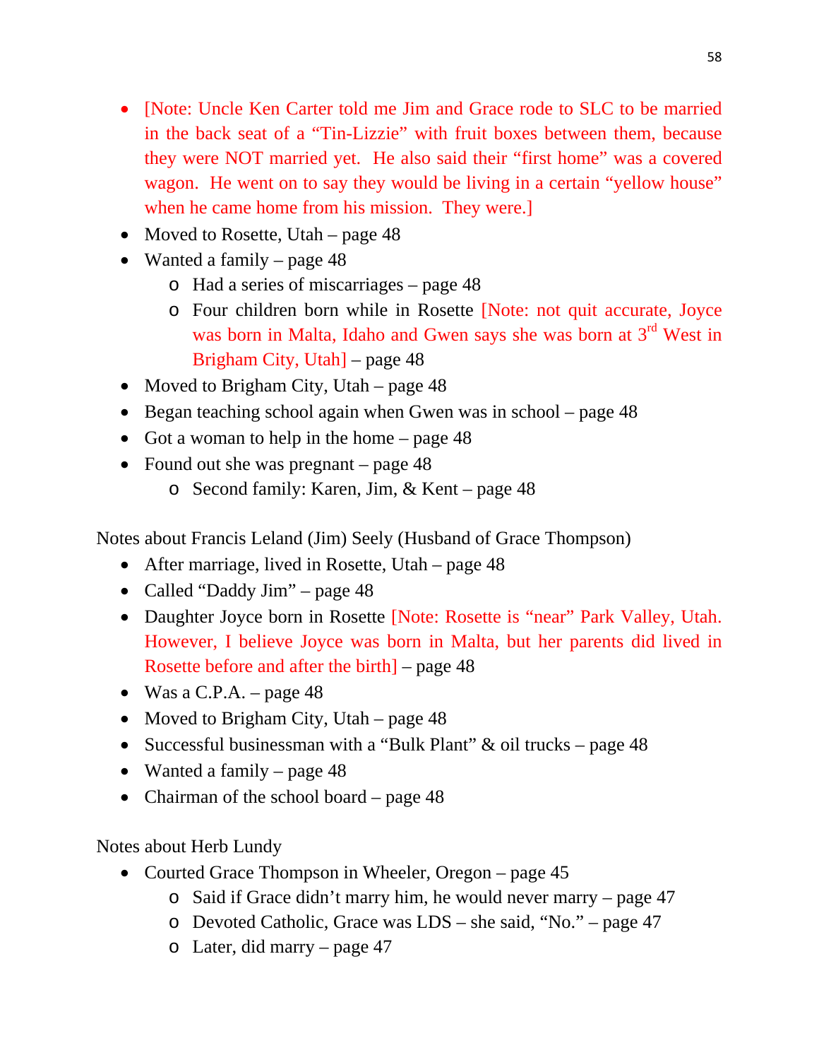- [Note: Uncle Ken Carter told me Jim and Grace rode to SLC to be married in the back seat of a "Tin-Lizzie" with fruit boxes between them, because they were NOT married yet. He also said their "first home" was a covered wagon. He went on to say they would be living in a certain "yellow house" when he came home from his mission. They were.]
- Moved to Rosette, Utah – page 48
- Wanted a family – page 48
  - Had a series of miscarriages – page 48
  - Four children born while in Rosette [Note: not quit accurate, Joyce was born in Malta, Idaho and Gwen says she was born at 3rd West in Brigham City, Utah] – page 48
- Moved to Brigham City, Utah – page 48
- Began teaching school again when Gwen was in school – page 48
- Got a woman to help in the home – page 48
- Found out she was pregnant – page 48
  - Second family: Karen, Jim, & Kent – page 48

Notes about Francis Leland (Jim) Seely (Husband of Grace Thompson)

- After marriage, lived in Rosette, Utah – page 48
- Called "Daddy Jim" – page 48
- Daughter Joyce born in Rosette [Note: Rosette is "near" Park Valley, Utah. However, I believe Joyce was born in Malta, but her parents did lived in Rosette before and after the birth] – page 48
- Was a C.P.A. – page 48
- Moved to Brigham City, Utah – page 48
- Successful businessman with a "Bulk Plant" & oil trucks – page 48
- Wanted a family – page 48
- Chairman of the school board – page 48

Notes about Herb Lundy

- Courted Grace Thompson in Wheeler, Oregon – page 45
  - Said if Grace didn't marry him, he would never marry – page 47
  - Devoted Catholic, Grace was LDS – she said, "No." – page 47
  - Later, did marry – page 47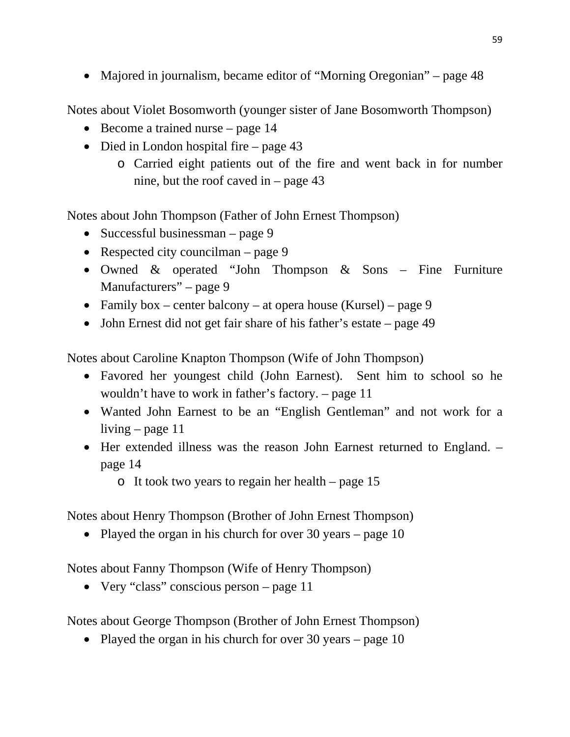- Majored in journalism, became editor of "Morning Oregonian" – page 48

Notes about Violet Bosomworth (younger sister of Jane Bosomworth Thompson)

- Become a trained nurse – page 14
- Died in London hospital fire – page 43
    - Carried eight patients out of the fire and went back in for number nine, but the roof caved in – page 43

Notes about John Thompson (Father of John Ernest Thompson)

- Successful businessman – page 9
- Respected city councilman – page 9
- Owned & operated "John Thompson & Sons – Fine Furniture Manufacturers" – page 9
- Family box – center balcony – at opera house (Kursel) – page 9
- John Ernest did not get fair share of his father's estate – page 49

Notes about Caroline Knapton Thompson (Wife of John Thompson)

- Favored her youngest child (John Earnest). Sent him to school so he wouldn't have to work in father's factory. – page 11
- Wanted John Earnest to be an "English Gentleman" and not work for a living – page 11
- Her extended illness was the reason John Earnest returned to England. – page 14
    - It took two years to regain her health – page 15

Notes about Henry Thompson (Brother of John Ernest Thompson)

- Played the organ in his church for over 30 years – page 10

Notes about Fanny Thompson (Wife of Henry Thompson)

- Very "class" conscious person – page 11

Notes about George Thompson (Brother of John Ernest Thompson)

- Played the organ in his church for over 30 years – page 10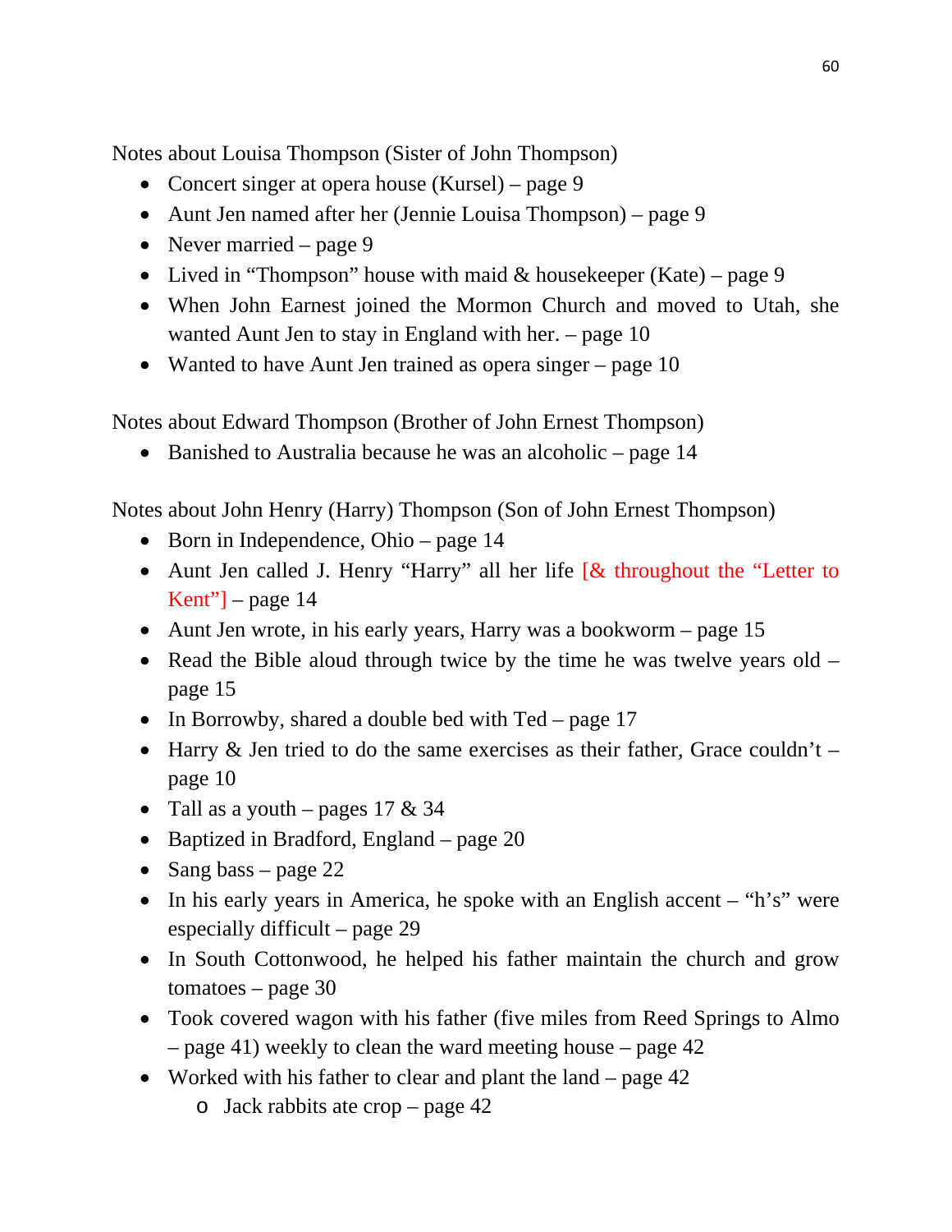Notes about Louisa Thompson (Sister of John Thompson)

- Concert singer at opera house (Kursel) – page 9
- Aunt Jen named after her (Jennie Louisa Thompson) – page 9
- Never married – page 9
- Lived in "Thompson" house with maid & housekeeper (Kate) – page 9
- When John Earnest joined the Mormon Church and moved to Utah, she wanted Aunt Jen to stay in England with her. – page 10
- Wanted to have Aunt Jen trained as opera singer – page 10

Notes about Edward Thompson (Brother of John Ernest Thompson)

- Banished to Australia because he was an alcoholic – page 14

Notes about John Henry (Harry) Thompson (Son of John Ernest Thompson)

- Born in Independence, Ohio – page 14
- Aunt Jen called J. Henry "Harry" all her life [& throughout the "Letter to Kent"] – page 14
- Aunt Jen wrote, in his early years, Harry was a bookworm – page 15
- Read the Bible aloud through twice by the time he was twelve years old – page 15
- In Borrowby, shared a double bed with Ted – page 17
- Harry & Jen tried to do the same exercises as their father, Grace couldn't – page 10
- Tall as a youth – pages 17 & 34
- Baptized in Bradford, England – page 20
- Sang bass – page 22
- In his early years in America, he spoke with an English accent – "h's" were especially difficult – page 29
- In South Cottonwood, he helped his father maintain the church and grow tomatoes – page 30
- Took covered wagon with his father (five miles from Reed Springs to Almo – page 41) weekly to clean the ward meeting house – page 42
- Worked with his father to clear and plant the land – page 42
  - Jack rabbits ate crop – page 42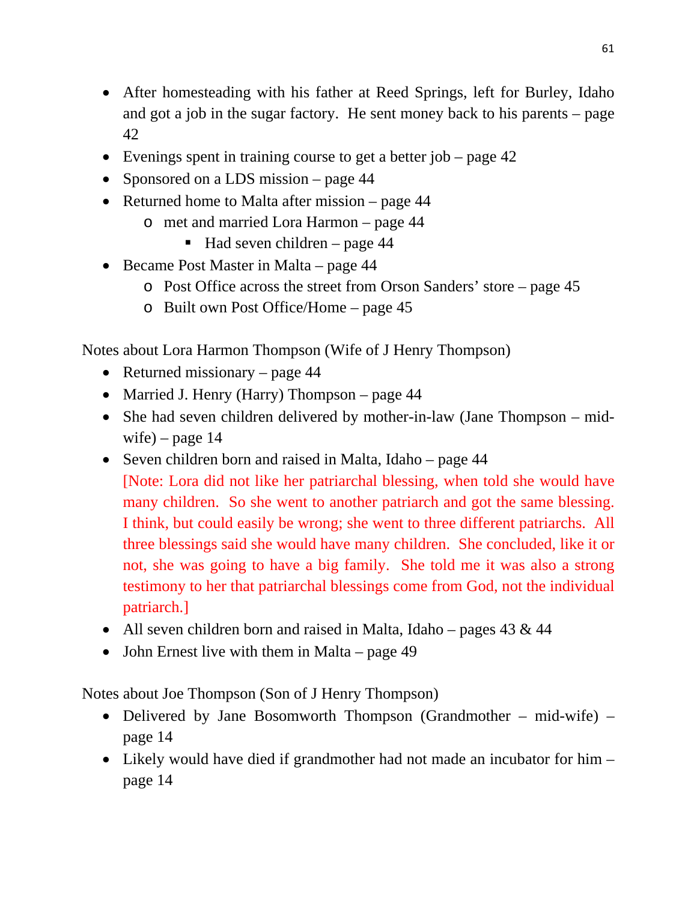- After homesteading with his father at Reed Springs, left for Burley, Idaho and got a job in the sugar factory. He sent money back to his parents – page 42
- Evenings spent in training course to get a better job – page 42
- Sponsored on a LDS mission – page 44
- Returned home to Malta after mission – page 44
  - met and married Lora Harmon – page 44
    - Had seven children – page 44
- Became Post Master in Malta – page 44
  - Post Office across the street from Orson Sanders' store – page 45
  - Built own Post Office/Home – page 45

Notes about Lora Harmon Thompson (Wife of J Henry Thompson)

- Returned missionary – page 44
- Married J. Henry (Harry) Thompson – page 44
- She had seven children delivered by mother-in-law (Jane Thompson – mid-wife) – page 14
- Seven children born and raised in Malta, Idaho – page 44
  [Note: Lora did not like her patriarchal blessing, when told she would have many children. So she went to another patriarch and got the same blessing. I think, but could easily be wrong; she went to three different patriarchs. All three blessings said she would have many children. She concluded, like it or not, she was going to have a big family. She told me it was also a strong testimony to her that patriarchal blessings come from God, not the individual patriarch.]
- All seven children born and raised in Malta, Idaho – pages 43 & 44
- John Ernest live with them in Malta – page 49

Notes about Joe Thompson (Son of J Henry Thompson)

- Delivered by Jane Bosomworth Thompson (Grandmother – mid-wife) – page 14
- Likely would have died if grandmother had not made an incubator for him – page 14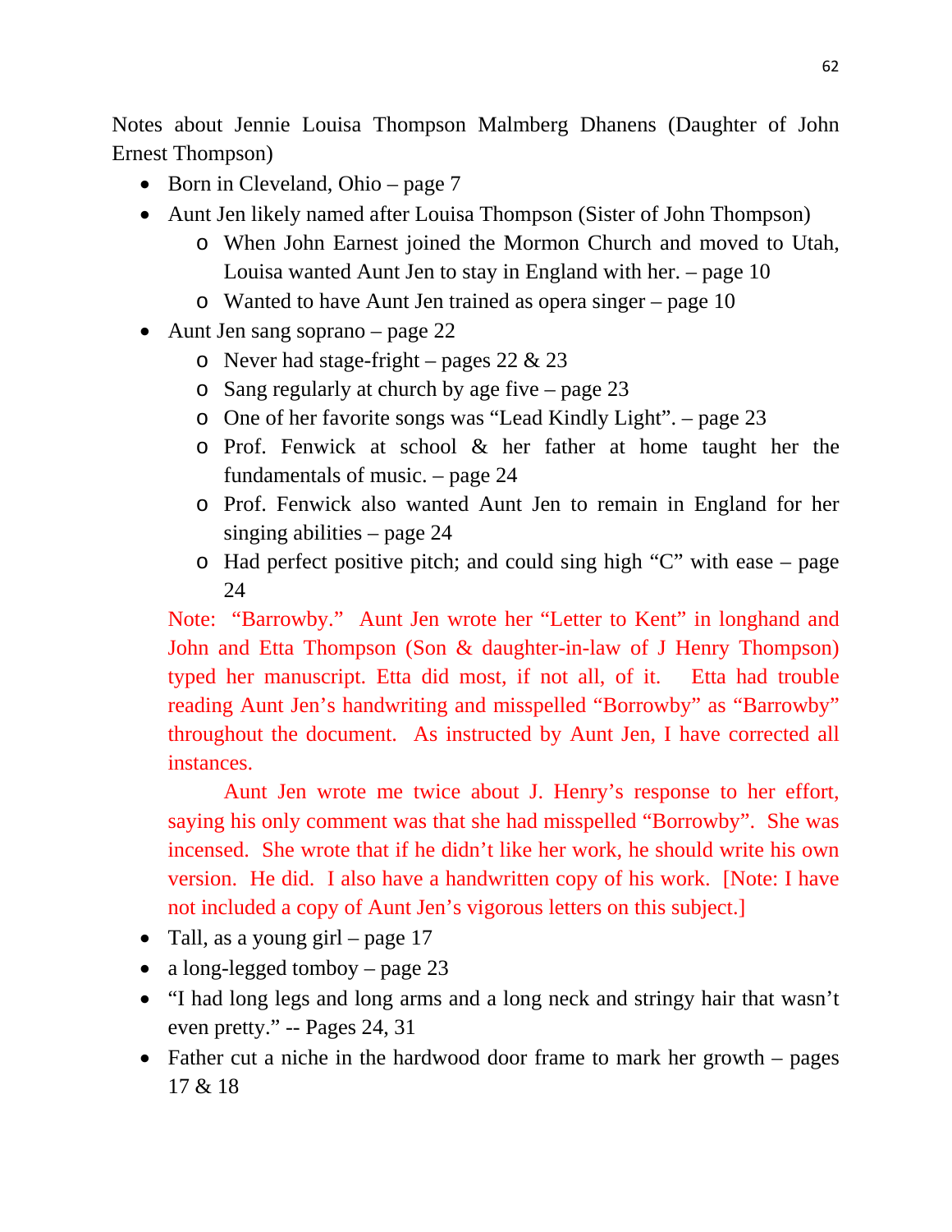Notes about Jennie Louisa Thompson Malmberg Dhanens (Daughter of John Ernest Thompson)

- Born in Cleveland, Ohio – page 7
- Aunt Jen likely named after Louisa Thompson (Sister of John Thompson)
  - When John Earnest joined the Mormon Church and moved to Utah, Louisa wanted Aunt Jen to stay in England with her. – page 10
  - Wanted to have Aunt Jen trained as opera singer – page 10
- Aunt Jen sang soprano – page 22
  - Never had stage-fright – pages 22 & 23
  - Sang regularly at church by age five – page 23
  - One of her favorite songs was "Lead Kindly Light". – page 23
  - Prof. Fenwick at school & her father at home taught her the fundamentals of music. – page 24
  - Prof. Fenwick also wanted Aunt Jen to remain in England for her singing abilities – page 24
  - Had perfect positive pitch; and could sing high "C" with ease – page 24

  Note: "Barrowby." Aunt Jen wrote her "Letter to Kent" in longhand and John and Etta Thompson (Son & daughter-in-law of J Henry Thompson) typed her manuscript. Etta did most, if not all, of it. Etta had trouble reading Aunt Jen's handwriting and misspelled "Borrowby" as "Barrowby" throughout the document. As instructed by Aunt Jen, I have corrected all instances.

  Aunt Jen wrote me twice about J. Henry's response to her effort, saying his only comment was that she had misspelled "Borrowby". She was incensed. She wrote that if he didn't like her work, he should write his own version. He did. I also have a handwritten copy of his work. [Note: I have not included a copy of Aunt Jen's vigorous letters on this subject.]

- Tall, as a young girl – page 17
- a long-legged tomboy – page 23
- "I had long legs and long arms and a long neck and stringy hair that wasn't even pretty." -- Pages 24, 31
- Father cut a niche in the hardwood door frame to mark her growth – pages 17 & 18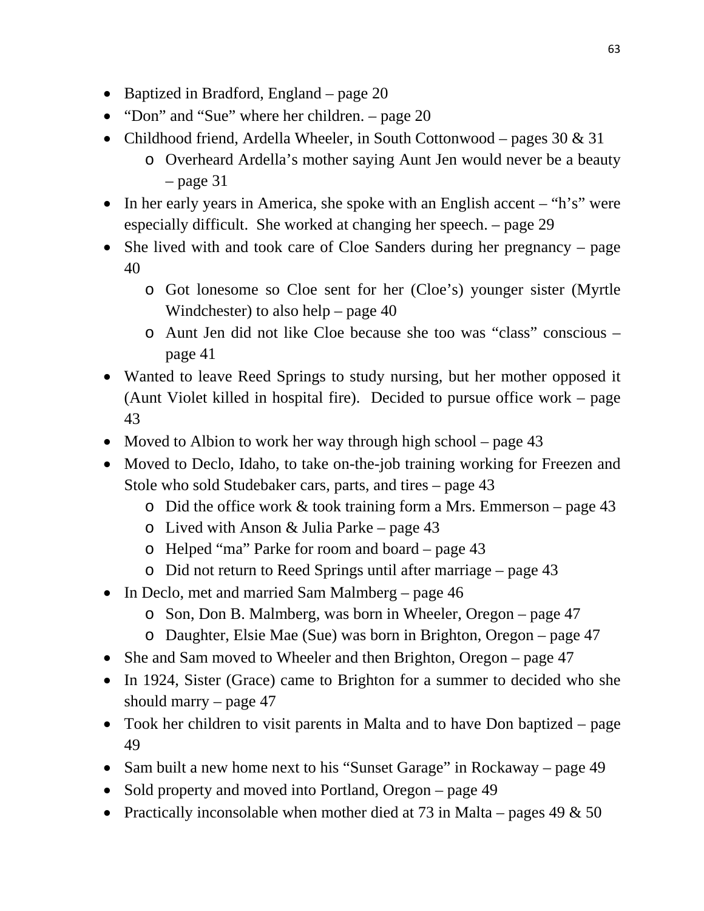- Baptized in Bradford, England – page 20
- "Don" and "Sue" where her children. – page 20
- Childhood friend, Ardella Wheeler, in South Cottonwood – pages 30 & 31
    - Overheard Ardella's mother saying Aunt Jen would never be a beauty – page 31
- In her early years in America, she spoke with an English accent – "h's" were especially difficult.  She worked at changing her speech. – page 29
- She lived with and took care of Cloe Sanders during her pregnancy – page 40
    - Got lonesome so Cloe sent for her (Cloe's) younger sister (Myrtle Windchester) to also help – page 40
    - Aunt Jen did not like Cloe because she too was "class" conscious – page 41
- Wanted to leave Reed Springs to study nursing, but her mother opposed it (Aunt Violet killed in hospital fire).  Decided to pursue office work – page 43
- Moved to Albion to work her way through high school – page 43
- Moved to Declo, Idaho, to take on-the-job training working for Freezen and Stole who sold Studebaker cars, parts, and tires – page 43
    - Did the office work & took training form a Mrs. Emmerson – page 43
    - Lived with Anson & Julia Parke – page 43
    - Helped "ma" Parke for room and board – page 43
    - Did not return to Reed Springs until after marriage – page 43
- In Declo, met and married Sam Malmberg – page 46
    - Son, Don B. Malmberg, was born in Wheeler, Oregon – page 47
    - Daughter, Elsie Mae (Sue) was born in Brighton, Oregon – page 47
- She and Sam moved to Wheeler and then Brighton, Oregon – page 47
- In 1924, Sister (Grace) came to Brighton for a summer to decided who she should marry – page 47
- Took her children to visit parents in Malta and to have Don baptized – page 49
- Sam built a new home next to his "Sunset Garage" in Rockaway – page 49
- Sold property and moved into Portland, Oregon – page 49
- Practically inconsolable when mother died at 73 in Malta – pages 49 & 50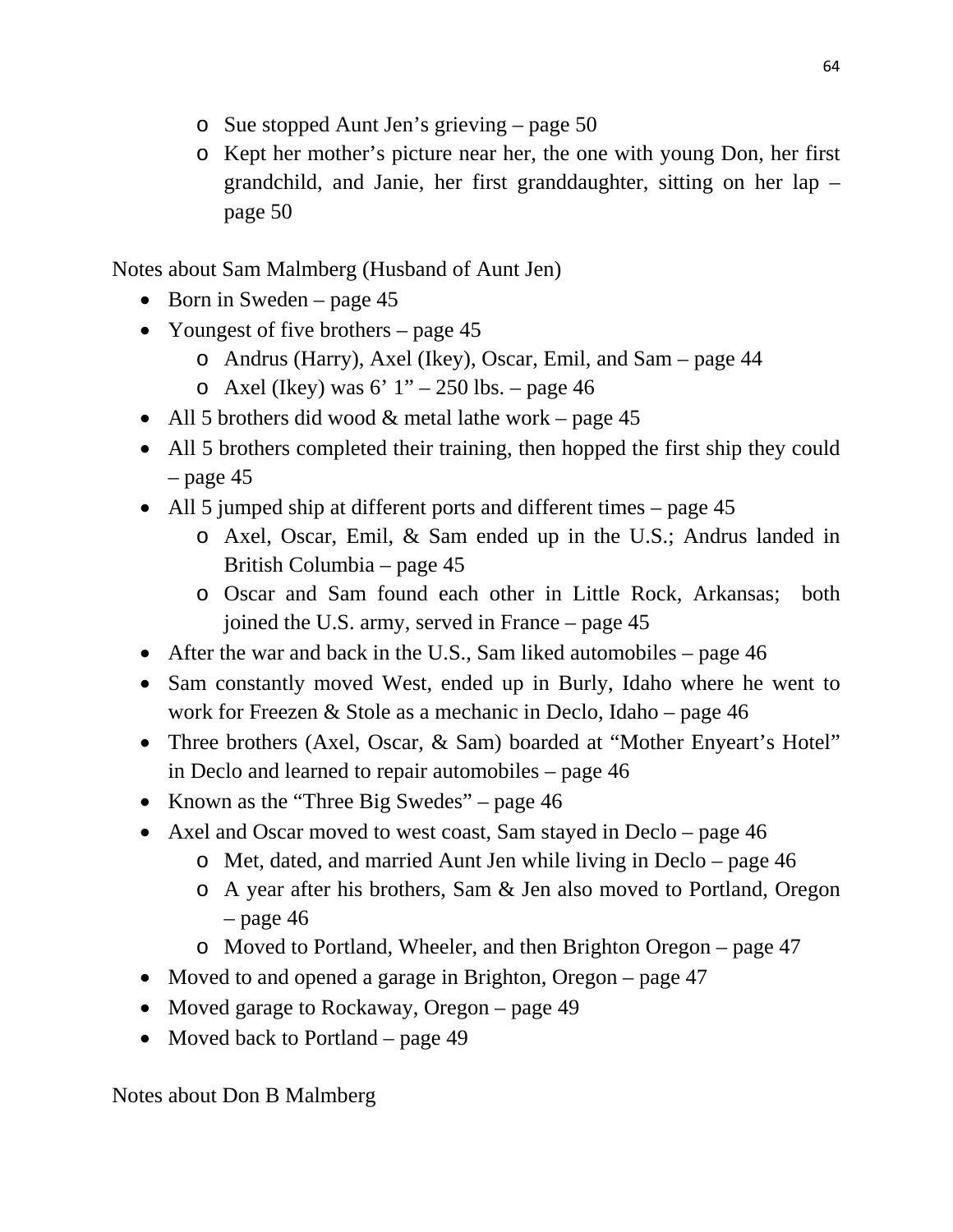- Sue stopped Aunt Jen's grieving – page 50
    - Kept her mother's picture near her, the one with young Don, her first grandchild, and Janie, her first granddaughter, sitting on her lap – page 50

Notes about Sam Malmberg (Husband of Aunt Jen)

- Born in Sweden – page 45
- Youngest of five brothers – page 45
    - Andrus (Harry), Axel (Ikey), Oscar, Emil, and Sam – page 44
    - Axel (Ikey) was 6' 1" – 250 lbs. – page 46
- All 5 brothers did wood & metal lathe work – page 45
- All 5 brothers completed their training, then hopped the first ship they could – page 45
- All 5 jumped ship at different ports and different times – page 45
    - Axel, Oscar, Emil, & Sam ended up in the U.S.; Andrus landed in British Columbia – page 45
    - Oscar and Sam found each other in Little Rock, Arkansas; both joined the U.S. army, served in France – page 45
- After the war and back in the U.S., Sam liked automobiles – page 46
- Sam constantly moved West, ended up in Burly, Idaho where he went to work for Freezen & Stole as a mechanic in Declo, Idaho – page 46
- Three brothers (Axel, Oscar, & Sam) boarded at "Mother Enyeart's Hotel" in Declo and learned to repair automobiles – page 46
- Known as the "Three Big Swedes" – page 46
- Axel and Oscar moved to west coast, Sam stayed in Declo – page 46
    - Met, dated, and married Aunt Jen while living in Declo – page 46
    - A year after his brothers, Sam & Jen also moved to Portland, Oregon – page 46
    - Moved to Portland, Wheeler, and then Brighton Oregon – page 47
- Moved to and opened a garage in Brighton, Oregon – page 47
- Moved garage to Rockaway, Oregon – page 49
- Moved back to Portland – page 49

Notes about Don B Malmberg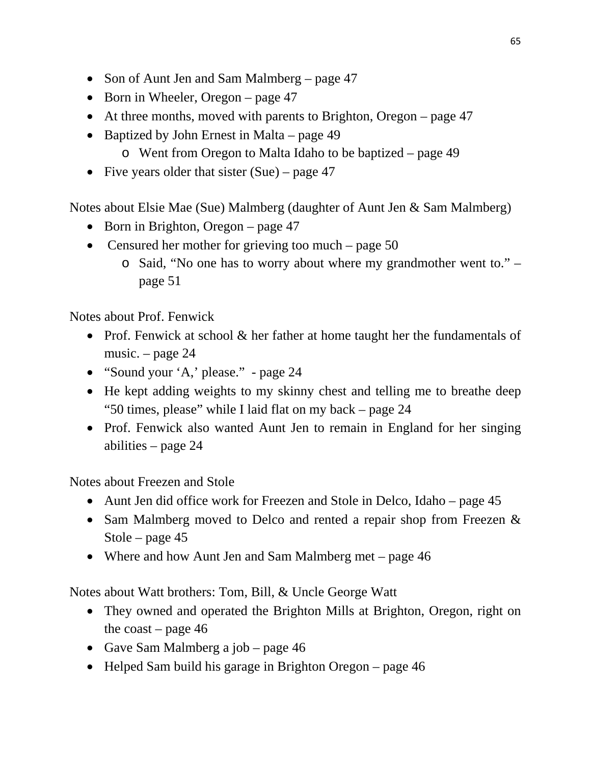- Son of Aunt Jen and Sam Malmberg – page 47
- Born in Wheeler, Oregon – page 47
- At three months, moved with parents to Brighton, Oregon – page 47
- Baptized by John Ernest in Malta – page 49
    - Went from Oregon to Malta Idaho to be baptized – page 49
- Five years older that sister (Sue) – page 47

Notes about Elsie Mae (Sue) Malmberg (daughter of Aunt Jen & Sam Malmberg)

- Born in Brighton, Oregon – page 47
- Censured her mother for grieving too much – page 50
    - Said, "No one has to worry about where my grandmother went to." – page 51

Notes about Prof. Fenwick

- Prof. Fenwick at school & her father at home taught her the fundamentals of music. – page 24
- "Sound your 'A,' please." - page 24
- He kept adding weights to my skinny chest and telling me to breathe deep "50 times, please" while I laid flat on my back – page 24
- Prof. Fenwick also wanted Aunt Jen to remain in England for her singing abilities – page 24

Notes about Freezen and Stole

- Aunt Jen did office work for Freezen and Stole in Delco, Idaho – page 45
- Sam Malmberg moved to Delco and rented a repair shop from Freezen & Stole – page 45
- Where and how Aunt Jen and Sam Malmberg met – page 46

Notes about Watt brothers: Tom, Bill, & Uncle George Watt

- They owned and operated the Brighton Mills at Brighton, Oregon, right on the coast – page 46
- Gave Sam Malmberg a job – page 46
- Helped Sam build his garage in Brighton Oregon – page 46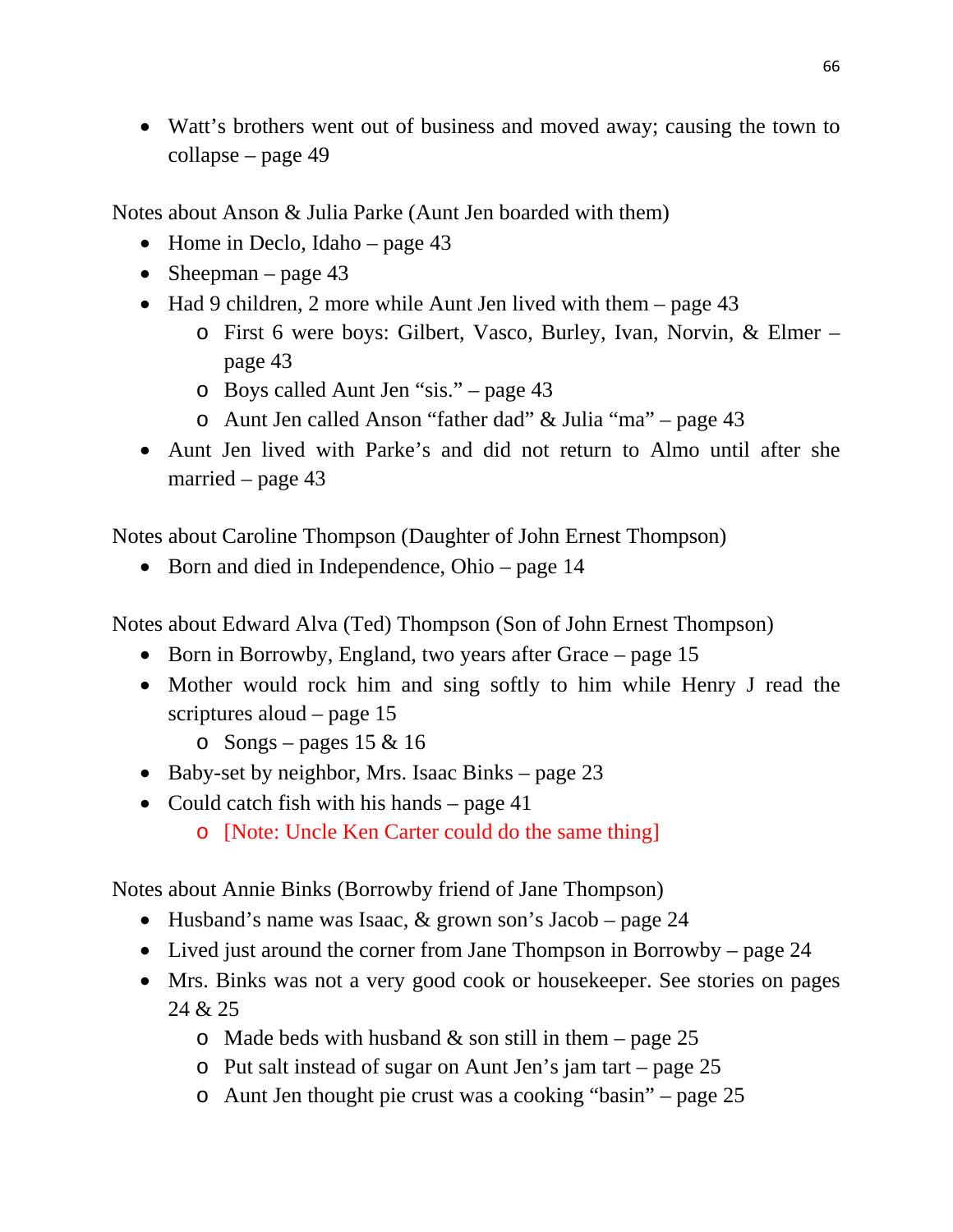- Watt's brothers went out of business and moved away; causing the town to collapse – page 49

Notes about Anson & Julia Parke (Aunt Jen boarded with them)

- Home in Declo, Idaho – page 43
- Sheepman – page 43
- Had 9 children, 2 more while Aunt Jen lived with them – page 43
    - First 6 were boys: Gilbert, Vasco, Burley, Ivan, Norvin, & Elmer – page 43
    - Boys called Aunt Jen "sis." – page 43
    - Aunt Jen called Anson "father dad" & Julia "ma" – page 43
- Aunt Jen lived with Parke's and did not return to Almo until after she married – page 43

Notes about Caroline Thompson (Daughter of John Ernest Thompson)

- Born and died in Independence, Ohio – page 14

Notes about Edward Alva (Ted) Thompson (Son of John Ernest Thompson)

- Born in Borrowby, England, two years after Grace – page 15
- Mother would rock him and sing softly to him while Henry J read the scriptures aloud – page 15
    - Songs – pages 15 & 16
- Baby-set by neighbor, Mrs. Isaac Binks – page 23
- Could catch fish with his hands – page 41
    - [Note: Uncle Ken Carter could do the same thing]

Notes about Annie Binks (Borrowby friend of Jane Thompson)

- Husband's name was Isaac, & grown son's Jacob – page 24
- Lived just around the corner from Jane Thompson in Borrowby – page 24
- Mrs. Binks was not a very good cook or housekeeper. See stories on pages 24 & 25
    - Made beds with husband & son still in them – page 25
    - Put salt instead of sugar on Aunt Jen's jam tart – page 25
    - Aunt Jen thought pie crust was a cooking "basin" – page 25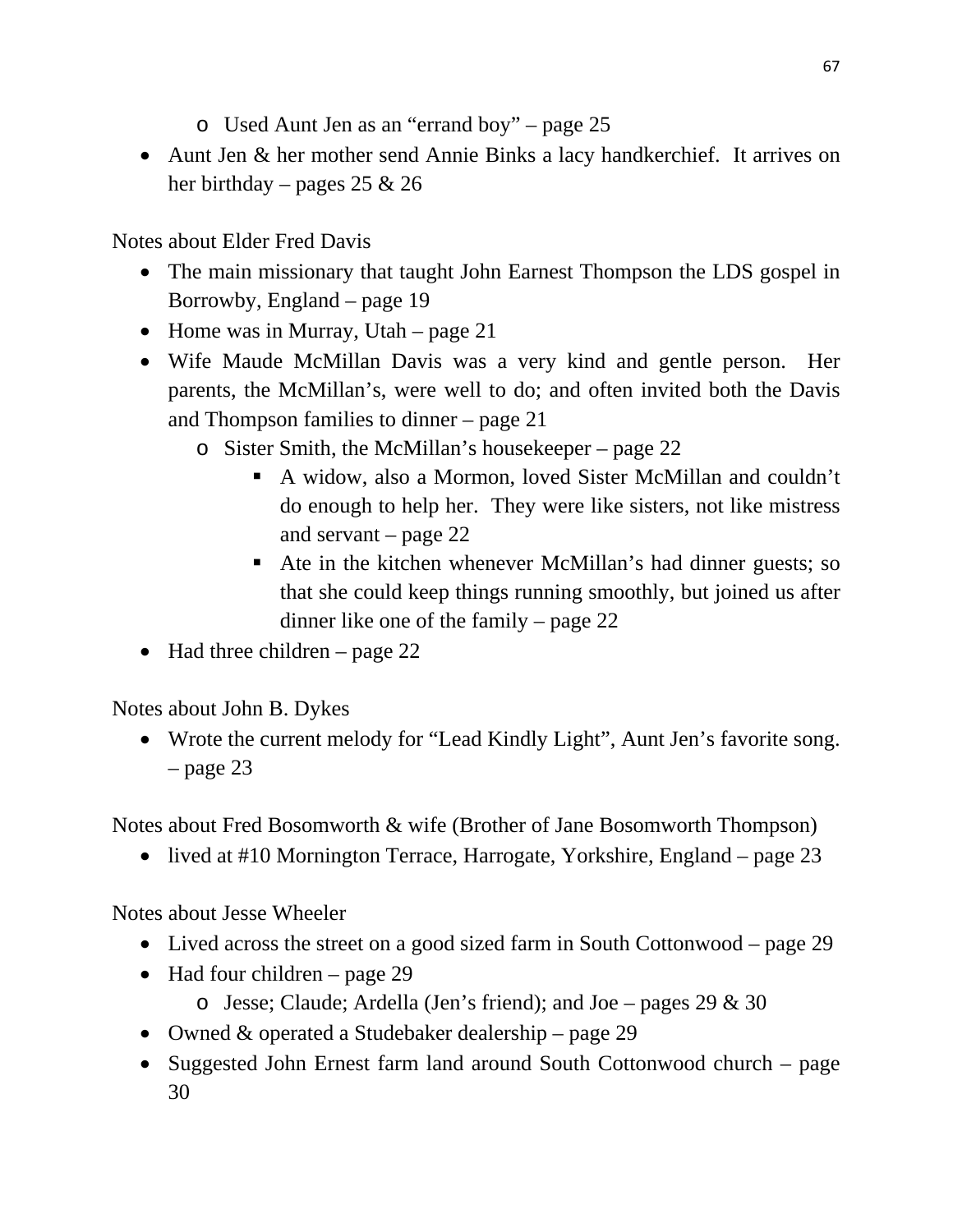- Used Aunt Jen as an "errand boy" – page 25
- Aunt Jen & her mother send Annie Binks a lacy handkerchief. It arrives on her birthday – pages 25 & 26

Notes about Elder Fred Davis

- The main missionary that taught John Earnest Thompson the LDS gospel in Borrowby, England – page 19
- Home was in Murray, Utah – page 21
- Wife Maude McMillan Davis was a very kind and gentle person. Her parents, the McMillan's, were well to do; and often invited both the Davis and Thompson families to dinner – page 21
  - Sister Smith, the McMillan's housekeeper – page 22
    - A widow, also a Mormon, loved Sister McMillan and couldn't do enough to help her. They were like sisters, not like mistress and servant – page 22
    - Ate in the kitchen whenever McMillan's had dinner guests; so that she could keep things running smoothly, but joined us after dinner like one of the family – page 22
- Had three children – page 22

Notes about John B. Dykes

- Wrote the current melody for "Lead Kindly Light", Aunt Jen's favorite song. – page 23

Notes about Fred Bosomworth & wife (Brother of Jane Bosomworth Thompson)

- lived at #10 Mornington Terrace, Harrogate, Yorkshire, England – page 23

Notes about Jesse Wheeler

- Lived across the street on a good sized farm in South Cottonwood – page 29
- Had four children – page 29
  - Jesse; Claude; Ardella (Jen's friend); and Joe – pages 29 & 30
- Owned & operated a Studebaker dealership – page 29
- Suggested John Ernest farm land around South Cottonwood church – page 30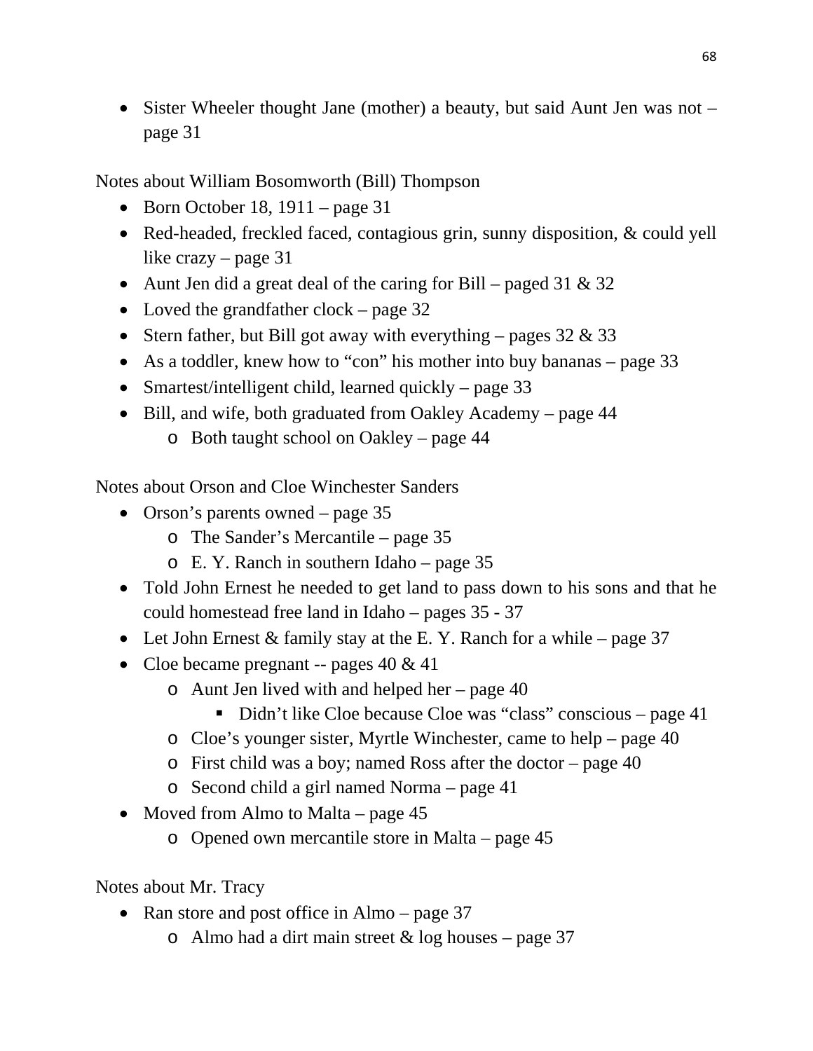- Sister Wheeler thought Jane (mother) a beauty, but said Aunt Jen was not – page 31

Notes about William Bosomworth (Bill) Thompson

- Born October 18, 1911 – page 31
- Red-headed, freckled faced, contagious grin, sunny disposition, & could yell like crazy – page 31
- Aunt Jen did a great deal of the caring for Bill – paged 31 & 32
- Loved the grandfather clock – page 32
- Stern father, but Bill got away with everything – pages 32 & 33
- As a toddler, knew how to "con" his mother into buy bananas – page 33
- Smartest/intelligent child, learned quickly – page 33
- Bill, and wife, both graduated from Oakley Academy – page 44
    - Both taught school on Oakley – page 44

Notes about Orson and Cloe Winchester Sanders

- Orson's parents owned – page 35
    - The Sander's Mercantile – page 35
    - E. Y. Ranch in southern Idaho – page 35
- Told John Ernest he needed to get land to pass down to his sons and that he could homestead free land in Idaho – pages 35 - 37
- Let John Ernest & family stay at the E. Y. Ranch for a while – page 37
- Cloe became pregnant -- pages 40 & 41
    - Aunt Jen lived with and helped her – page 40
        - Didn't like Cloe because Cloe was "class" conscious – page 41
    - Cloe's younger sister, Myrtle Winchester, came to help – page 40
    - First child was a boy; named Ross after the doctor – page 40
    - Second child a girl named Norma – page 41
- Moved from Almo to Malta – page 45
    - Opened own mercantile store in Malta – page 45

Notes about Mr. Tracy

- Ran store and post office in Almo – page 37
    - Almo had a dirt main street & log houses – page 37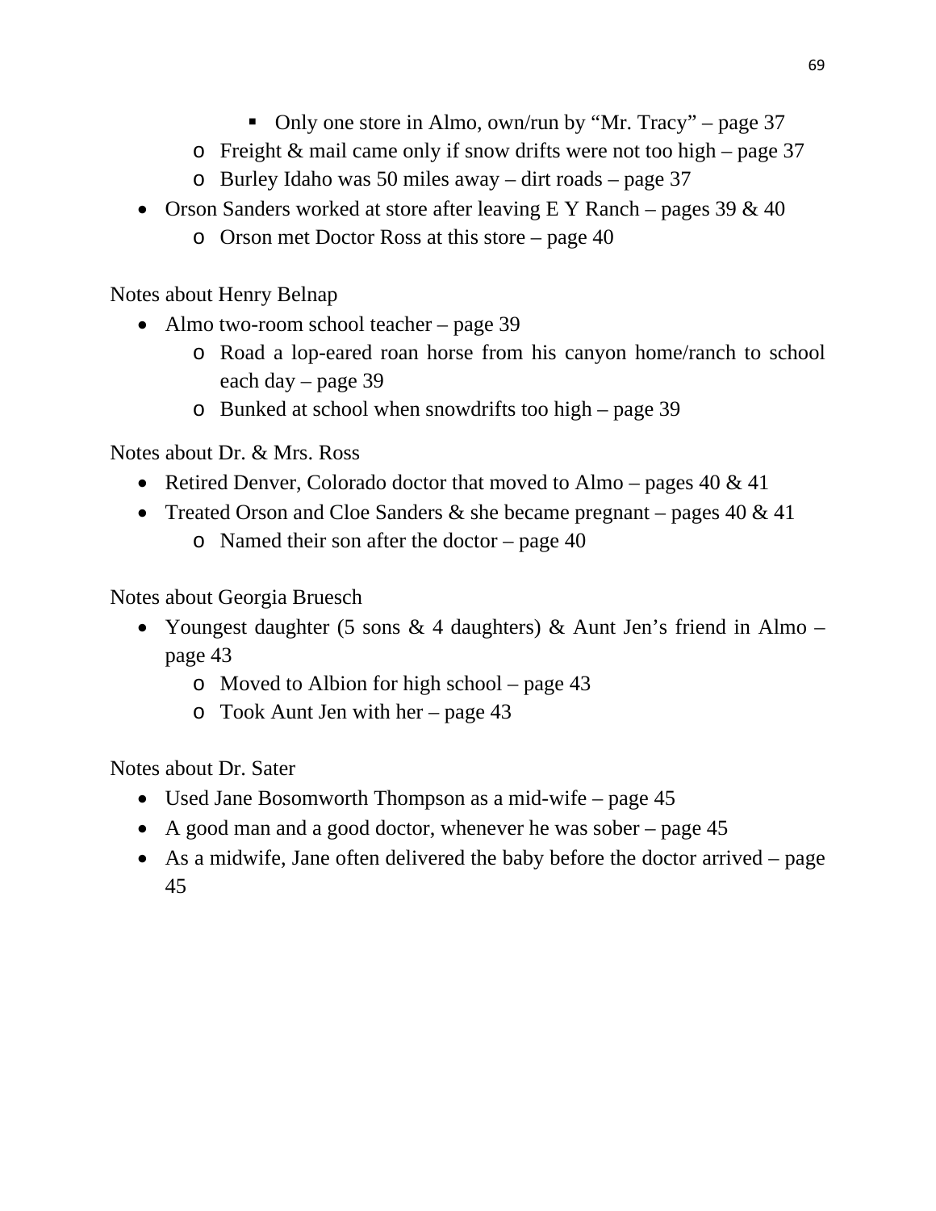- Only one store in Almo, own/run by “Mr. Tracy” – page 37
    - Freight & mail came only if snow drifts were not too high – page 37
    - Burley Idaho was 50 miles away – dirt roads – page 37
- Orson Sanders worked at store after leaving E Y Ranch – pages 39 & 40
    - Orson met Doctor Ross at this store – page 40

Notes about Henry Belnap

- Almo two-room school teacher – page 39
    - Road a lop-eared roan horse from his canyon home/ranch to school each day – page 39
    - Bunked at school when snowdrifts too high – page 39

Notes about Dr. & Mrs. Ross

- Retired Denver, Colorado doctor that moved to Almo – pages 40 & 41
- Treated Orson and Cloe Sanders & she became pregnant – pages 40 & 41
    - Named their son after the doctor – page 40

Notes about Georgia Bruesch

- Youngest daughter (5 sons & 4 daughters) & Aunt Jen’s friend in Almo – page 43
    - Moved to Albion for high school – page 43
    - Took Aunt Jen with her – page 43

Notes about Dr. Sater

- Used Jane Bosomworth Thompson as a mid-wife – page 45
- A good man and a good doctor, whenever he was sober – page 45
- As a midwife, Jane often delivered the baby before the doctor arrived – page 45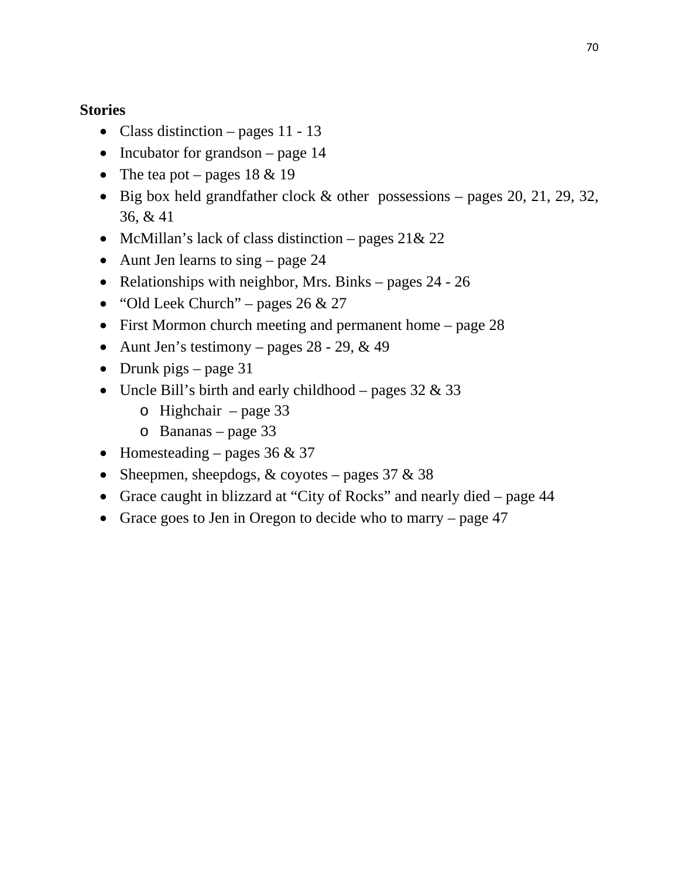**Stories**

- Class distinction – pages 11 - 13
- Incubator for grandson – page 14
- The tea pot – pages 18 & 19
- Big box held grandfather clock & other possessions – pages 20, 21, 29, 32, 36, & 41
- McMillan's lack of class distinction – pages 21& 22
- Aunt Jen learns to sing – page 24
- Relationships with neighbor, Mrs. Binks – pages 24 - 26
- "Old Leek Church" – pages 26 & 27
- First Mormon church meeting and permanent home – page 28
- Aunt Jen's testimony – pages 28 - 29, & 49
- Drunk pigs – page 31
- Uncle Bill's birth and early childhood – pages 32 & 33
  - Highchair – page 33
  - Bananas – page 33
- Homesteading – pages 36 & 37
- Sheepmen, sheepdogs, & coyotes – pages 37 & 38
- Grace caught in blizzard at "City of Rocks" and nearly died – page 44
- Grace goes to Jen in Oregon to decide who to marry – page 47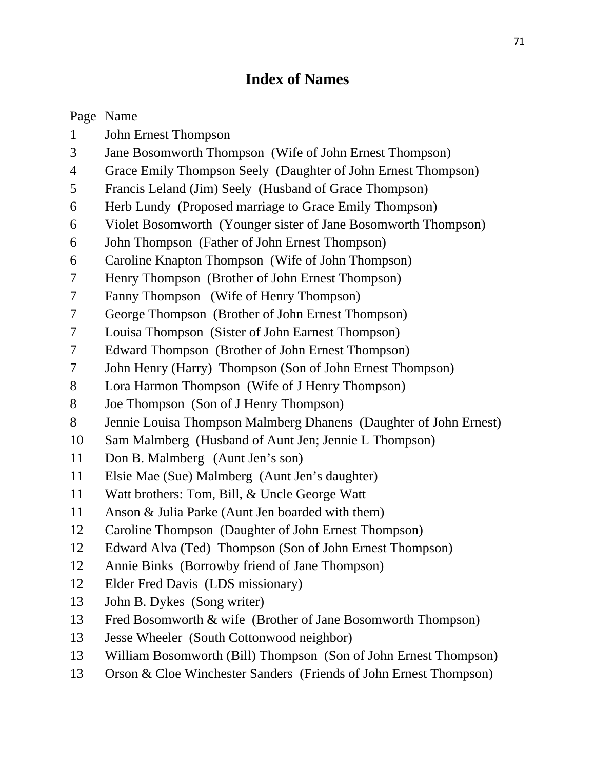# Index of Names

| Page | Name |
|---|---|
| 1 | John Ernest Thompson |
| 3 | Jane Bosomworth Thompson (Wife of John Ernest Thompson) |
| 4 | Grace Emily Thompson Seely (Daughter of John Ernest Thompson) |
| 5 | Francis Leland (Jim) Seely (Husband of Grace Thompson) |
| 6 | Herb Lundy (Proposed marriage to Grace Emily Thompson) |
| 6 | Violet Bosomworth (Younger sister of Jane Bosomworth Thompson) |
| 6 | John Thompson (Father of John Ernest Thompson) |
| 6 | Caroline Knapton Thompson (Wife of John Thompson) |
| 7 | Henry Thompson (Brother of John Ernest Thompson) |
| 7 | Fanny Thompson (Wife of Henry Thompson) |
| 7 | George Thompson (Brother of John Ernest Thompson) |
| 7 | Louisa Thompson (Sister of John Earnest Thompson) |
| 7 | Edward Thompson (Brother of John Ernest Thompson) |
| 7 | John Henry (Harry) Thompson (Son of John Ernest Thompson) |
| 8 | Lora Harmon Thompson (Wife of J Henry Thompson) |
| 8 | Joe Thompson (Son of J Henry Thompson) |
| 8 | Jennie Louisa Thompson Malmberg Dhanens (Daughter of John Ernest) |
| 10 | Sam Malmberg (Husband of Aunt Jen; Jennie L Thompson) |
| 11 | Don B. Malmberg (Aunt Jen's son) |
| 11 | Elsie Mae (Sue) Malmberg (Aunt Jen's daughter) |
| 11 | Watt brothers: Tom, Bill, & Uncle George Watt |
| 11 | Anson & Julia Parke (Aunt Jen boarded with them) |
| 12 | Caroline Thompson (Daughter of John Ernest Thompson) |
| 12 | Edward Alva (Ted) Thompson (Son of John Ernest Thompson) |
| 12 | Annie Binks (Borrowby friend of Jane Thompson) |
| 12 | Elder Fred Davis (LDS missionary) |
| 13 | John B. Dykes (Song writer) |
| 13 | Fred Bosomworth & wife (Brother of Jane Bosomworth Thompson) |
| 13 | Jesse Wheeler (South Cottonwood neighbor) |
| 13 | William Bosomworth (Bill) Thompson (Son of John Ernest Thompson) |
| 13 | Orson & Cloe Winchester Sanders (Friends of John Ernest Thompson) |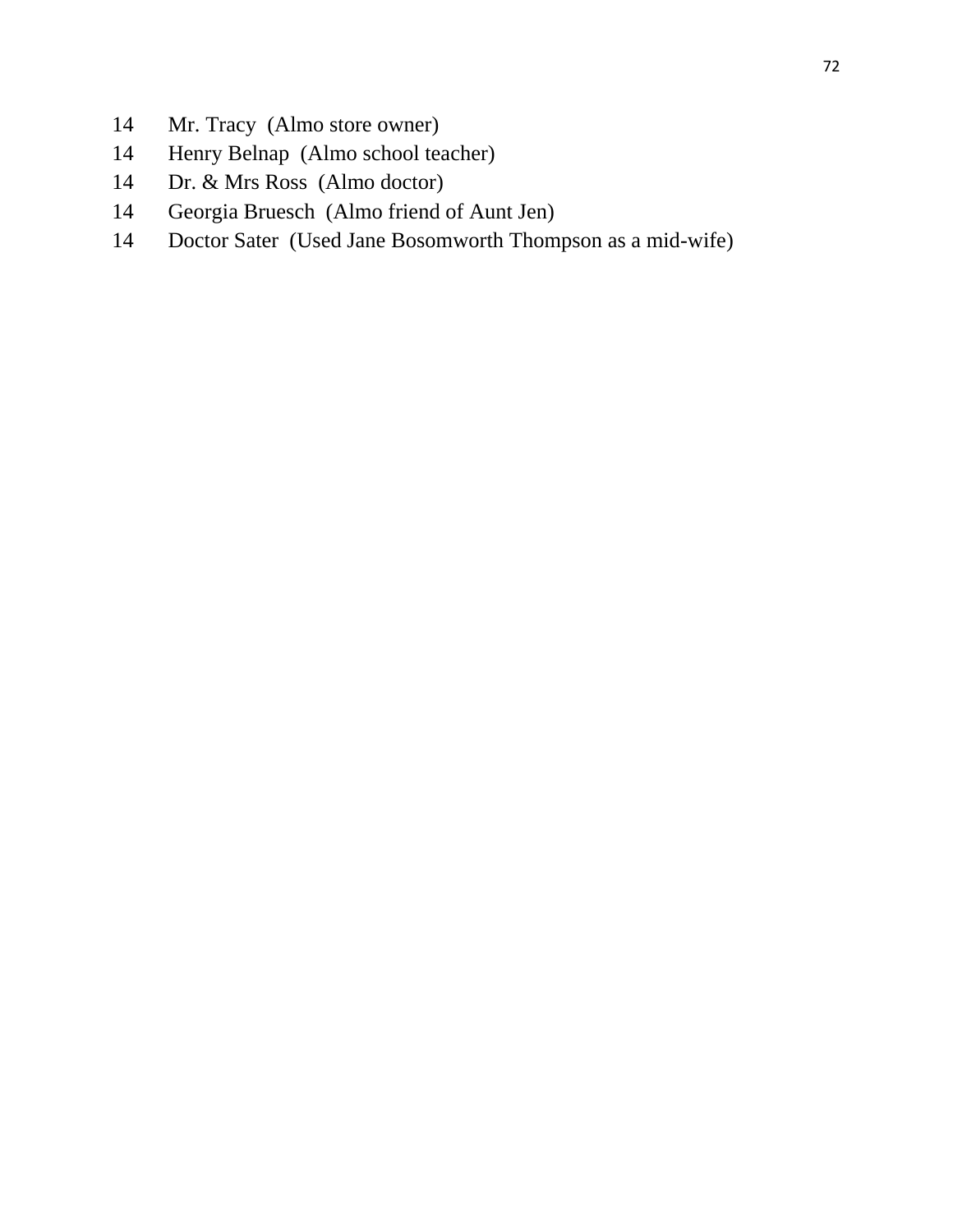14 Mr. Tracy (Almo store owner)
14 Henry Belnap (Almo school teacher)
14 Dr. & Mrs Ross (Almo doctor)
14 Georgia Bruesch (Almo friend of Aunt Jen)
14 Doctor Sater (Used Jane Bosomworth Thompson as a mid-wife)